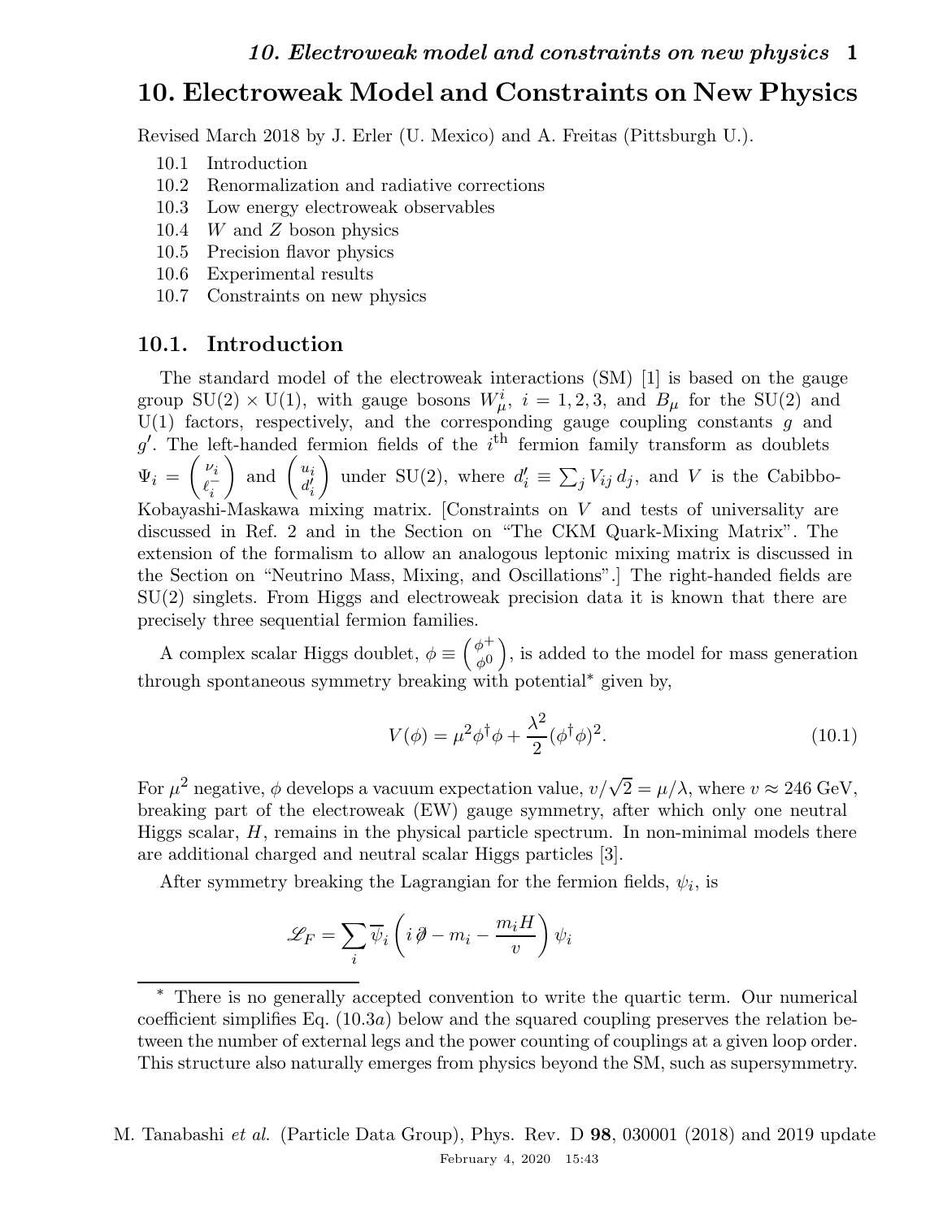# 10. Electroweak Model and Constraints on New Physics

Revised March 2018 by J. Erler (U. Mexico) and A. Freitas (Pittsburgh U.).

- 10.1 Introduction
- 10.2 Renormalization and radiative corrections
- 10.3 Low energy electroweak observables
- 10.4 $W$ and $Z$ boson physics
- 10.5 Precision flavor physics
- 10.6 Experimental results
- 10.7 Constraints on new physics

## 10.1. Introduction

The standard model of the electroweak interactions (SM) [1] is based on the gauge group $\mathrm{SU}(2) \times \mathrm{U}(1)$, with gauge bosons $W_\mu^i$, $i = 1, 2, 3$, and $B_\mu$ for the SU(2) and U(1) factors, respectively, and the corresponding gauge coupling constants $g$ and $g'$. The left-handed fermion fields of the $i^{\mathrm{th}}$ fermion family transform as doublets $\Psi_i = \begin{pmatrix} \nu_i \\ \ell_i^- \end{pmatrix}$ and $\begin{pmatrix} u_i \\ d_i' \end{pmatrix}$ under SU(2), where $d_i' \equiv \sum_j V_{ij}\, d_j$, and $V$ is the Cabibbo-Kobayashi-Maskawa mixing matrix. [Constraints on $V$ and tests of universality are discussed in Ref. 2 and in the Section on "The CKM Quark-Mixing Matrix". The extension of the formalism to allow an analogous leptonic mixing matrix is discussed in the Section on "Neutrino Mass, Mixing, and Oscillations".] The right-handed fields are SU(2) singlets. From Higgs and electroweak precision data it is known that there are precisely three sequential fermion families.

A complex scalar Higgs doublet, $\phi \equiv \begin{pmatrix} \phi^+ \\ \phi^0 \end{pmatrix}$, is added to the model for mass generation through spontaneous symmetry breaking with potential* given by,

$$V(\phi) = \mu^2 \phi^\dagger \phi + \frac{\lambda^2}{2} (\phi^\dagger \phi)^2. \tag{10.1}$$

For $\mu^2$ negative, $\phi$ develops a vacuum expectation value, $v/\sqrt{2} = \mu/\lambda$, where $v \approx 246$ GeV, breaking part of the electroweak (EW) gauge symmetry, after which only one neutral Higgs scalar, $H$, remains in the physical particle spectrum. In non-minimal models there are additional charged and neutral scalar Higgs particles [3].

After symmetry breaking the Lagrangian for the fermion fields, $\psi_i$, is

$$\mathscr{L}_F = \sum_i \overline{\psi}_i \left( i \not{\partial} - m_i - \frac{m_i H}{v} \right) \psi_i$$

* There is no generally accepted convention to write the quartic term. Our numerical coefficient simplifies Eq. (10.3$a$) below and the squared coupling preserves the relation between the number of external legs and the power counting of couplings at a given loop order. This structure also naturally emerges from physics beyond the SM, such as supersymmetry.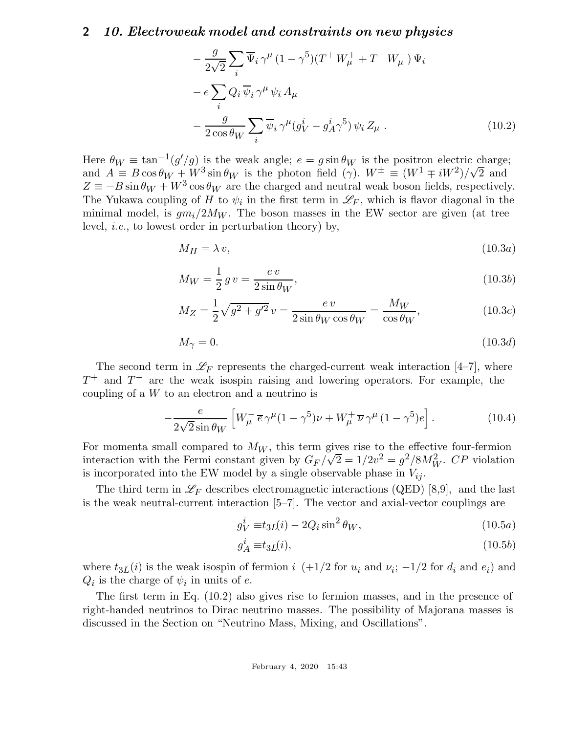$$
\begin{aligned}
&- \frac{g}{2\sqrt{2}} \sum_i \overline{\Psi}_i \, \gamma^\mu \, (1-\gamma^5)(T^+ \, W_\mu^+ + T^- \, W_\mu^-) \, \Psi_i \\
&- e \sum_i Q_i \, \overline{\psi}_i \, \gamma^\mu \, \psi_i \, A_\mu \\
&- \frac{g}{2\cos\theta_W} \sum_i \overline{\psi}_i \, \gamma^\mu (g_V^i - g_A^i \gamma^5) \, \psi_i \, Z_\mu \; .
\end{aligned}
\tag{10.2}
$$

Here $\theta_W \equiv \tan^{-1}(g'/g)$ is the weak angle; $e = g \sin\theta_W$ is the positron electric charge; and $A \equiv B\cos\theta_W + W^3 \sin\theta_W$ is the photon field ($\gamma$). $W^\pm \equiv (W^1 \mp iW^2)/\sqrt{2}$ and $Z \equiv -B\sin\theta_W + W^3\cos\theta_W$ are the charged and neutral weak boson fields, respectively. The Yukawa coupling of $H$ to $\psi_i$ in the first term in $\mathscr{L}_F$, which is flavor diagonal in the minimal model, is $gm_i/2M_W$. The boson masses in the EW sector are given (at tree level, *i.e.*, to lowest order in perturbation theory) by,

$$
M_H = \lambda \, v, \tag{10.3a}
$$

$$
M_W = \frac{1}{2} \, g \, v = \frac{e \, v}{2\sin\theta_W}, \tag{10.3b}
$$

$$
M_Z = \frac{1}{2}\sqrt{g^2 + g'^2} \, v = \frac{e \, v}{2\sin\theta_W \cos\theta_W} = \frac{M_W}{\cos\theta_W}, \tag{10.3c}
$$

$$
M_\gamma = 0. \tag{10.3d}
$$

The second term in $\mathscr{L}_F$ represents the charged-current weak interaction [4–7], where $T^+$ and $T^-$ are the weak isospin raising and lowering operators. For example, the coupling of a $W$ to an electron and a neutrino is

$$
-\frac{e}{2\sqrt{2}\sin\theta_W} \left[ W_\mu^- \, \overline{e} \, \gamma^\mu (1-\gamma^5)\nu + W_\mu^+ \, \overline{\nu} \, \gamma^\mu \, (1-\gamma^5) e \right]. \tag{10.4}
$$

For momenta small compared to $M_W$, this term gives rise to the effective four-fermion interaction with the Fermi constant given by $G_F/\sqrt{2} = 1/2v^2 = g^2/8M_W^2$. $CP$ violation is incorporated into the EW model by a single observable phase in $V_{ij}$.

The third term in $\mathscr{L}_F$ describes electromagnetic interactions (QED) [8,9], and the last is the weak neutral-current interaction [5–7]. The vector and axial-vector couplings are

$$
g_V^i \equiv t_{3L}(i) - 2Q_i \sin^2\theta_W, \tag{10.5a}
$$

$$
g_A^i \equiv t_{3L}(i), \tag{10.5b}
$$

where $t_{3L}(i)$ is the weak isospin of fermion $i$ ($+1/2$ for $u_i$ and $\nu_i$; $-1/2$ for $d_i$ and $e_i$) and $Q_i$ is the charge of $\psi_i$ in units of $e$.

The first term in Eq. (10.2) also gives rise to fermion masses, and in the presence of right-handed neutrinos to Dirac neutrino masses. The possibility of Majorana masses is discussed in the Section on "Neutrino Mass, Mixing, and Oscillations".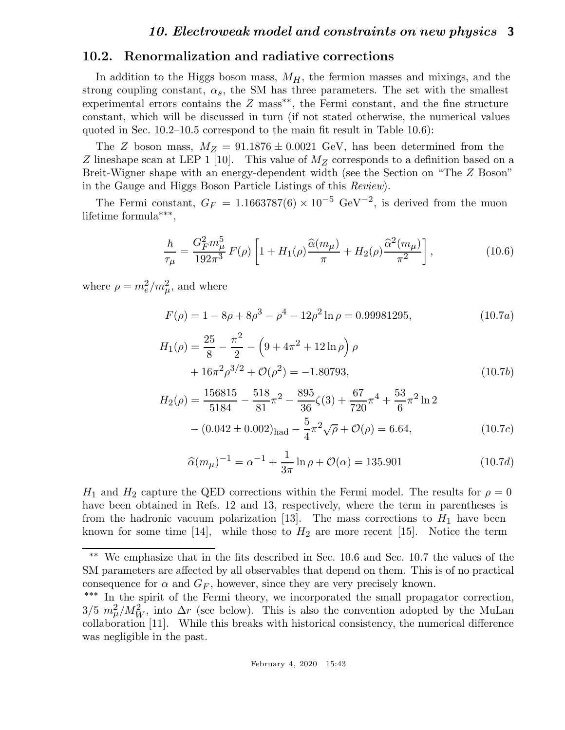## 10.2. Renormalization and radiative corrections

In addition to the Higgs boson mass, $M_H$, the fermion masses and mixings, and the strong coupling constant, $\alpha_s$, the SM has three parameters. The set with the smallest experimental errors contains the $Z$ mass**, the Fermi constant, and the fine structure constant, which will be discussed in turn (if not stated otherwise, the numerical values quoted in Sec. 10.2–10.5 correspond to the main fit result in Table 10.6):

The $Z$ boson mass, $M_Z = 91.1876 \pm 0.0021$ GeV, has been determined from the $Z$ lineshape scan at LEP 1 [10]. This value of $M_Z$ corresponds to a definition based on a Breit-Wigner shape with an energy-dependent width (see the Section on "The $Z$ Boson" in the Gauge and Higgs Boson Particle Listings of this *Review*).

The Fermi constant, $G_F = 1.1663787(6) \times 10^{-5}$ GeV$^{-2}$, is derived from the muon lifetime formula***,

$$\frac{\hbar}{\tau_\mu} = \frac{G_F^2 m_\mu^5}{192\pi^3} F(\rho) \left[1 + H_1(\rho)\frac{\widehat{\alpha}(m_\mu)}{\pi} + H_2(\rho)\frac{\widehat{\alpha}^2(m_\mu)}{\pi^2}\right], \tag{10.6}$$

where $\rho = m_e^2/m_\mu^2$, and where

$$F(\rho) = 1 - 8\rho + 8\rho^3 - \rho^4 - 12\rho^2 \ln\rho = 0.99981295, \tag{10.7a}$$

$$H_1(\rho) = \frac{25}{8} - \frac{\pi^2}{2} - \left(9 + 4\pi^2 + 12\ln\rho\right)\rho + 16\pi^2\rho^{3/2} + \mathcal{O}(\rho^2) = -1.80793, \tag{10.7b}$$

$$H_2(\rho) = \frac{156815}{5184} - \frac{518}{81}\pi^2 - \frac{895}{36}\zeta(3) + \frac{67}{720}\pi^4 + \frac{53}{6}\pi^2\ln 2 - (0.042 \pm 0.002)_{\text{had}} - \frac{5}{4}\pi^2\sqrt{\rho} + \mathcal{O}(\rho) = 6.64, \tag{10.7c}$$

$$\widehat{\alpha}(m_\mu)^{-1} = \alpha^{-1} + \frac{1}{3\pi}\ln\rho + \mathcal{O}(\alpha) = 135.901 \tag{10.7d}$$

$H_1$ and $H_2$ capture the QED corrections within the Fermi model. The results for $\rho = 0$ have been obtained in Refs. 12 and 13, respectively, where the term in parentheses is from the hadronic vacuum polarization [13]. The mass corrections to $H_1$ have been known for some time [14], while those to $H_2$ are more recent [15]. Notice the term

---

** We emphasize that in the fits described in Sec. 10.6 and Sec. 10.7 the values of the SM parameters are affected by all observables that depend on them. This is of no practical consequence for $\alpha$ and $G_F$, however, since they are very precisely known.

*** In the spirit of the Fermi theory, we incorporated the small propagator correction, $3/5\ m_\mu^2/M_W^2$, into $\Delta r$ (see below). This is also the convention adopted by the MuLan collaboration [11]. While this breaks with historical consistency, the numerical difference was negligible in the past.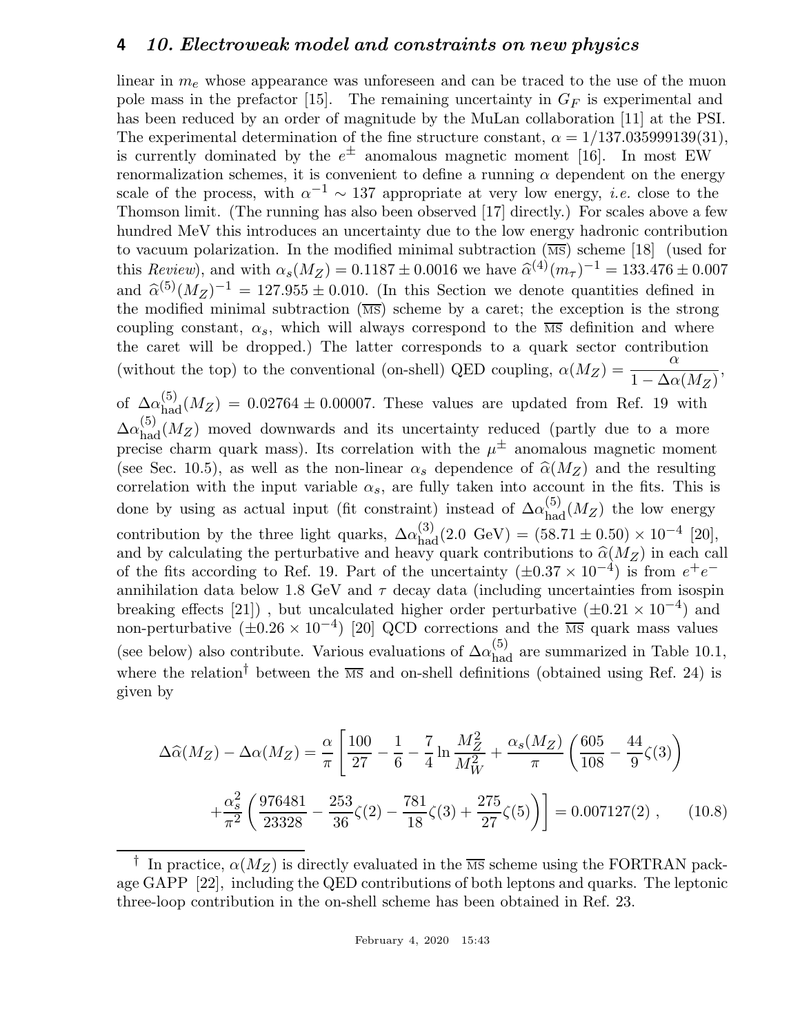linear in $m_e$ whose appearance was unforeseen and can be traced to the use of the muon pole mass in the prefactor [15]. The remaining uncertainty in $G_F$ is experimental and has been reduced by an order of magnitude by the MuLan collaboration [11] at the PSI. The experimental determination of the fine structure constant, $\alpha = 1/137.035999139(31)$, is currently dominated by the $e^{\pm}$ anomalous magnetic moment [16]. In most EW renormalization schemes, it is convenient to define a running $\alpha$ dependent on the energy scale of the process, with $\alpha^{-1} \sim 137$ appropriate at very low energy, *i.e.* close to the Thomson limit. (The running has also been observed [17] directly.) For scales above a few hundred MeV this introduces an uncertainty due to the low energy hadronic contribution to vacuum polarization. In the modified minimal subtraction ($\overline{\rm MS}$) scheme [18] (used for this *Review*), and with $\alpha_s(M_Z) = 0.1187 \pm 0.0016$ we have $\widehat{\alpha}^{(4)}(m_\tau)^{-1} = 133.476 \pm 0.007$ and $\widehat{\alpha}^{(5)}(M_Z)^{-1} = 127.955 \pm 0.010$. (In this Section we denote quantities defined in the modified minimal subtraction ($\overline{\rm MS}$) scheme by a caret; the exception is the strong coupling constant, $\alpha_s$, which will always correspond to the $\overline{\rm MS}$ definition and where the caret will be dropped.) The latter corresponds to a quark sector contribution (without the top) to the conventional (on-shell) QED coupling, $\alpha(M_Z) = \dfrac{\alpha}{1 - \Delta\alpha(M_Z)}$, of $\Delta\alpha^{(5)}_{\rm had}(M_Z) = 0.02764 \pm 0.00007$. These values are updated from Ref. 19 with $\Delta\alpha^{(5)}_{\rm had}(M_Z)$ moved downwards and its uncertainty reduced (partly due to a more precise charm quark mass). Its correlation with the $\mu^{\pm}$ anomalous magnetic moment (see Sec. 10.5), as well as the non-linear $\alpha_s$ dependence of $\widehat{\alpha}(M_Z)$ and the resulting correlation with the input variable $\alpha_s$, are fully taken into account in the fits. This is done by using as actual input (fit constraint) instead of $\Delta\alpha^{(5)}_{\rm had}(M_Z)$ the low energy contribution by the three light quarks, $\Delta\alpha^{(3)}_{\rm had}(2.0 \text{ GeV}) = (58.71 \pm 0.50) \times 10^{-4}$ [20], and by calculating the perturbative and heavy quark contributions to $\widehat{\alpha}(M_Z)$ in each call of the fits according to Ref. 19. Part of the uncertainty ($\pm 0.37 \times 10^{-4}$) is from $e^+e^-$ annihilation data below 1.8 GeV and $\tau$ decay data (including uncertainties from isospin breaking effects [21]) , but uncalculated higher order perturbative ($\pm 0.21 \times 10^{-4}$) and non-perturbative ($\pm 0.26 \times 10^{-4}$) [20] QCD corrections and the $\overline{\rm MS}$ quark mass values (see below) also contribute. Various evaluations of $\Delta\alpha^{(5)}_{\rm had}$ are summarized in Table 10.1, where the relation[†] between the $\overline{\rm MS}$ and on-shell definitions (obtained using Ref. 24) is given by

$$\Delta\widehat{\alpha}(M_Z) - \Delta\alpha(M_Z) = \frac{\alpha}{\pi}\left[\frac{100}{27} - \frac{1}{6} - \frac{7}{4}\ln\frac{M_Z^2}{M_W^2} + \frac{\alpha_s(M_Z)}{\pi}\left(\frac{605}{108} - \frac{44}{9}\zeta(3)\right) + \frac{\alpha_s^2}{\pi^2}\left(\frac{976481}{23328} - \frac{253}{36}\zeta(2) - \frac{781}{18}\zeta(3) + \frac{275}{27}\zeta(5)\right)\right] = 0.007127(2)\,, \quad (10.8)$$

[†] In practice, $\alpha(M_Z)$ is directly evaluated in the $\overline{\rm MS}$ scheme using the FORTRAN package GAPP [22], including the QED contributions of both leptons and quarks. The leptonic three-loop contribution in the on-shell scheme has been obtained in Ref. 23.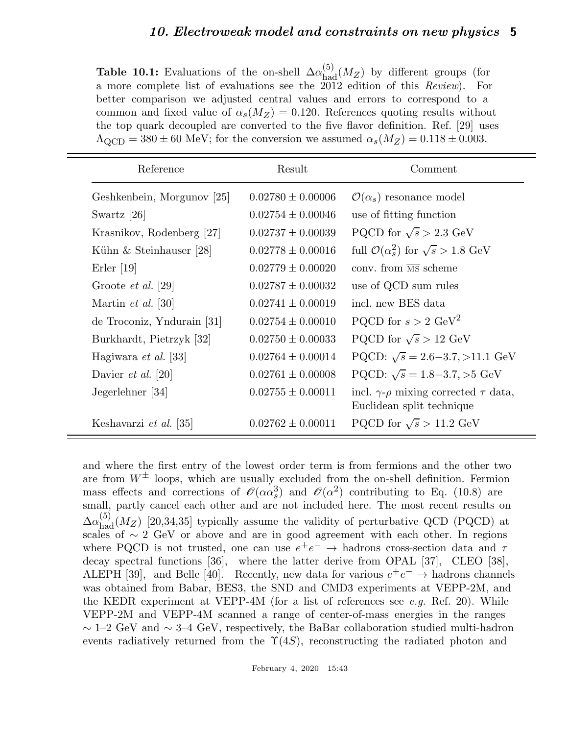**Table 10.1:** Evaluations of the on-shell $\Delta\alpha_{\rm had}^{(5)}(M_Z)$ by different groups (for a more complete list of evaluations see the 2012 edition of this *Review*). For better comparison we adjusted central values and errors to correspond to a common and fixed value of $\alpha_s(M_Z) = 0.120$. References quoting results without the top quark decoupled are converted to the five flavor definition. Ref. [29] uses $\Lambda_{\rm QCD} = 380 \pm 60$ MeV; for the conversion we assumed $\alpha_s(M_Z) = 0.118 \pm 0.003$.

| Reference | Result | Comment |
|---|---|---|
| Geshkenbein, Morgunov [25] | $0.02780 \pm 0.00006$ | $\mathcal{O}(\alpha_s)$ resonance model |
| Swartz [26] | $0.02754 \pm 0.00046$ | use of fitting function |
| Krasnikov, Rodenberg [27] | $0.02737 \pm 0.00039$ | PQCD for $\sqrt{s} > 2.3$ GeV |
| Kühn & Steinhauser [28] | $0.02778 \pm 0.00016$ | full $\mathcal{O}(\alpha_s^2)$ for $\sqrt{s} > 1.8$ GeV |
| Erler [19] | $0.02779 \pm 0.00020$ | conv. from $\overline{\rm MS}$ scheme |
| Groote *et al.* [29] | $0.02787 \pm 0.00032$ | use of QCD sum rules |
| Martin *et al.* [30] | $0.02741 \pm 0.00019$ | incl. new BES data |
| de Troconiz, Yndurain [31] | $0.02754 \pm 0.00010$ | PQCD for $s > 2$ GeV$^2$ |
| Burkhardt, Pietrzyk [32] | $0.02750 \pm 0.00033$ | PQCD for $\sqrt{s} > 12$ GeV |
| Hagiwara *et al.* [33] | $0.02764 \pm 0.00014$ | PQCD: $\sqrt{s} = 2.6$–$3.7$, $>11.1$ GeV |
| Davier *et al.* [20] | $0.02761 \pm 0.00008$ | PQCD: $\sqrt{s} = 1.8$–$3.7$, $>5$ GeV |
| Jegerlehner [34] | $0.02755 \pm 0.00011$ | incl. $\gamma$-$\rho$ mixing corrected $\tau$ data, Euclidean split technique |
| Keshavarzi *et al.* [35] | $0.02762 \pm 0.00011$ | PQCD for $\sqrt{s} > 11.2$ GeV |

and where the first entry of the lowest order term is from fermions and the other two are from $W^\pm$ loops, which are usually excluded from the on-shell definition. Fermion mass effects and corrections of $\mathcal{O}(\alpha\alpha_s^3)$ and $\mathcal{O}(\alpha^2)$ contributing to Eq. (10.8) are small, partly cancel each other and are not included here. The most recent results on $\Delta\alpha_{\rm had}^{(5)}(M_Z)$ [20,34,35] typically assume the validity of perturbative QCD (PQCD) at scales of $\sim 2$ GeV or above and are in good agreement with each other. In regions where PQCD is not trusted, one can use $e^+e^- \to$ hadrons cross-section data and $\tau$ decay spectral functions [36], where the latter derive from OPAL [37], CLEO [38], ALEPH [39], and Belle [40]. Recently, new data for various $e^+e^- \to$ hadrons channels was obtained from Babar, BES3, the SND and CMD3 experiments at VEPP-2M, and the KEDR experiment at VEPP-4M (for a list of references see *e.g.* Ref. 20). While VEPP-2M and VEPP-4M scanned a range of center-of-mass energies in the ranges $\sim$ 1–2 GeV and $\sim$ 3–4 GeV, respectively, the BaBar collaboration studied multi-hadron events radiatively returned from the $\Upsilon(4S)$, reconstructing the radiated photon and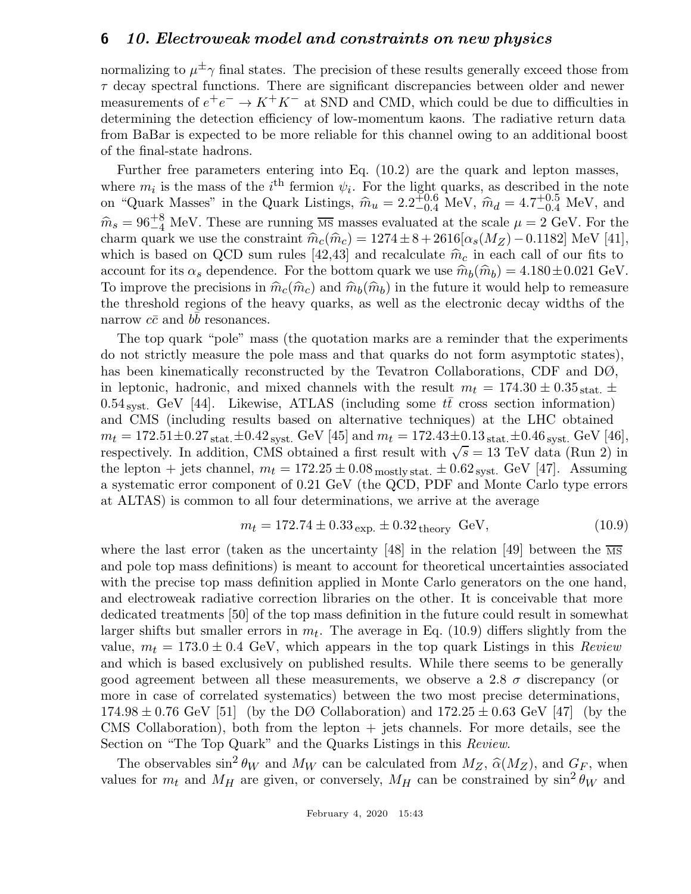normalizing to $\mu^\pm\gamma$ final states. The precision of these results generally exceed those from $\tau$ decay spectral functions. There are significant discrepancies between older and newer measurements of $e^+e^- \to K^+K^-$ at SND and CMD, which could be due to difficulties in determining the detection efficiency of low-momentum kaons. The radiative return data from BaBar is expected to be more reliable for this channel owing to an additional boost of the final-state hadrons.

Further free parameters entering into Eq. (10.2) are the quark and lepton masses, where $m_i$ is the mass of the $i^{\text{th}}$ fermion $\psi_i$. For the light quarks, as described in the note on "Quark Masses" in the Quark Listings, $\widehat{m}_u = 2.2^{+0.6}_{-0.4}$ MeV, $\widehat{m}_d = 4.7^{+0.5}_{-0.4}$ MeV, and $\widehat{m}_s = 96^{+8}_{-4}$ MeV. These are running $\overline{\text{MS}}$ masses evaluated at the scale $\mu = 2$ GeV. For the charm quark we use the constraint $\widehat{m}_c(\widehat{m}_c) = 1274 \pm 8 + 2616[\alpha_s(M_Z) - 0.1182]$ MeV [41], which is based on QCD sum rules [42,43] and recalculate $\widehat{m}_c$ in each call of our fits to account for its $\alpha_s$ dependence. For the bottom quark we use $\widehat{m}_b(\widehat{m}_b) = 4.180 \pm 0.021$ GeV. To improve the precisions in $\widehat{m}_c(\widehat{m}_c)$ and $\widehat{m}_b(\widehat{m}_b)$ in the future it would help to remeasure the threshold regions of the heavy quarks, as well as the electronic decay widths of the narrow $c\bar{c}$ and $b\bar{b}$ resonances.

The top quark "pole" mass (the quotation marks are a reminder that the experiments do not strictly measure the pole mass and that quarks do not form asymptotic states), has been kinematically reconstructed by the Tevatron Collaborations, CDF and DØ, in leptonic, hadronic, and mixed channels with the result $m_t = 174.30 \pm 0.35_{\text{stat.}} \pm 0.54_{\text{syst.}}$ GeV [44]. Likewise, ATLAS (including some $t\bar{t}$ cross section information) and CMS (including results based on alternative techniques) at the LHC obtained $m_t = 172.51 \pm 0.27_{\text{stat.}} \pm 0.42_{\text{syst.}}$ GeV [45] and $m_t = 172.43 \pm 0.13_{\text{stat.}} \pm 0.46_{\text{syst.}}$ GeV [46], respectively. In addition, CMS obtained a first result with $\sqrt{s} = 13$ TeV data (Run 2) in the lepton + jets channel, $m_t = 172.25 \pm 0.08_{\text{mostly stat.}} \pm 0.62_{\text{syst.}}$ GeV [47]. Assuming a systematic error component of 0.21 GeV (the QCD, PDF and Monte Carlo type errors at ALTAS) is common to all four determinations, we arrive at the average

$$m_t = 172.74 \pm 0.33_{\text{exp.}} \pm 0.32_{\text{theory}} \text{ GeV}, \tag{10.9}$$

where the last error (taken as the uncertainty [48] in the relation [49] between the $\overline{\text{MS}}$ and pole top mass definitions) is meant to account for theoretical uncertainties associated with the precise top mass definition applied in Monte Carlo generators on the one hand, and electroweak radiative correction libraries on the other. It is conceivable that more dedicated treatments [50] of the top mass definition in the future could result in somewhat larger shifts but smaller errors in $m_t$. The average in Eq. (10.9) differs slightly from the value, $m_t = 173.0 \pm 0.4$ GeV, which appears in the top quark Listings in this *Review* and which is based exclusively on published results. While there seems to be generally good agreement between all these measurements, we observe a 2.8 $\sigma$ discrepancy (or more in case of correlated systematics) between the two most precise determinations, $174.98 \pm 0.76$ GeV [51] (by the DØ Collaboration) and $172.25 \pm 0.63$ GeV [47] (by the CMS Collaboration), both from the lepton + jets channels. For more details, see the Section on "The Top Quark" and the Quarks Listings in this *Review*.

The observables $\sin^2\theta_W$ and $M_W$ can be calculated from $M_Z$, $\widehat{\alpha}(M_Z)$, and $G_F$, when values for $m_t$ and $M_H$ are given, or conversely, $M_H$ can be constrained by $\sin^2\theta_W$ and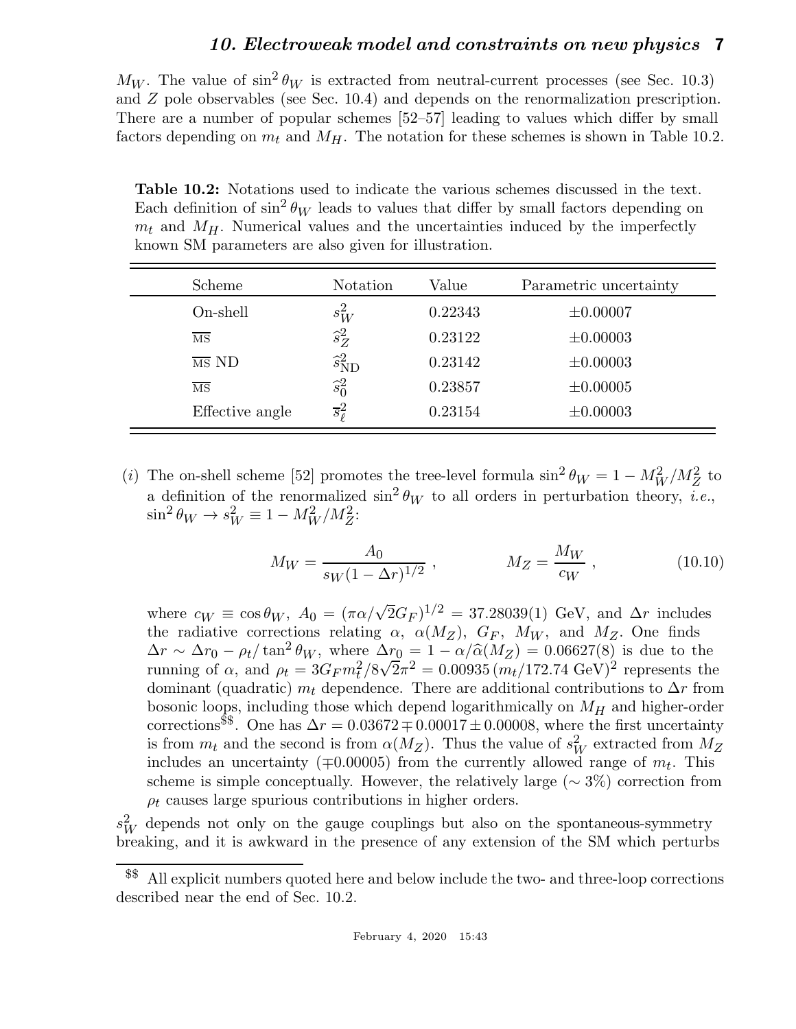$M_W$. The value of $\sin^2\theta_W$ is extracted from neutral-current processes (see Sec. 10.3) and $Z$ pole observables (see Sec. 10.4) and depends on the renormalization prescription. There are a number of popular schemes [52–57] leading to values which differ by small factors depending on $m_t$ and $M_H$. The notation for these schemes is shown in Table 10.2.

**Table 10.2:** Notations used to indicate the various schemes discussed in the text. Each definition of $\sin^2\theta_W$ leads to values that differ by small factors depending on $m_t$ and $M_H$. Numerical values and the uncertainties induced by the imperfectly known SM parameters are also given for illustration.

| Scheme | Notation | Value | Parametric uncertainty |
|---|---|---|---|
| On-shell | $s^2_W$ | 0.22343 | $\pm 0.00007$ |
| $\overline{\text{MS}}$ | $\widehat{s}^2_Z$ | 0.23122 | $\pm 0.00003$ |
| $\overline{\text{MS}}$ ND | $\widehat{s}^2_{\text{ND}}$ | 0.23142 | $\pm 0.00003$ |
| $\overline{\text{MS}}$ | $\widehat{s}^2_0$ | 0.23857 | $\pm 0.00005$ |
| Effective angle | $\overline{s}^2_\ell$ | 0.23154 | $\pm 0.00003$ |

(*i*) The on-shell scheme [52] promotes the tree-level formula $\sin^2\theta_W = 1 - M_W^2/M_Z^2$ to a definition of the renormalized $\sin^2\theta_W$ to all orders in perturbation theory, *i.e.*, $\sin^2\theta_W \to s^2_W \equiv 1 - M_W^2/M_Z^2$:

$$M_W = \frac{A_0}{s_W(1-\Delta r)^{1/2}} , \qquad\qquad M_Z = \frac{M_W}{c_W} , \tag{10.10}$$

where $c_W \equiv \cos\theta_W$, $A_0 = (\pi\alpha/\sqrt{2}G_F)^{1/2} = 37.28039(1)$ GeV, and $\Delta r$ includes the radiative corrections relating $\alpha$, $\alpha(M_Z)$, $G_F$, $M_W$, and $M_Z$. One finds $\Delta r \sim \Delta r_0 - \rho_t/\tan^2\theta_W$, where $\Delta r_0 = 1 - \alpha/\widehat{\alpha}(M_Z) = 0.06627(8)$ is due to the running of $\alpha$, and $\rho_t = 3G_F m_t^2/8\sqrt{2}\pi^2 = 0.00935\,(m_t/172.74 \text{ GeV})^2$ represents the dominant (quadratic) $m_t$ dependence. There are additional contributions to $\Delta r$ from bosonic loops, including those which depend logarithmically on $M_H$ and higher-order corrections[\$\$]. One has $\Delta r = 0.03672 \mp 0.00017 \pm 0.00008$, where the first uncertainty is from $m_t$ and the second is from $\alpha(M_Z)$. Thus the value of $s^2_W$ extracted from $M_Z$ includes an uncertainty ($\mp 0.00005$) from the currently allowed range of $m_t$. This scheme is simple conceptually. However, the relatively large ($\sim 3\%$) correction from $\rho_t$ causes large spurious contributions in higher orders.

$s^2_W$ depends not only on the gauge couplings but also on the spontaneous-symmetry breaking, and it is awkward in the presence of any extension of the SM which perturbs

[\$\$] All explicit numbers quoted here and below include the two- and three-loop corrections described near the end of Sec. 10.2.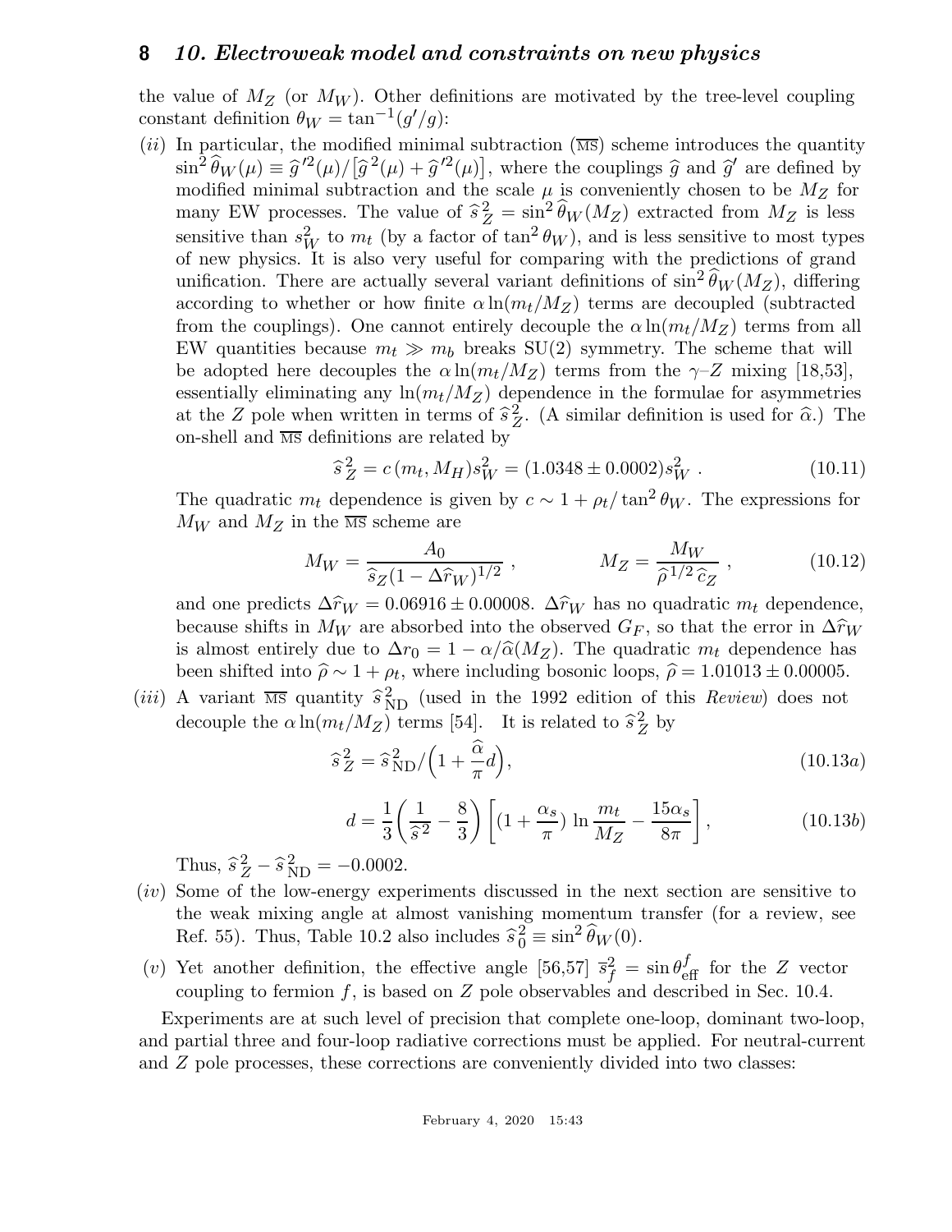the value of $M_Z$ (or $M_W$). Other definitions are motivated by the tree-level coupling constant definition $\theta_W = \tan^{-1}(g'/g)$:

(*ii*) In particular, the modified minimal subtraction ($\overline{\text{MS}}$) scheme introduces the quantity $\sin^2\widehat{\theta}_W(\mu) \equiv \widehat{g}'^2(\mu)/\left[\widehat{g}^2(\mu) + \widehat{g}'^2(\mu)\right]$, where the couplings $\widehat{g}$ and $\widehat{g}'$ are defined by modified minimal subtraction and the scale $\mu$ is conveniently chosen to be $M_Z$ for many EW processes. The value of $\widehat{s}^2_Z = \sin^2\widehat{\theta}_W(M_Z)$ extracted from $M_Z$ is less sensitive than $s^2_W$ to $m_t$ (by a factor of $\tan^2\theta_W$), and is less sensitive to most types of new physics. It is also very useful for comparing with the predictions of grand unification. There are actually several variant definitions of $\sin^2\widehat{\theta}_W(M_Z)$, differing according to whether or how finite $\alpha\ln(m_t/M_Z)$ terms are decoupled (subtracted from the couplings). One cannot entirely decouple the $\alpha\ln(m_t/M_Z)$ terms from all EW quantities because $m_t \gg m_b$ breaks SU(2) symmetry. The scheme that will be adopted here decouples the $\alpha\ln(m_t/M_Z)$ terms from the $\gamma$–$Z$ mixing [18,53], essentially eliminating any $\ln(m_t/M_Z)$ dependence in the formulae for asymmetries at the $Z$ pole when written in terms of $\widehat{s}^2_Z$. (A similar definition is used for $\widehat{\alpha}$.) The on-shell and $\overline{\text{MS}}$ definitions are related by

$$\widehat{s}^2_Z = c\,(m_t, M_H) s^2_W = (1.0348 \pm 0.0002) s^2_W\ . \tag{10.11}$$

The quadratic $m_t$ dependence is given by $c \sim 1 + \rho_t/\tan^2\theta_W$. The expressions for $M_W$ and $M_Z$ in the $\overline{\text{MS}}$ scheme are

$$M_W = \frac{A_0}{\widehat{s}_Z(1-\Delta\widehat{r}_W)^{1/2}}\ , \qquad\qquad M_Z = \frac{M_W}{\widehat{\rho}^{1/2}\,\widehat{c}_Z}\ , \tag{10.12}$$

and one predicts $\Delta\widehat{r}_W = 0.06916 \pm 0.00008$. $\Delta\widehat{r}_W$ has no quadratic $m_t$ dependence, because shifts in $M_W$ are absorbed into the observed $G_F$, so that the error in $\Delta\widehat{r}_W$ is almost entirely due to $\Delta r_0 = 1 - \alpha/\widehat{\alpha}(M_Z)$. The quadratic $m_t$ dependence has been shifted into $\widehat{\rho} \sim 1 + \rho_t$, where including bosonic loops, $\widehat{\rho} = 1.01013 \pm 0.00005$.

(*iii*) A variant $\overline{\text{MS}}$ quantity $\widehat{s}^2_{\text{ND}}$ (used in the 1992 edition of this *Review*) does not decouple the $\alpha\ln(m_t/M_Z)$ terms [54]. It is related to $\widehat{s}^2_Z$ by

$$\widehat{s}^2_Z = \widehat{s}^2_{\text{ND}}\Big/\Big(1 + \frac{\widehat{\alpha}}{\pi}d\Big), \tag{10.13a}$$

$$d = \frac{1}{3}\left(\frac{1}{\widehat{s}^2} - \frac{8}{3}\right)\left[(1+\frac{\alpha_s}{\pi})\ \ln\frac{m_t}{M_Z} - \frac{15\alpha_s}{8\pi}\right], \tag{10.13b}$$

Thus, $\widehat{s}^2_Z - \widehat{s}^2_{\text{ND}} = -0.0002$.

(*iv*) Some of the low-energy experiments discussed in the next section are sensitive to the weak mixing angle at almost vanishing momentum transfer (for a review, see Ref. 55). Thus, Table 10.2 also includes $\widehat{s}^2_0 \equiv \sin^2\widehat{\theta}_W(0)$.

(*v*) Yet another definition, the effective angle [56,57] $\bar{s}^2_f = \sin\theta^f_{\text{eff}}$ for the $Z$ vector coupling to fermion $f$, is based on $Z$ pole observables and described in Sec. 10.4.

Experiments are at such level of precision that complete one-loop, dominant two-loop, and partial three and four-loop radiative corrections must be applied. For neutral-current and $Z$ pole processes, these corrections are conveniently divided into two classes: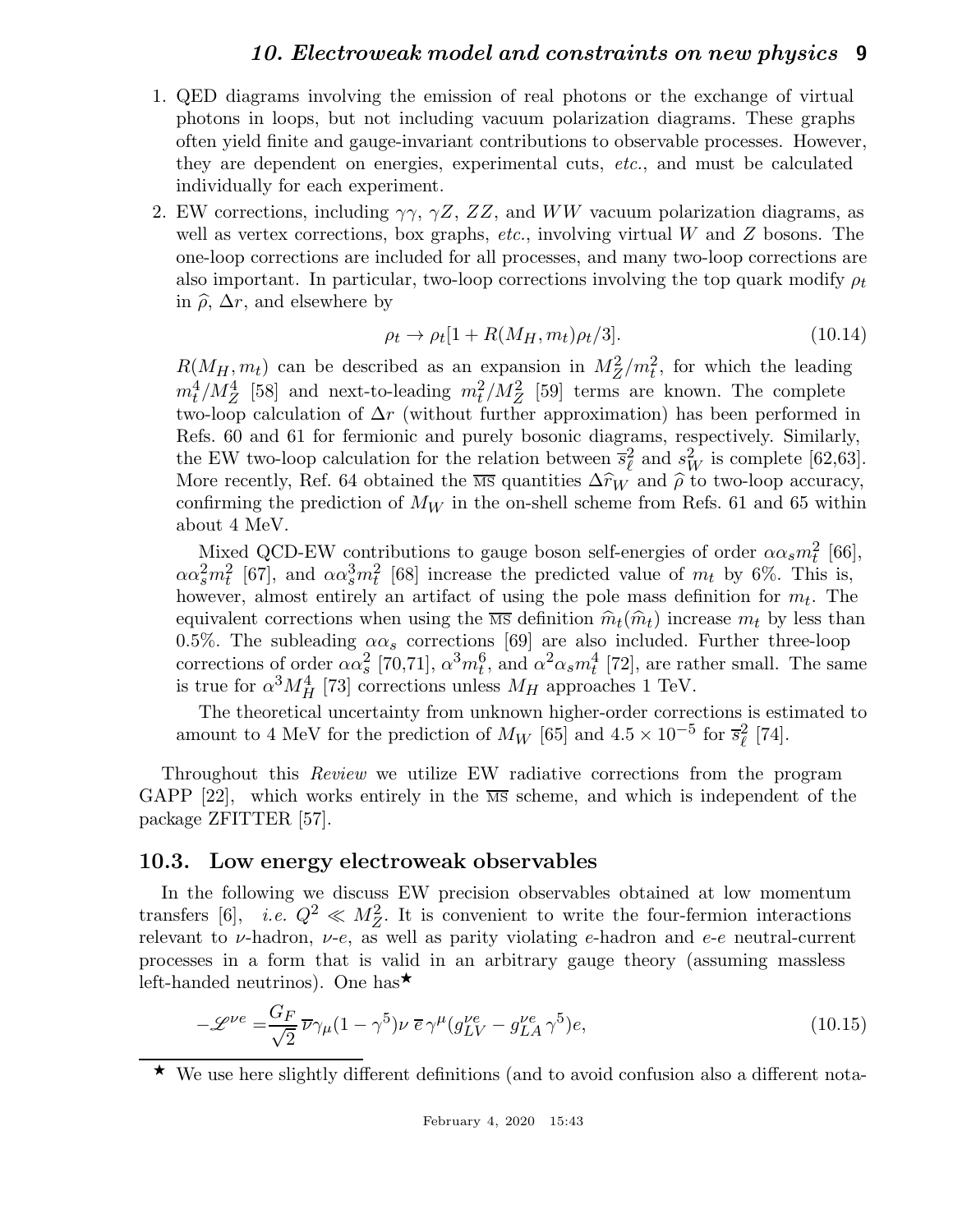1. QED diagrams involving the emission of real photons or the exchange of virtual photons in loops, but not including vacuum polarization diagrams. These graphs often yield finite and gauge-invariant contributions to observable processes. However, they are dependent on energies, experimental cuts, *etc.*, and must be calculated individually for each experiment.
2. EW corrections, including $\gamma\gamma$, $\gamma Z$, $ZZ$, and $WW$ vacuum polarization diagrams, as well as vertex corrections, box graphs, *etc.*, involving virtual $W$ and $Z$ bosons. The one-loop corrections are included for all processes, and many two-loop corrections are also important. In particular, two-loop corrections involving the top quark modify $\rho_t$ in $\widehat{\rho}$, $\Delta r$, and elsewhere by

$$\rho_t \to \rho_t[1 + R(M_H, m_t)\rho_t/3]. \tag{10.14}$$

$R(M_H, m_t)$ can be described as an expansion in $M_Z^2/m_t^2$, for which the leading $m_t^4/M_Z^4$ [58] and next-to-leading $m_t^2/M_Z^2$ [59] terms are known. The complete two-loop calculation of $\Delta r$ (without further approximation) has been performed in Refs. 60 and 61 for fermionic and purely bosonic diagrams, respectively. Similarly, the EW two-loop calculation for the relation between $\overline{s}_\ell^2$ and $s_W^2$ is complete [62,63]. More recently, Ref. 64 obtained the $\overline{\text{MS}}$ quantities $\Delta\widehat{r}_W$ and $\widehat{\rho}$ to two-loop accuracy, confirming the prediction of $M_W$ in the on-shell scheme from Refs. 61 and 65 within about 4 MeV.

Mixed QCD-EW contributions to gauge boson self-energies of order $\alpha\alpha_s m_t^2$ [66], $\alpha\alpha_s^2 m_t^2$ [67], and $\alpha\alpha_s^3 m_t^2$ [68] increase the predicted value of $m_t$ by 6%. This is, however, almost entirely an artifact of using the pole mass definition for $m_t$. The equivalent corrections when using the $\overline{\text{MS}}$ definition $\widehat{m}_t(\widehat{m}_t)$ increase $m_t$ by less than 0.5%. The subleading $\alpha\alpha_s$ corrections [69] are also included. Further three-loop corrections of order $\alpha\alpha_s^2$ [70,71], $\alpha^3 m_t^6$, and $\alpha^2\alpha_s m_t^4$ [72], are rather small. The same is true for $\alpha^3 M_H^4$ [73] corrections unless $M_H$ approaches 1 TeV.

The theoretical uncertainty from unknown higher-order corrections is estimated to amount to 4 MeV for the prediction of $M_W$ [65] and $4.5 \times 10^{-5}$ for $\overline{s}_\ell^2$ [74].

Throughout this *Review* we utilize EW radiative corrections from the program GAPP [22], which works entirely in the $\overline{\text{MS}}$ scheme, and which is independent of the package ZFITTER [57].

## 10.3. Low energy electroweak observables

In the following we discuss EW precision observables obtained at low momentum transfers [6], *i.e.* $Q^2 \ll M_Z^2$. It is convenient to write the four-fermion interactions relevant to $\nu$-hadron, $\nu$-$e$, as well as parity violating $e$-hadron and $e$-$e$ neutral-current processes in a form that is valid in an arbitrary gauge theory (assuming massless left-handed neutrinos). One has⋆

$$-\mathscr{L}^{\nu e} = \frac{G_F}{\sqrt{2}}\,\overline{\nu}\gamma_\mu(1-\gamma^5)\nu\;\overline{e}\,\gamma^\mu(g_{LV}^{\nu e} - g_{LA}^{\nu e}\,\gamma^5)e, \tag{10.15}$$

⋆ We use here slightly different definitions (and to avoid confusion also a different nota-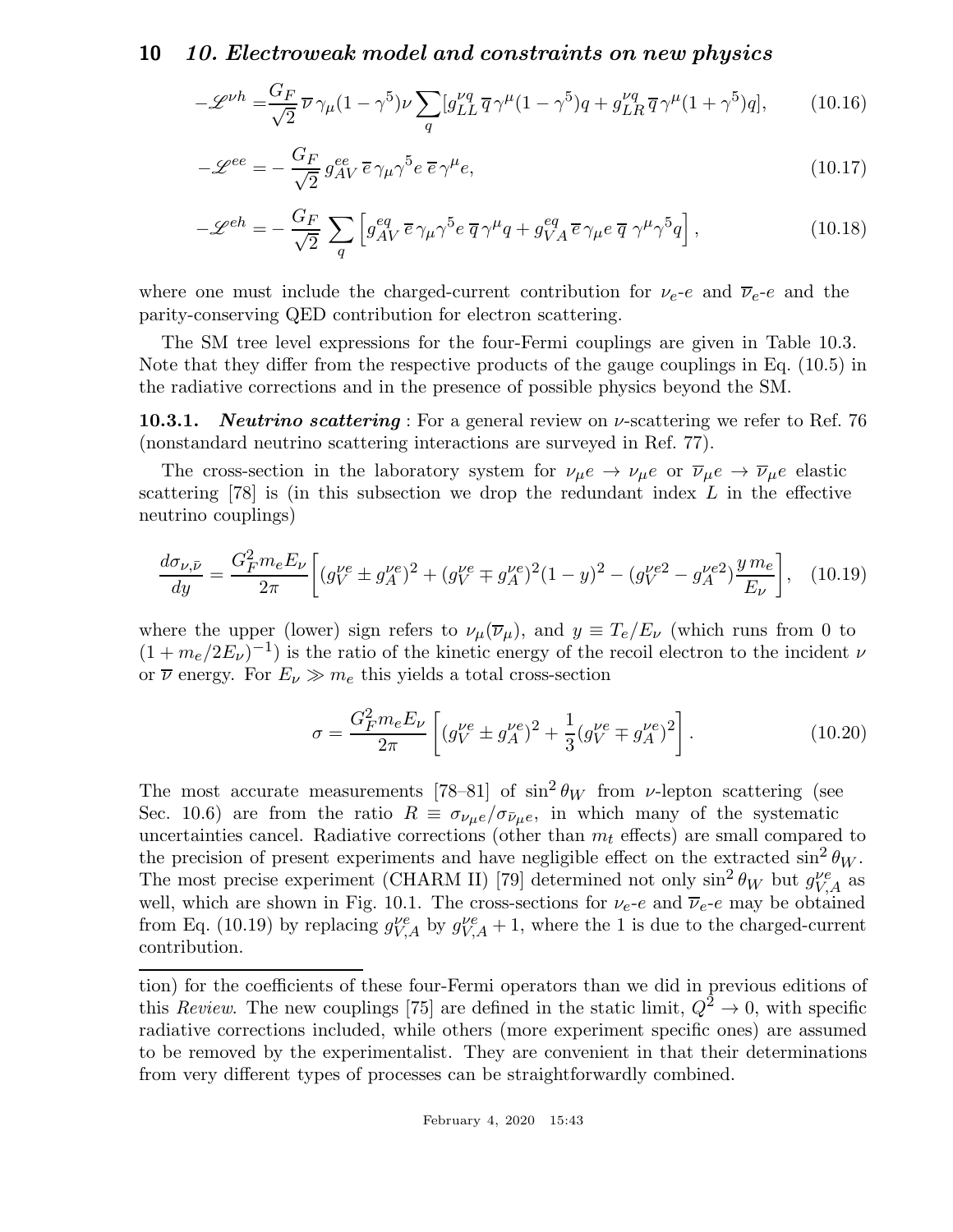$$-\mathscr{L}^{\nu h} = \frac{G_F}{\sqrt{2}}\,\overline{\nu}\,\gamma_\mu(1-\gamma^5)\nu \sum_q [g_{LL}^{\nu q}\,\overline{q}\,\gamma^\mu(1-\gamma^5)q + g_{LR}^{\nu q}\,\overline{q}\,\gamma^\mu(1+\gamma^5)q], \qquad (10.16)$$

$$-\mathscr{L}^{ee} = -\frac{G_F}{\sqrt{2}}\,g_{AV}^{ee}\,\overline{e}\,\gamma_\mu\gamma^5 e\,\overline{e}\,\gamma^\mu e, \qquad (10.17)$$

$$-\mathscr{L}^{eh} = -\frac{G_F}{\sqrt{2}}\sum_q \left[g_{AV}^{eq}\,\overline{e}\,\gamma_\mu\gamma^5 e\,\overline{q}\,\gamma^\mu q + g_{VA}^{eq}\,\overline{e}\,\gamma_\mu e\,\overline{q}\,\gamma^\mu\gamma^5 q\right], \qquad (10.18)$$

where one must include the charged-current contribution for $\nu_e$-$e$ and $\overline{\nu}_e$-$e$ and the parity-conserving QED contribution for electron scattering.

The SM tree level expressions for the four-Fermi couplings are given in Table 10.3. Note that they differ from the respective products of the gauge couplings in Eq. (10.5) in the radiative corrections and in the presence of possible physics beyond the SM.

**10.3.1.** ***Neutrino scattering*** : For a general review on $\nu$-scattering we refer to Ref. 76 (nonstandard neutrino scattering interactions are surveyed in Ref. 77).

The cross-section in the laboratory system for $\nu_\mu e \to \nu_\mu e$ or $\overline{\nu}_\mu e \to \overline{\nu}_\mu e$ elastic scattering [78] is (in this subsection we drop the redundant index $L$ in the effective neutrino couplings)

$$\frac{d\sigma_{\nu,\bar{\nu}}}{dy} = \frac{G_F^2 m_e E_\nu}{2\pi}\left[(g_V^{\nu e} \pm g_A^{\nu e})^2 + (g_V^{\nu e} \mp g_A^{\nu e})^2(1-y)^2 - (g_V^{\nu e2} - g_A^{\nu e2})\frac{y\,m_e}{E_\nu}\right], \quad (10.19)$$

where the upper (lower) sign refers to $\nu_\mu(\overline{\nu}_\mu)$, and $y \equiv T_e/E_\nu$ (which runs from 0 to $(1 + m_e/2E_\nu)^{-1}$) is the ratio of the kinetic energy of the recoil electron to the incident $\nu$ or $\overline{\nu}$ energy. For $E_\nu \gg m_e$ this yields a total cross-section

$$\sigma = \frac{G_F^2 m_e E_\nu}{2\pi}\left[(g_V^{\nu e} \pm g_A^{\nu e})^2 + \frac{1}{3}(g_V^{\nu e} \mp g_A^{\nu e})^2\right]. \qquad (10.20)$$

The most accurate measurements [78–81] of $\sin^2\theta_W$ from $\nu$-lepton scattering (see Sec. 10.6) are from the ratio $R \equiv \sigma_{\nu_\mu e}/\sigma_{\bar{\nu}_\mu e}$, in which many of the systematic uncertainties cancel. Radiative corrections (other than $m_t$ effects) are small compared to the precision of present experiments and have negligible effect on the extracted $\sin^2\theta_W$. The most precise experiment (CHARM II) [79] determined not only $\sin^2\theta_W$ but $g_{V,A}^{\nu e}$ as well, which are shown in Fig. 10.1. The cross-sections for $\nu_e$-$e$ and $\overline{\nu}_e$-$e$ may be obtained from Eq. (10.19) by replacing $g_{V,A}^{\nu e}$ by $g_{V,A}^{\nu e} + 1$, where the 1 is due to the charged-current contribution.

---

tion) for the coefficients of these four-Fermi operators than we did in previous editions of this *Review*. The new couplings [75] are defined in the static limit, $Q^2 \to 0$, with specific radiative corrections included, while others (more experiment specific ones) are assumed to be removed by the experimentalist. They are convenient in that their determinations from very different types of processes can be straightforwardly combined.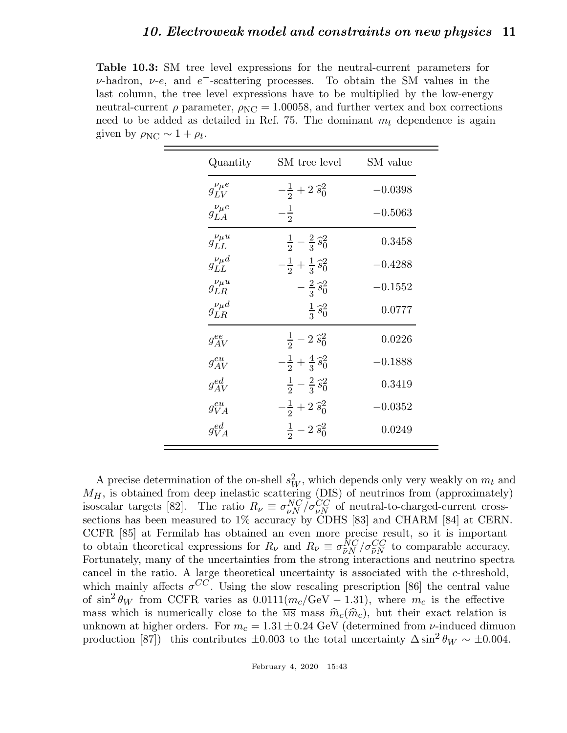**Table 10.3:** SM tree level expressions for the neutral-current parameters for $\nu$-hadron, $\nu$-$e$, and $e^-$-scattering processes. To obtain the SM values in the last column, the tree level expressions have to be multiplied by the low-energy neutral-current $\rho$ parameter, $\rho_{\rm NC} = 1.00058$, and further vertex and box corrections need to be added as detailed in Ref. 75. The dominant $m_t$ dependence is again given by $\rho_{\rm NC} \sim 1 + \rho_t$.

| Quantity | SM tree level | SM value |
|---|---|---|
| $g_{LV}^{\nu_\mu e}$ | $-\frac{1}{2} + 2\,\widehat{s}_0^2$ | $-0.0398$ |
| $g_{LA}^{\nu_\mu e}$ | $-\frac{1}{2}$ | $-0.5063$ |
| $g_{LL}^{\nu_\mu u}$ | $\frac{1}{2} - \frac{2}{3}\,\widehat{s}_0^2$ | 0.3458 |
| $g_{LL}^{\nu_\mu d}$ | $-\frac{1}{2} + \frac{1}{3}\,\widehat{s}_0^2$ | $-0.4288$ |
| $g_{LR}^{\nu_\mu u}$ | $-\frac{2}{3}\,\widehat{s}_0^2$ | $-0.1552$ |
| $g_{LR}^{\nu_\mu d}$ | $\frac{1}{3}\,\widehat{s}_0^2$ | 0.0777 |
| $g_{AV}^{ee}$ | $\frac{1}{2} - 2\,\widehat{s}_0^2$ | 0.0226 |
| $g_{AV}^{eu}$ | $-\frac{1}{2} + \frac{4}{3}\,\widehat{s}_0^2$ | $-0.1888$ |
| $g_{AV}^{ed}$ | $\frac{1}{2} - \frac{2}{3}\,\widehat{s}_0^2$ | 0.3419 |
| $g_{VA}^{eu}$ | $-\frac{1}{2} + 2\,\widehat{s}_0^2$ | $-0.0352$ |
| $g_{VA}^{ed}$ | $\frac{1}{2} - 2\,\widehat{s}_0^2$ | 0.0249 |

A precise determination of the on-shell $s_W^2$, which depends only very weakly on $m_t$ and $M_H$, is obtained from deep inelastic scattering (DIS) of neutrinos from (approximately) isoscalar targets [82]. The ratio $R_\nu \equiv \sigma_{\nu N}^{NC}/\sigma_{\nu N}^{CC}$ of neutral-to-charged-current cross-sections has been measured to 1% accuracy by CDHS [83] and CHARM [84] at CERN. CCFR [85] at Fermilab has obtained an even more precise result, so it is important to obtain theoretical expressions for $R_\nu$ and $R_{\bar\nu} \equiv \sigma_{\bar\nu N}^{NC}/\sigma_{\bar\nu N}^{CC}$ to comparable accuracy. Fortunately, many of the uncertainties from the strong interactions and neutrino spectra cancel in the ratio. A large theoretical uncertainty is associated with the $c$-threshold, which mainly affects $\sigma^{CC}$. Using the slow rescaling prescription [86] the central value of $\sin^2\theta_W$ from CCFR varies as $0.0111(m_c/\text{GeV} - 1.31)$, where $m_c$ is the effective mass which is numerically close to the $\overline{\rm MS}$ mass $\widehat{m}_c(\widehat{m}_c)$, but their exact relation is unknown at higher orders. For $m_c = 1.31 \pm 0.24$ GeV (determined from $\nu$-induced dimuon production [87]) this contributes $\pm 0.003$ to the total uncertainty $\Delta \sin^2\theta_W \sim \pm 0.004$.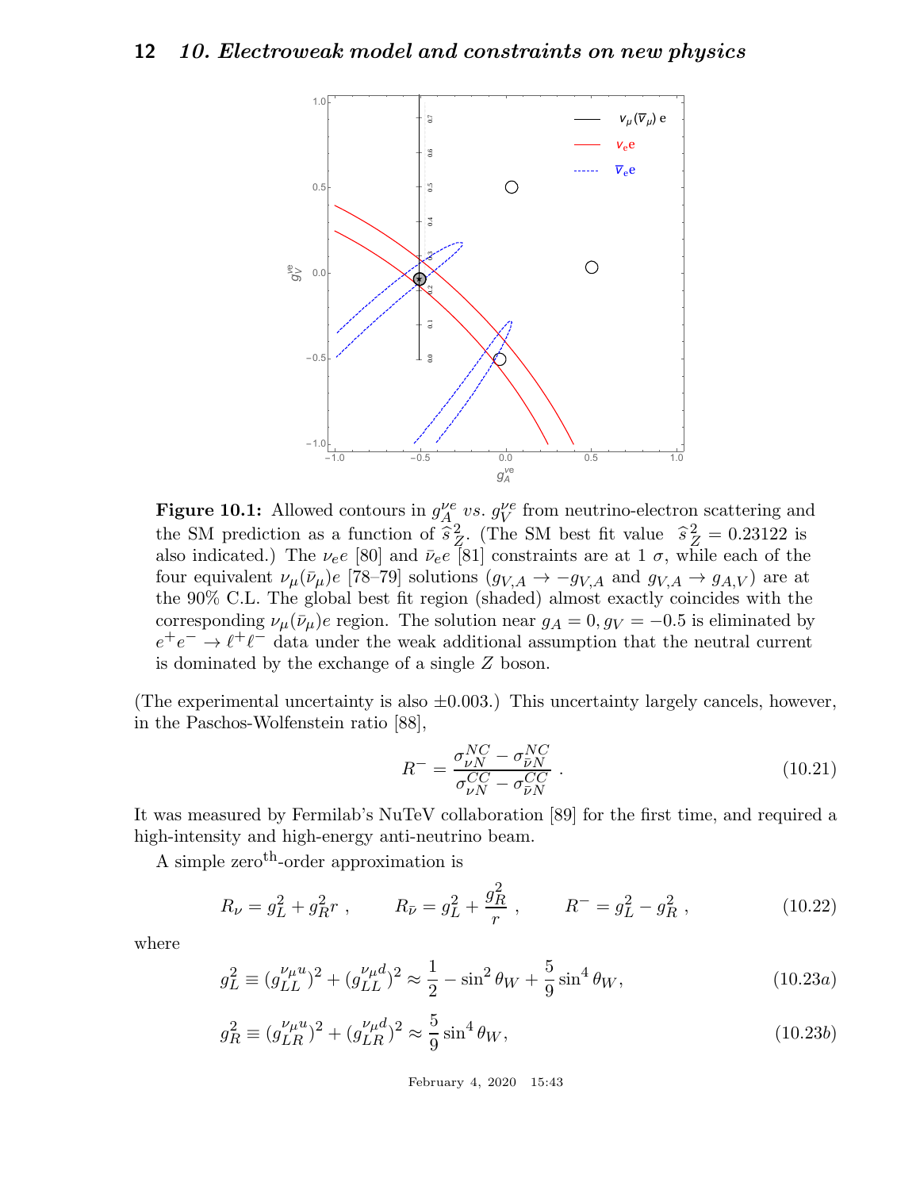**Figure 10.1:** Allowed contours in $g_A^{\nu e}$ *vs.* $g_V^{\nu e}$ from neutrino-electron scattering and the SM prediction as a function of $\widehat{s}_Z^2$. (The SM best fit value $\widehat{s}_Z^2 = 0.23122$ is also indicated.) The $\nu_e e$ [80] and $\bar{\nu}_e e$ [81] constraints are at 1 $\sigma$, while each of the four equivalent $\nu_\mu(\bar{\nu}_\mu)e$ [78–79] solutions ($g_{V,A} \to -g_{V,A}$ and $g_{V,A} \to g_{A,V}$) are at the 90% C.L. The global best fit region (shaded) almost exactly coincides with the corresponding $\nu_\mu(\bar{\nu}_\mu)e$ region. The solution near $g_A = 0, g_V = -0.5$ is eliminated by $e^+e^- \to \ell^+\ell^-$ data under the weak additional assumption that the neutral current is dominated by the exchange of a single $Z$ boson.

(The experimental uncertainty is also $\pm 0.003$.) This uncertainty largely cancels, however, in the Paschos-Wolfenstein ratio [88],

$$R^- = \frac{\sigma_{\nu N}^{NC} - \sigma_{\bar{\nu} N}^{NC}}{\sigma_{\nu N}^{CC} - \sigma_{\bar{\nu} N}^{CC}} . \tag{10.21}$$

It was measured by Fermilab's NuTeV collaboration [89] for the first time, and required a high-intensity and high-energy anti-neutrino beam.

A simple zero$^{\text{th}}$-order approximation is

$$R_\nu = g_L^2 + g_R^2 r , \qquad R_{\bar{\nu}} = g_L^2 + \frac{g_R^2}{r} , \qquad R^- = g_L^2 - g_R^2 , \tag{10.22}$$

where

$$g_L^2 \equiv (g_{LL}^{\nu_\mu u})^2 + (g_{LL}^{\nu_\mu d})^2 \approx \frac{1}{2} - \sin^2\theta_W + \frac{5}{9}\sin^4\theta_W, \tag{10.23a}$$

$$g_R^2 \equiv (g_{LR}^{\nu_\mu u})^2 + (g_{LR}^{\nu_\mu d})^2 \approx \frac{5}{9}\sin^4\theta_W, \tag{10.23b}$$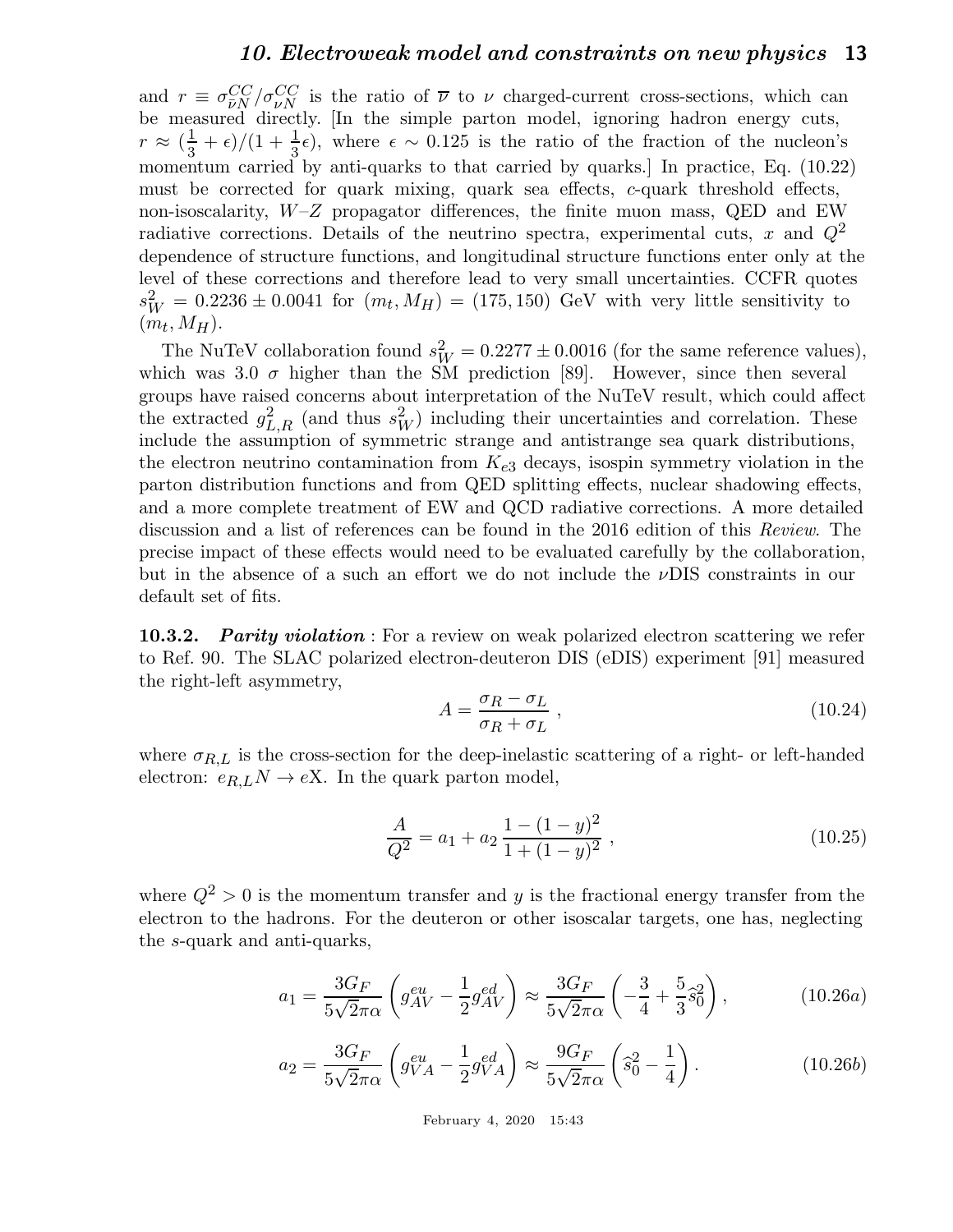and $r \equiv \sigma^{CC}_{\overline{\nu}N}/\sigma^{CC}_{\nu N}$ is the ratio of $\overline{\nu}$ to $\nu$ charged-current cross-sections, which can be measured directly. [In the simple parton model, ignoring hadron energy cuts, $r \approx (\frac{1}{3} + \epsilon)/(1 + \frac{1}{3}\epsilon)$, where $\epsilon \sim 0.125$ is the ratio of the fraction of the nucleon's momentum carried by anti-quarks to that carried by quarks.] In practice, Eq. (10.22) must be corrected for quark mixing, quark sea effects, $c$-quark threshold effects, non-isoscalarity, $W$–$Z$ propagator differences, the finite muon mass, QED and EW radiative corrections. Details of the neutrino spectra, experimental cuts, $x$ and $Q^2$ dependence of structure functions, and longitudinal structure functions enter only at the level of these corrections and therefore lead to very small uncertainties. CCFR quotes $s^2_W = 0.2236 \pm 0.0041$ for $(m_t, M_H) = (175, 150)$ GeV with very little sensitivity to $(m_t, M_H)$.

The NuTeV collaboration found $s^2_W = 0.2277 \pm 0.0016$ (for the same reference values), which was 3.0 $\sigma$ higher than the SM prediction [89]. However, since then several groups have raised concerns about interpretation of the NuTeV result, which could affect the extracted $g^2_{L,R}$ (and thus $s^2_W$) including their uncertainties and correlation. These include the assumption of symmetric strange and antistrange sea quark distributions, the electron neutrino contamination from $K_{e3}$ decays, isospin symmetry violation in the parton distribution functions and from QED splitting effects, nuclear shadowing effects, and a more complete treatment of EW and QCD radiative corrections. A more detailed discussion and a list of references can be found in the 2016 edition of this *Review*. The precise impact of these effects would need to be evaluated carefully by the collaboration, but in the absence of a such an effort we do not include the $\nu$DIS constraints in our default set of fits.

**10.3.2.** ***Parity violation*** : For a review on weak polarized electron scattering we refer to Ref. 90. The SLAC polarized electron-deuteron DIS (eDIS) experiment [91] measured the right-left asymmetry,

$$A = \frac{\sigma_R - \sigma_L}{\sigma_R + \sigma_L} \, , \tag{10.24}$$

where $\sigma_{R,L}$ is the cross-section for the deep-inelastic scattering of a right- or left-handed electron: $e_{R,L}N \to e$X. In the quark parton model,

$$\frac{A}{Q^2} = a_1 + a_2 \, \frac{1 - (1-y)^2}{1 + (1-y)^2} \, , \tag{10.25}$$

where $Q^2 > 0$ is the momentum transfer and $y$ is the fractional energy transfer from the electron to the hadrons. For the deuteron or other isoscalar targets, one has, neglecting the $s$-quark and anti-quarks,

$$a_1 = \frac{3G_F}{5\sqrt{2}\pi\alpha}\left(g^{eu}_{AV} - \frac{1}{2}g^{ed}_{AV}\right) \approx \frac{3G_F}{5\sqrt{2}\pi\alpha}\left(-\frac{3}{4} + \frac{5}{3}\hat{s}^2_0\right), \tag{10.26a}$$

$$a_2 = \frac{3G_F}{5\sqrt{2}\pi\alpha}\left(g^{eu}_{VA} - \frac{1}{2}g^{ed}_{VA}\right) \approx \frac{9G_F}{5\sqrt{2}\pi\alpha}\left(\hat{s}^2_0 - \frac{1}{4}\right). \tag{10.26b}$$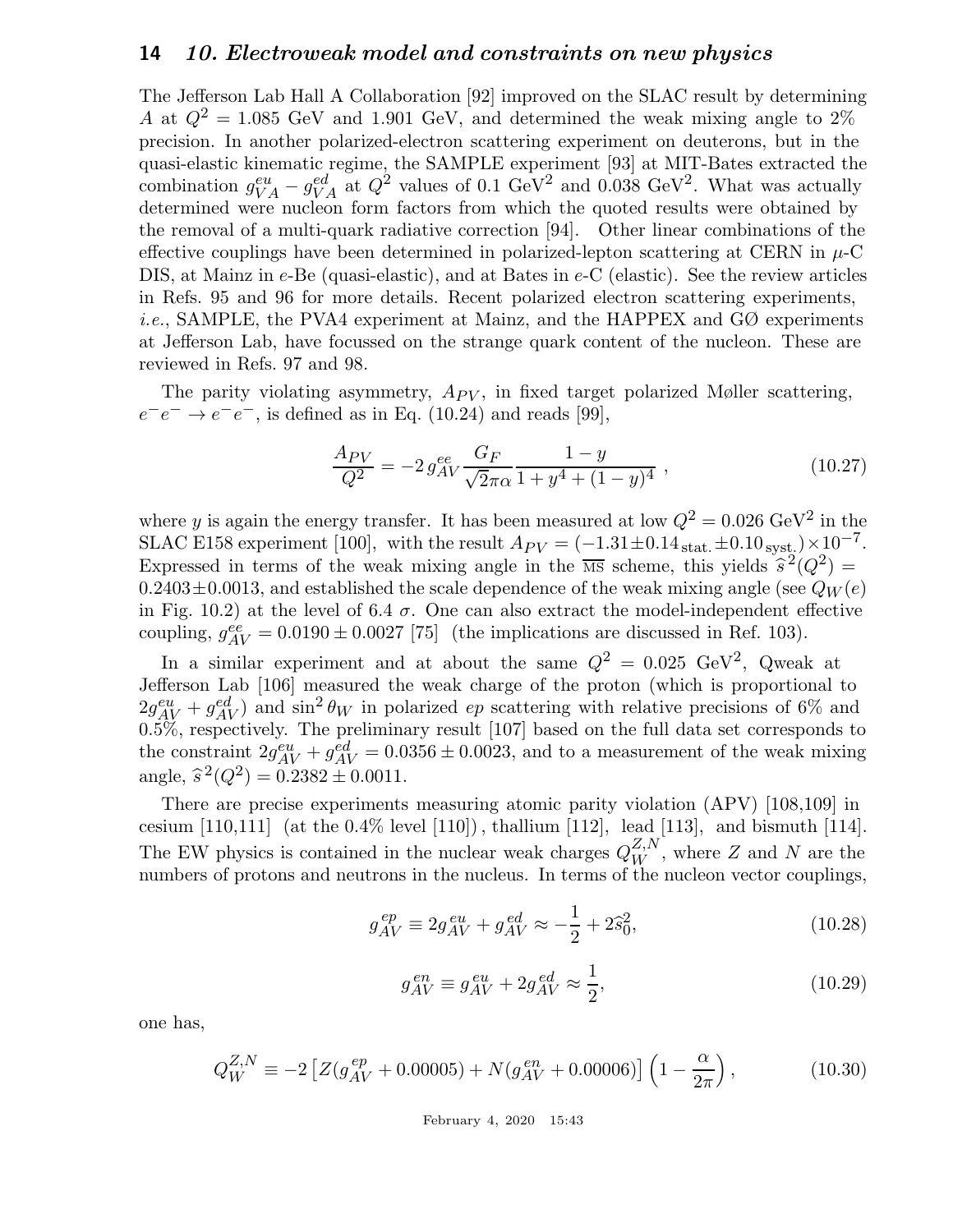The Jefferson Lab Hall A Collaboration [92] improved on the SLAC result by determining $A$ at $Q^2 = 1.085$ GeV and 1.901 GeV, and determined the weak mixing angle to 2% precision. In another polarized-electron scattering experiment on deuterons, but in the quasi-elastic kinematic regime, the SAMPLE experiment [93] at MIT-Bates extracted the combination $g_{VA}^{eu} - g_{VA}^{ed}$ at $Q^2$ values of 0.1 GeV$^2$ and 0.038 GeV$^2$. What was actually determined were nucleon form factors from which the quoted results were obtained by the removal of a multi-quark radiative correction [94]. Other linear combinations of the effective couplings have been determined in polarized-lepton scattering at CERN in $\mu$-C DIS, at Mainz in $e$-Be (quasi-elastic), and at Bates in $e$-C (elastic). See the review articles in Refs. 95 and 96 for more details. Recent polarized electron scattering experiments, *i.e.*, SAMPLE, the PVA4 experiment at Mainz, and the HAPPEX and GØ experiments at Jefferson Lab, have focussed on the strange quark content of the nucleon. These are reviewed in Refs. 97 and 98.

The parity violating asymmetry, $A_{PV}$, in fixed target polarized Møller scattering, $e^- e^- \to e^- e^-$, is defined as in Eq. (10.24) and reads [99],

$$\frac{A_{PV}}{Q^2} = -2\, g_{AV}^{ee} \frac{G_F}{\sqrt{2}\pi\alpha} \frac{1-y}{1+y^4+(1-y)^4}\,, \tag{10.27}$$

where $y$ is again the energy transfer. It has been measured at low $Q^2 = 0.026$ GeV$^2$ in the SLAC E158 experiment [100], with the result $A_{PV} = (-1.31 \pm 0.14_{\text{stat.}} \pm 0.10_{\text{syst.}}) \times 10^{-7}$. Expressed in terms of the weak mixing angle in the $\overline{\text{MS}}$ scheme, this yields $\hat{s}^2(Q^2) = 0.2403 \pm 0.0013$, and established the scale dependence of the weak mixing angle (see $Q_W(e)$ in Fig. 10.2) at the level of 6.4 $\sigma$. One can also extract the model-independent effective coupling, $g_{AV}^{ee} = 0.0190 \pm 0.0027$ [75] (the implications are discussed in Ref. 103).

In a similar experiment and at about the same $Q^2 = 0.025$ GeV$^2$, Qweak at Jefferson Lab [106] measured the weak charge of the proton (which is proportional to $2g_{AV}^{eu} + g_{AV}^{ed}$) and $\sin^2\theta_W$ in polarized $ep$ scattering with relative precisions of 6% and 0.5%, respectively. The preliminary result [107] based on the full data set corresponds to the constraint $2g_{AV}^{eu} + g_{AV}^{ed} = 0.0356 \pm 0.0023$, and to a measurement of the weak mixing angle, $\hat{s}^2(Q^2) = 0.2382 \pm 0.0011$.

There are precise experiments measuring atomic parity violation (APV) [108,109] in cesium [110,111] (at the 0.4% level [110]), thallium [112], lead [113], and bismuth [114]. The EW physics is contained in the nuclear weak charges $Q_W^{Z,N}$, where $Z$ and $N$ are the numbers of protons and neutrons in the nucleus. In terms of the nucleon vector couplings,

$$g_{AV}^{ep} \equiv 2g_{AV}^{eu} + g_{AV}^{ed} \approx -\frac{1}{2} + 2\hat{s}_0^2, \tag{10.28}$$

$$g_{AV}^{en} \equiv g_{AV}^{eu} + 2g_{AV}^{ed} \approx \frac{1}{2}, \tag{10.29}$$

one has,

$$Q_W^{Z,N} \equiv -2\left[Z(g_{AV}^{ep} + 0.00005) + N(g_{AV}^{en} + 0.00006)\right]\left(1 - \frac{\alpha}{2\pi}\right), \tag{10.30}$$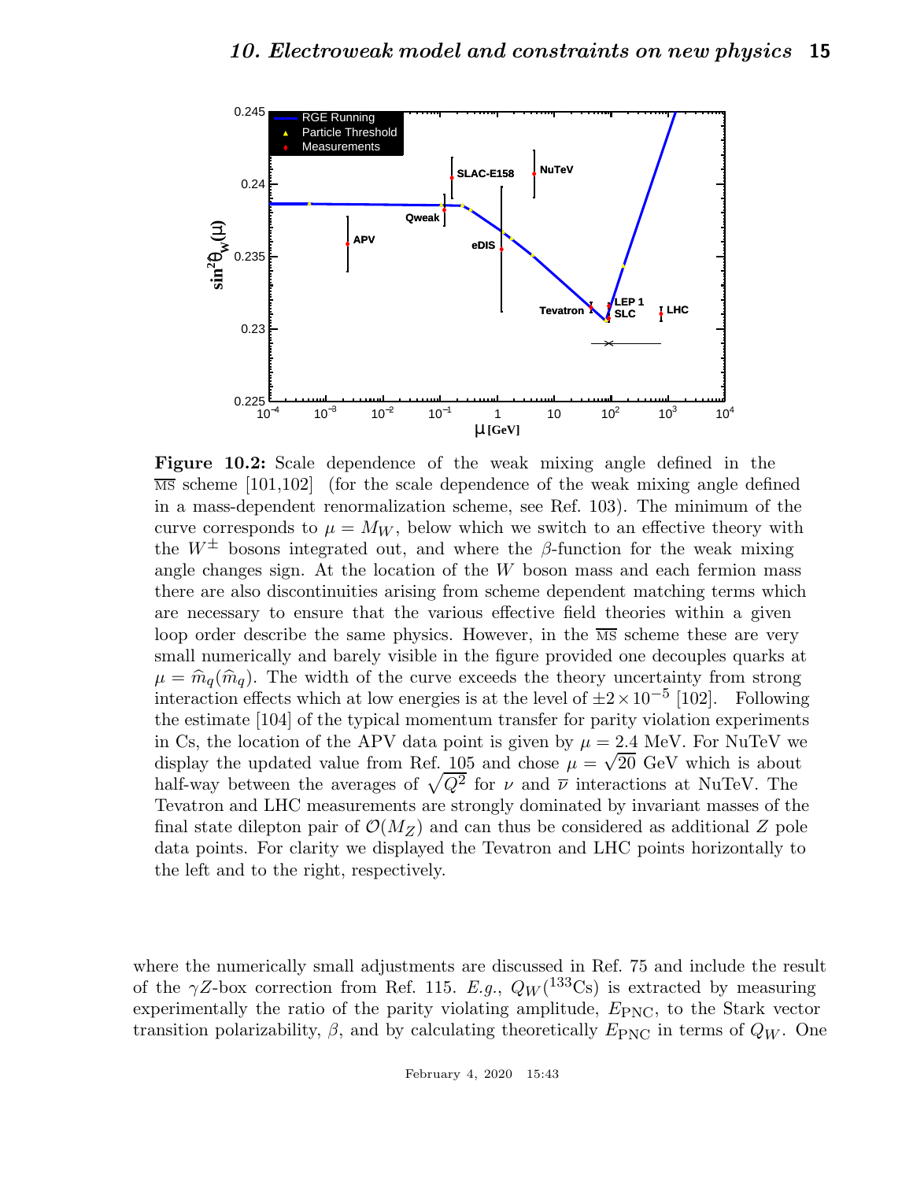**Figure 10.2:** Scale dependence of the weak mixing angle defined in the $\overline{\text{MS}}$ scheme [101,102] (for the scale dependence of the weak mixing angle defined in a mass-dependent renormalization scheme, see Ref. 103). The minimum of the curve corresponds to $\mu = M_W$, below which we switch to an effective theory with the $W^{\pm}$ bosons integrated out, and where the $\beta$-function for the weak mixing angle changes sign. At the location of the $W$ boson mass and each fermion mass there are also discontinuities arising from scheme dependent matching terms which are necessary to ensure that the various effective field theories within a given loop order describe the same physics. However, in the $\overline{\text{MS}}$ scheme these are very small numerically and barely visible in the figure provided one decouples quarks at $\mu = \widehat{m}_q(\widehat{m}_q)$. The width of the curve exceeds the theory uncertainty from strong interaction effects which at low energies is at the level of $\pm 2 \times 10^{-5}$ [102]. Following the estimate [104] of the typical momentum transfer for parity violation experiments in Cs, the location of the APV data point is given by $\mu = 2.4$ MeV. For NuTeV we display the updated value from Ref. 105 and chose $\mu = \sqrt{20}$ GeV which is about half-way between the averages of $\sqrt{Q^2}$ for $\nu$ and $\overline{\nu}$ interactions at NuTeV. The Tevatron and LHC measurements are strongly dominated by invariant masses of the final state dilepton pair of $\mathcal{O}(M_Z)$ and can thus be considered as additional $Z$ pole data points. For clarity we displayed the Tevatron and LHC points horizontally to the left and to the right, respectively.

where the numerically small adjustments are discussed in Ref. 75 and include the result of the $\gamma Z$-box correction from Ref. 115. *E.g.*, $Q_W(^{133}\text{Cs})$ is extracted by measuring experimentally the ratio of the parity violating amplitude, $E_{\text{PNC}}$, to the Stark vector transition polarizability, $\beta$, and by calculating theoretically $E_{\text{PNC}}$ in terms of $Q_W$. One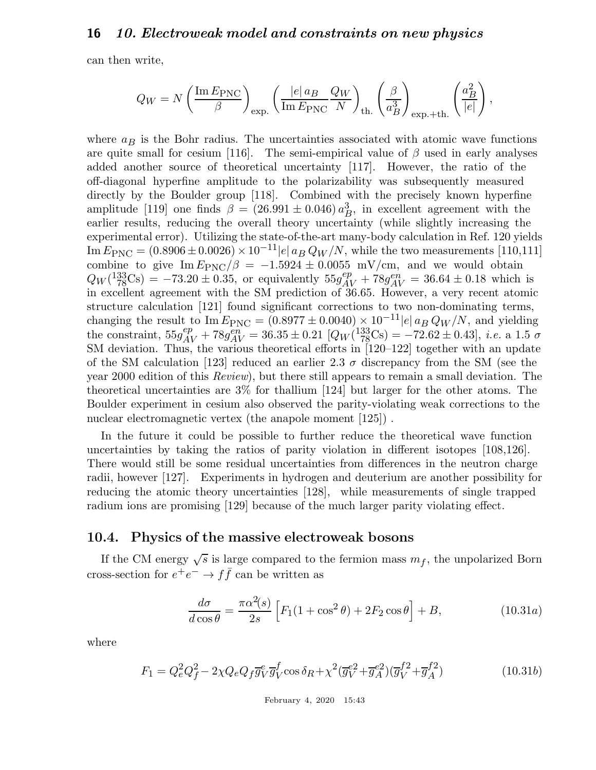can then write,

$$Q_W = N \left( \frac{\mathrm{Im}\, E_{\mathrm{PNC}}}{\beta} \right)_{\mathrm{exp.}} \left( \frac{|e|\, a_B}{\mathrm{Im}\, E_{\mathrm{PNC}}} \frac{Q_W}{N} \right)_{\mathrm{th.}} \left( \frac{\beta}{a_B^3} \right)_{\mathrm{exp.+th.}} \left( \frac{a_B^2}{|e|} \right),$$

where $a_B$ is the Bohr radius. The uncertainties associated with atomic wave functions are quite small for cesium [116]. The semi-empirical value of $\beta$ used in early analyses added another source of theoretical uncertainty [117]. However, the ratio of the off-diagonal hyperfine amplitude to the polarizability was subsequently measured directly by the Boulder group [118]. Combined with the precisely known hyperfine amplitude [119] one finds $\beta = (26.991 \pm 0.046)\, a_B^3$, in excellent agreement with the earlier results, reducing the overall theory uncertainty (while slightly increasing the experimental error). Utilizing the state-of-the-art many-body calculation in Ref. 120 yields $\mathrm{Im}\, E_{\mathrm{PNC}} = (0.8906 \pm 0.0026) \times 10^{-11} |e|\, a_B\, Q_W/N$, while the two measurements [110,111] combine to give $\mathrm{Im}\, E_{\mathrm{PNC}}/\beta = -1.5924 \pm 0.0055$ mV/cm, and we would obtain $Q_W(^{133}_{78}\mathrm{Cs}) = -73.20 \pm 0.35$, or equivalently $55 g_{AV}^{ep} + 78 g_{AV}^{en} = 36.64 \pm 0.18$ which is in excellent agreement with the SM prediction of 36.65. However, a very recent atomic structure calculation [121] found significant corrections to two non-dominating terms, changing the result to $\mathrm{Im}\, E_{\mathrm{PNC}} = (0.8977 \pm 0.0040) \times 10^{-11} |e|\, a_B\, Q_W/N$, and yielding the constraint, $55 g_{AV}^{ep} + 78 g_{AV}^{en} = 36.35 \pm 0.21$ [$Q_W(^{133}_{78}\mathrm{Cs}) = -72.62 \pm 0.43$], *i.e.* a 1.5 $\sigma$ SM deviation. Thus, the various theoretical efforts in [120–122] together with an update of the SM calculation [123] reduced an earlier 2.3 $\sigma$ discrepancy from the SM (see the year 2000 edition of this *Review*), but there still appears to remain a small deviation. The theoretical uncertainties are 3% for thallium [124] but larger for the other atoms. The Boulder experiment in cesium also observed the parity-violating weak corrections to the nuclear electromagnetic vertex (the anapole moment [125]) .

In the future it could be possible to further reduce the theoretical wave function uncertainties by taking the ratios of parity violation in different isotopes [108,126]. There would still be some residual uncertainties from differences in the neutron charge radii, however [127]. Experiments in hydrogen and deuterium are another possibility for reducing the atomic theory uncertainties [128], while measurements of single trapped radium ions are promising [129] because of the much larger parity violating effect.

## 10.4. Physics of the massive electroweak bosons

If the CM energy $\sqrt{s}$ is large compared to the fermion mass $m_f$, the unpolarized Born cross-section for $e^+e^- \to f\bar{f}$ can be written as

$$\frac{d\sigma}{d\cos\theta} = \frac{\pi\alpha^2(s)}{2s} \left[ F_1(1+\cos^2\theta) + 2F_2\cos\theta \right] + B, \tag{10.31a}$$

where

$$F_1 = Q_e^2 Q_f^2 - 2\chi Q_e Q_f \overline{g}_V^e \overline{g}_V^f \cos\delta_R + \chi^2 (\overline{g}_V^{e2} + \overline{g}_A^{e2})(\overline{g}_V^{f2} + \overline{g}_A^{f2}) \tag{10.31b}$$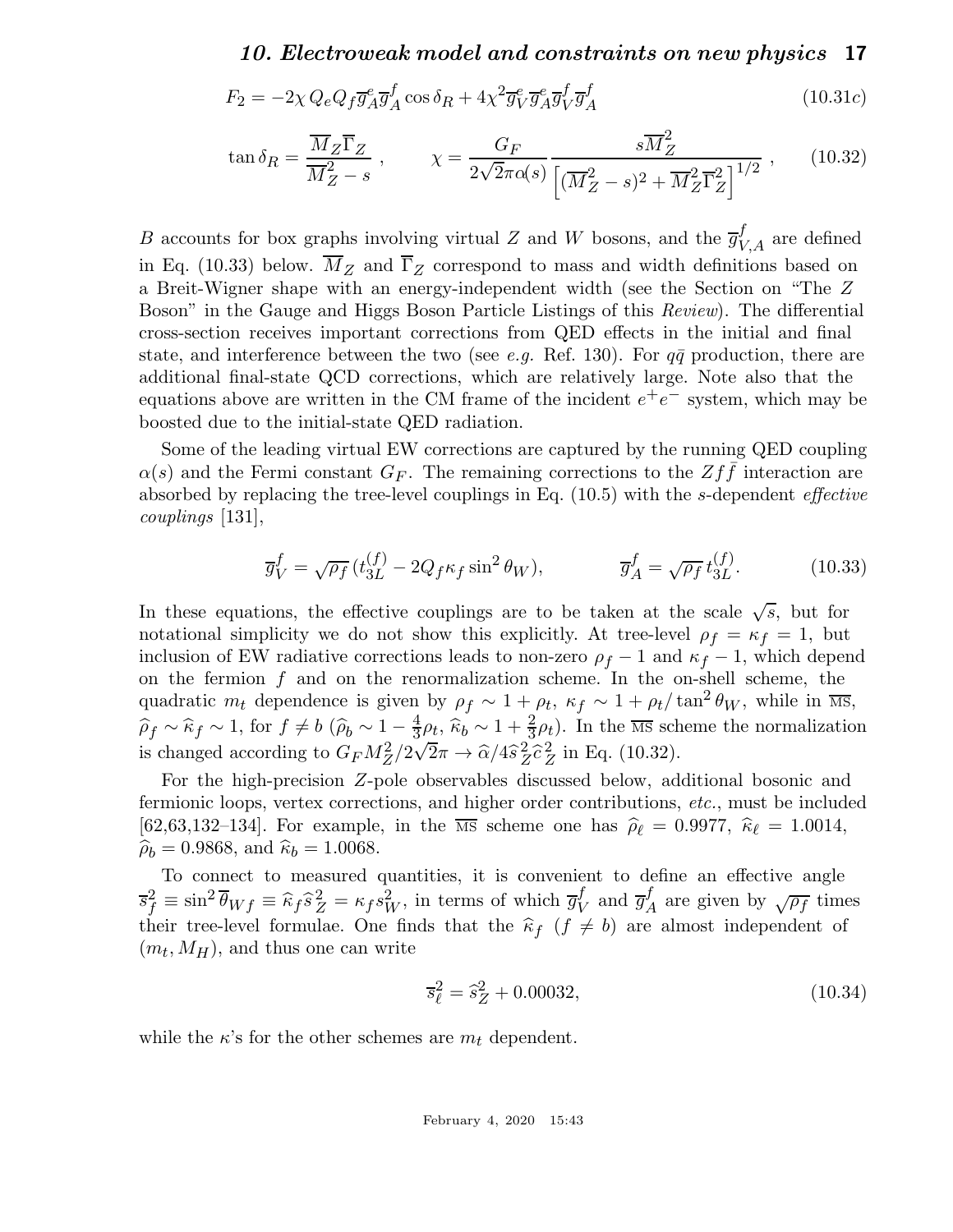$$F_2 = -2\chi\, Q_e Q_f \overline{g}_A^e \overline{g}_A^f \cos\delta_R + 4\chi^2 \overline{g}_V^e \overline{g}_A^e \overline{g}_V^f \overline{g}_A^f \tag{10.31c}$$

$$\tan\delta_R = \frac{\overline{M}_Z \overline{\Gamma}_Z}{\overline{M}_Z^2 - s}\,, \qquad \chi = \frac{G_F}{2\sqrt{2}\pi\alpha(s)} \frac{s\overline{M}_Z^2}{\left[(\overline{M}_Z^2 - s)^2 + \overline{M}_Z^2\overline{\Gamma}_Z^2\right]^{1/2}}\,, \tag{10.32}$$

$B$ accounts for box graphs involving virtual $Z$ and $W$ bosons, and the $\overline{g}_{V,A}^f$ are defined in Eq. (10.33) below. $\overline{M}_Z$ and $\overline{\Gamma}_Z$ correspond to mass and width definitions based on a Breit-Wigner shape with an energy-independent width (see the Section on "The $Z$ Boson" in the Gauge and Higgs Boson Particle Listings of this *Review*). The differential cross-section receives important corrections from QED effects in the initial and final state, and interference between the two (see *e.g.* Ref. 130). For $q\bar{q}$ production, there are additional final-state QCD corrections, which are relatively large. Note also that the equations above are written in the CM frame of the incident $e^+e^-$ system, which may be boosted due to the initial-state QED radiation.

Some of the leading virtual EW corrections are captured by the running QED coupling $\alpha(s)$ and the Fermi constant $G_F$. The remaining corrections to the $Zf\bar{f}$ interaction are absorbed by replacing the tree-level couplings in Eq. (10.5) with the $s$-dependent *effective couplings* [131],

$$\overline{g}_V^f = \sqrt{\rho_f}\,(t_{3L}^{(f)} - 2Q_f\kappa_f \sin^2\theta_W), \qquad\qquad \overline{g}_A^f = \sqrt{\rho_f}\, t_{3L}^{(f)}. \tag{10.33}$$

In these equations, the effective couplings are to be taken at the scale $\sqrt{s}$, but for notational simplicity we do not show this explicitly. At tree-level $\rho_f = \kappa_f = 1$, but inclusion of EW radiative corrections leads to non-zero $\rho_f - 1$ and $\kappa_f - 1$, which depend on the fermion $f$ and on the renormalization scheme. In the on-shell scheme, the quadratic $m_t$ dependence is given by $\rho_f \sim 1 + \rho_t$, $\kappa_f \sim 1 + \rho_t/\tan^2\theta_W$, while in $\overline{\text{MS}}$, $\widehat{\rho}_f \sim \widehat{\kappa}_f \sim 1$, for $f \neq b$ ($\widehat{\rho}_b \sim 1 - \frac{4}{3}\rho_t$, $\widehat{\kappa}_b \sim 1 + \frac{2}{3}\rho_t$). In the $\overline{\text{MS}}$ scheme the normalization is changed according to $G_F M_Z^2/2\sqrt{2}\pi \to \widehat{\alpha}/4\widehat{s}_Z^2\widehat{c}_Z^2$ in Eq. (10.32).

For the high-precision $Z$-pole observables discussed below, additional bosonic and fermionic loops, vertex corrections, and higher order contributions, *etc.*, must be included [62,63,132–134]. For example, in the $\overline{\text{MS}}$ scheme one has $\widehat{\rho}_\ell = 0.9977$, $\widehat{\kappa}_\ell = 1.0014$, $\widehat{\rho}_b = 0.9868$, and $\widehat{\kappa}_b = 1.0068$.

To connect to measured quantities, it is convenient to define an effective angle $\overline{s}_f^2 \equiv \sin^2\overline{\theta}_{Wf} \equiv \widehat{\kappa}_f \widehat{s}_Z^2 = \kappa_f s_W^2$, in terms of which $\overline{g}_V^f$ and $\overline{g}_A^f$ are given by $\sqrt{\rho_f}$ times their tree-level formulae. One finds that the $\widehat{\kappa}_f$ ($f \neq b$) are almost independent of $(m_t, M_H)$, and thus one can write

$$\overline{s}_\ell^2 = \widehat{s}_Z^2 + 0.00032, \tag{10.34}$$

while the $\kappa$'s for the other schemes are $m_t$ dependent.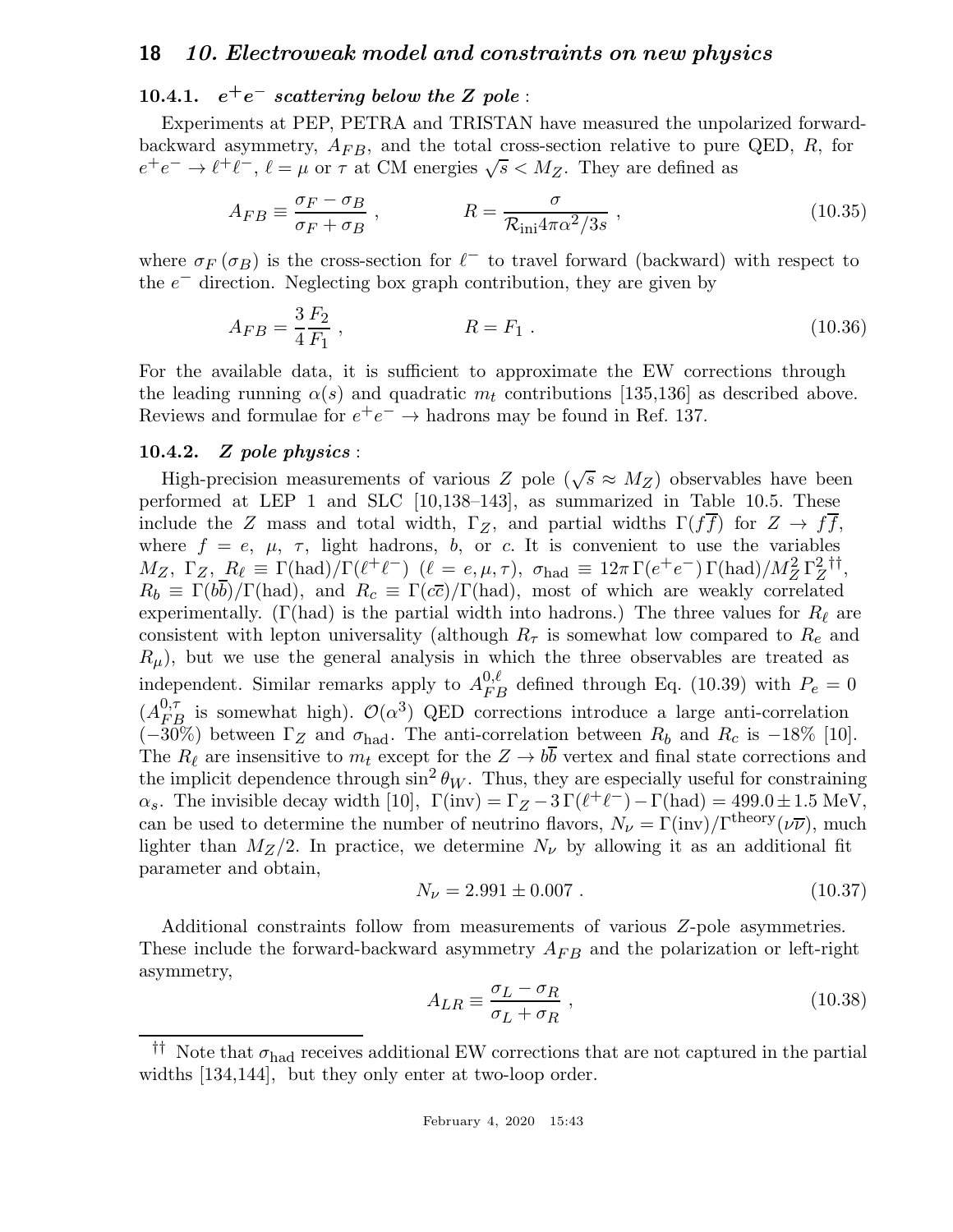### 10.4.1. $e^+e^-$ scattering below the $Z$ pole :

Experiments at PEP, PETRA and TRISTAN have measured the unpolarized forward-backward asymmetry, $A_{FB}$, and the total cross-section relative to pure QED, $R$, for $e^+e^- \to \ell^+\ell^-$, $\ell = \mu$ or $\tau$ at CM energies $\sqrt{s} < M_Z$. They are defined as

$$A_{FB} \equiv \frac{\sigma_F - \sigma_B}{\sigma_F + \sigma_B} , \qquad\qquad R = \frac{\sigma}{\mathcal{R}_{\rm ini} 4\pi\alpha^2/3s} , \tag{10.35}$$

where $\sigma_F\,(\sigma_B)$ is the cross-section for $\ell^-$ to travel forward (backward) with respect to the $e^-$ direction. Neglecting box graph contribution, they are given by

$$A_{FB} = \frac{3}{4}\frac{F_2}{F_1} , \qquad\qquad R = F_1 . \tag{10.36}$$

For the available data, it is sufficient to approximate the EW corrections through the leading running $\alpha(s)$ and quadratic $m_t$ contributions [135,136] as described above. Reviews and formulae for $e^+e^- \to$ hadrons may be found in Ref. 137.

### 10.4.2. $Z$ pole physics :

High-precision measurements of various $Z$ pole ($\sqrt{s} \approx M_Z$) observables have been performed at LEP 1 and SLC [10,138–143], as summarized in Table 10.5. These include the $Z$ mass and total width, $\Gamma_Z$, and partial widths $\Gamma(f\overline{f})$ for $Z \to f\overline{f}$, where $f = e$, $\mu$, $\tau$, light hadrons, $b$, or $c$. It is convenient to use the variables $M_Z$, $\Gamma_Z$, $R_\ell \equiv \Gamma({\rm had})/\Gamma(\ell^+\ell^-)$ ($\ell = e, \mu, \tau$), $\sigma_{\rm had} \equiv 12\pi\,\Gamma(e^+e^-)\,\Gamma({\rm had})/M_Z^2\,\Gamma_Z^2$ [††], $R_b \equiv \Gamma(b\overline{b})/\Gamma({\rm had})$, and $R_c \equiv \Gamma(c\overline{c})/\Gamma({\rm had})$, most of which are weakly correlated experimentally. ($\Gamma$(had) is the partial width into hadrons.) The three values for $R_\ell$ are consistent with lepton universality (although $R_\tau$ is somewhat low compared to $R_e$ and $R_\mu$), but we use the general analysis in which the three observables are treated as independent. Similar remarks apply to $A_{FB}^{0,\ell}$ defined through Eq. (10.39) with $P_e = 0$ ($A_{FB}^{0,\tau}$ is somewhat high). $\mathcal{O}(\alpha^3)$ QED corrections introduce a large anti-correlation ($-30\%$) between $\Gamma_Z$ and $\sigma_{\rm had}$. The anti-correlation between $R_b$ and $R_c$ is $-18\%$ [10]. The $R_\ell$ are insensitive to $m_t$ except for the $Z \to b\overline{b}$ vertex and final state corrections and the implicit dependence through $\sin^2\theta_W$. Thus, they are especially useful for constraining $\alpha_s$. The invisible decay width [10], $\Gamma({\rm inv}) = \Gamma_Z - 3\,\Gamma(\ell^+\ell^-) - \Gamma({\rm had}) = 499.0 \pm 1.5$ MeV, can be used to determine the number of neutrino flavors, $N_\nu = \Gamma({\rm inv})/\Gamma^{\rm theory}(\nu\overline{\nu})$, much lighter than $M_Z/2$. In practice, we determine $N_\nu$ by allowing it as an additional fit parameter and obtain,

$$N_\nu = 2.991 \pm 0.007 . \tag{10.37}$$

Additional constraints follow from measurements of various $Z$-pole asymmetries. These include the forward-backward asymmetry $A_{FB}$ and the polarization or left-right asymmetry,

$$A_{LR} \equiv \frac{\sigma_L - \sigma_R}{\sigma_L + \sigma_R} , \tag{10.38}$$

---

[††] Note that $\sigma_{\rm had}$ receives additional EW corrections that are not captured in the partial widths [134,144], but they only enter at two-loop order.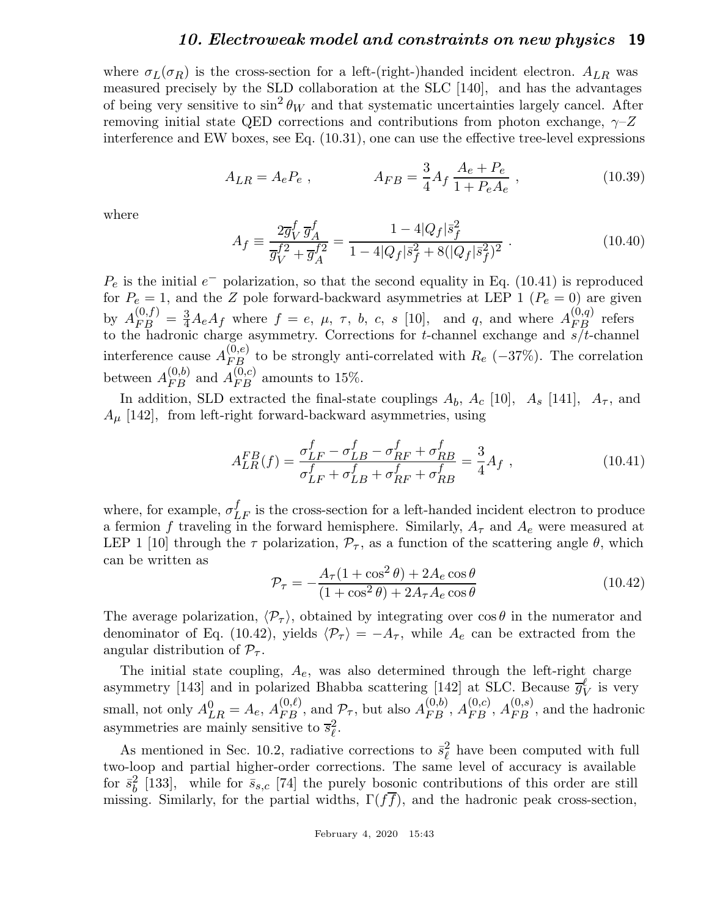where $\sigma_L(\sigma_R)$ is the cross-section for a left-(right-)handed incident electron. $A_{LR}$ was measured precisely by the SLD collaboration at the SLC [140], and has the advantages of being very sensitive to $\sin^2\theta_W$ and that systematic uncertainties largely cancel. After removing initial state QED corrections and contributions from photon exchange, $\gamma$–$Z$ interference and EW boxes, see Eq. (10.31), one can use the effective tree-level expressions

$$A_{LR} = A_e P_e \ , \qquad\qquad A_{FB} = \frac{3}{4} A_f \, \frac{A_e + P_e}{1 + P_e A_e} \ , \tag{10.39}$$

where

$$A_f \equiv \frac{2\overline{g}_V^f \, \overline{g}_A^f}{\overline{g}_V^{f2} + \overline{g}_A^{f2}} = \frac{1 - 4|Q_f|\bar{s}_f^2}{1 - 4|Q_f|\bar{s}_f^2 + 8(|Q_f|\bar{s}_f^2)^2} \ . \tag{10.40}$$

$P_e$ is the initial $e^-$ polarization, so that the second equality in Eq. (10.41) is reproduced for $P_e = 1$, and the $Z$ pole forward-backward asymmetries at LEP 1 ($P_e = 0$) are given by $A_{FB}^{(0,f)} = \frac{3}{4} A_e A_f$ where $f = e,\ \mu,\ \tau,\ b,\ c,\ s$ [10], and $q$, and where $A_{FB}^{(0,q)}$ refers to the hadronic charge asymmetry. Corrections for $t$-channel exchange and $s/t$-channel interference cause $A_{FB}^{(0,e)}$ to be strongly anti-correlated with $R_e$ ($-37\%$). The correlation between $A_{FB}^{(0,b)}$ and $A_{FB}^{(0,c)}$ amounts to 15%.

In addition, SLD extracted the final-state couplings $A_b$, $A_c$ [10], $A_s$ [141], $A_\tau$, and $A_\mu$ [142], from left-right forward-backward asymmetries, using

$$A_{LR}^{FB}(f) = \frac{\sigma_{LF}^f - \sigma_{LB}^f - \sigma_{RF}^f + \sigma_{RB}^f}{\sigma_{LF}^f + \sigma_{LB}^f + \sigma_{RF}^f + \sigma_{RB}^f} = \frac{3}{4} A_f \ , \tag{10.41}$$

where, for example, $\sigma_{LF}^f$ is the cross-section for a left-handed incident electron to produce a fermion $f$ traveling in the forward hemisphere. Similarly, $A_\tau$ and $A_e$ were measured at LEP 1 [10] through the $\tau$ polarization, $\mathcal{P}_\tau$, as a function of the scattering angle $\theta$, which can be written as

$$\mathcal{P}_\tau = -\frac{A_\tau(1 + \cos^2\theta) + 2A_e \cos\theta}{(1 + \cos^2\theta) + 2A_\tau A_e \cos\theta} \tag{10.42}$$

The average polarization, $\langle \mathcal{P}_\tau \rangle$, obtained by integrating over $\cos\theta$ in the numerator and denominator of Eq. (10.42), yields $\langle \mathcal{P}_\tau \rangle = -A_\tau$, while $A_e$ can be extracted from the angular distribution of $\mathcal{P}_\tau$.

The initial state coupling, $A_e$, was also determined through the left-right charge asymmetry [143] and in polarized Bhabba scattering [142] at SLC. Because $\overline{g}_V^\ell$ is very small, not only $A_{LR}^0 = A_e$, $A_{FB}^{(0,\ell)}$, and $\mathcal{P}_\tau$, but also $A_{FB}^{(0,b)}$, $A_{FB}^{(0,c)}$, $A_{FB}^{(0,s)}$, and the hadronic asymmetries are mainly sensitive to $\overline{s}_\ell^2$.

As mentioned in Sec. 10.2, radiative corrections to $\bar{s}_\ell^2$ have been computed with full two-loop and partial higher-order corrections. The same level of accuracy is available for $\bar{s}_b^2$ [133], while for $\bar{s}_{s,c}$ [74] the purely bosonic contributions of this order are still missing. Similarly, for the partial widths, $\Gamma(f\overline{f})$, and the hadronic peak cross-section,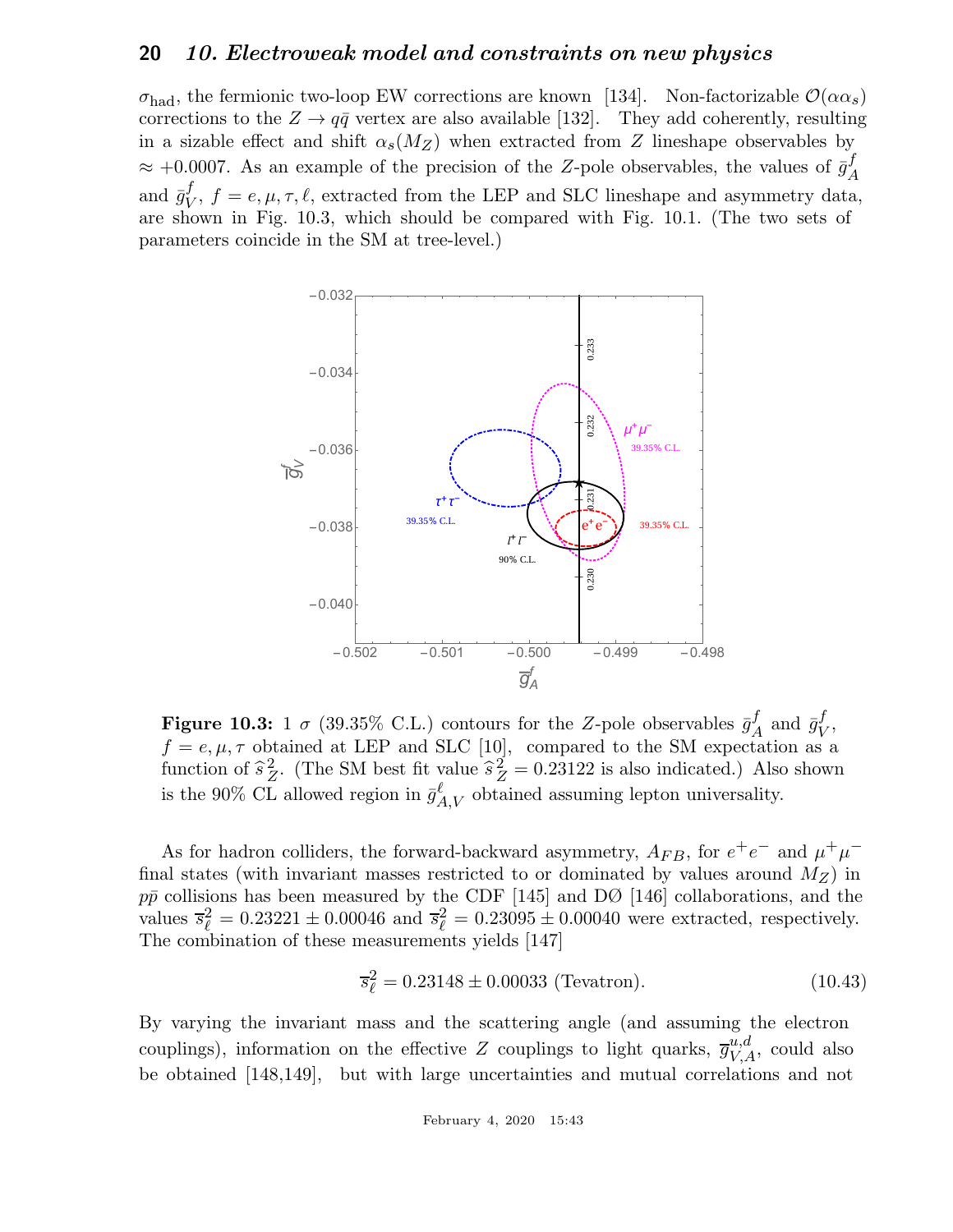$\sigma_{\rm had}$, the fermionic two-loop EW corrections are known [134]. Non-factorizable $\mathcal{O}(\alpha\alpha_s)$ corrections to the $Z \to q\bar{q}$ vertex are also available [132]. They add coherently, resulting in a sizable effect and shift $\alpha_s(M_Z)$ when extracted from $Z$ lineshape observables by $\approx +0.0007$. As an example of the precision of the $Z$-pole observables, the values of $\bar{g}_A^f$ and $\bar{g}_V^f$, $f = e, \mu, \tau, \ell$, extracted from the LEP and SLC lineshape and asymmetry data, are shown in Fig. 10.3, which should be compared with Fig. 10.1. (The two sets of parameters coincide in the SM at tree-level.)

**Figure 10.3:** 1 $\sigma$ (39.35% C.L.) contours for the $Z$-pole observables $\bar{g}_A^f$ and $\bar{g}_V^f$, $f = e, \mu, \tau$ obtained at LEP and SLC [10], compared to the SM expectation as a function of $\hat{s}_Z^2$. (The SM best fit value $\hat{s}_Z^2 = 0.23122$ is also indicated.) Also shown is the 90% CL allowed region in $\bar{g}_{A,V}^\ell$ obtained assuming lepton universality.

As for hadron colliders, the forward-backward asymmetry, $A_{FB}$, for $e^+e^-$ and $\mu^+\mu^-$ final states (with invariant masses restricted to or dominated by values around $M_Z$) in $p\bar{p}$ collisions has been measured by the CDF [145] and DØ [146] collaborations, and the values $\bar{s}_\ell^2 = 0.23221 \pm 0.00046$ and $\bar{s}_\ell^2 = 0.23095 \pm 0.00040$ were extracted, respectively. The combination of these measurements yields [147]

$$\bar{s}_\ell^2 = 0.23148 \pm 0.00033 \text{ (Tevatron)}. \tag{10.43}$$

By varying the invariant mass and the scattering angle (and assuming the electron couplings), information on the effective $Z$ couplings to light quarks, $\bar{g}_{V,A}^{u,d}$, could also be obtained [148,149], but with large uncertainties and mutual correlations and not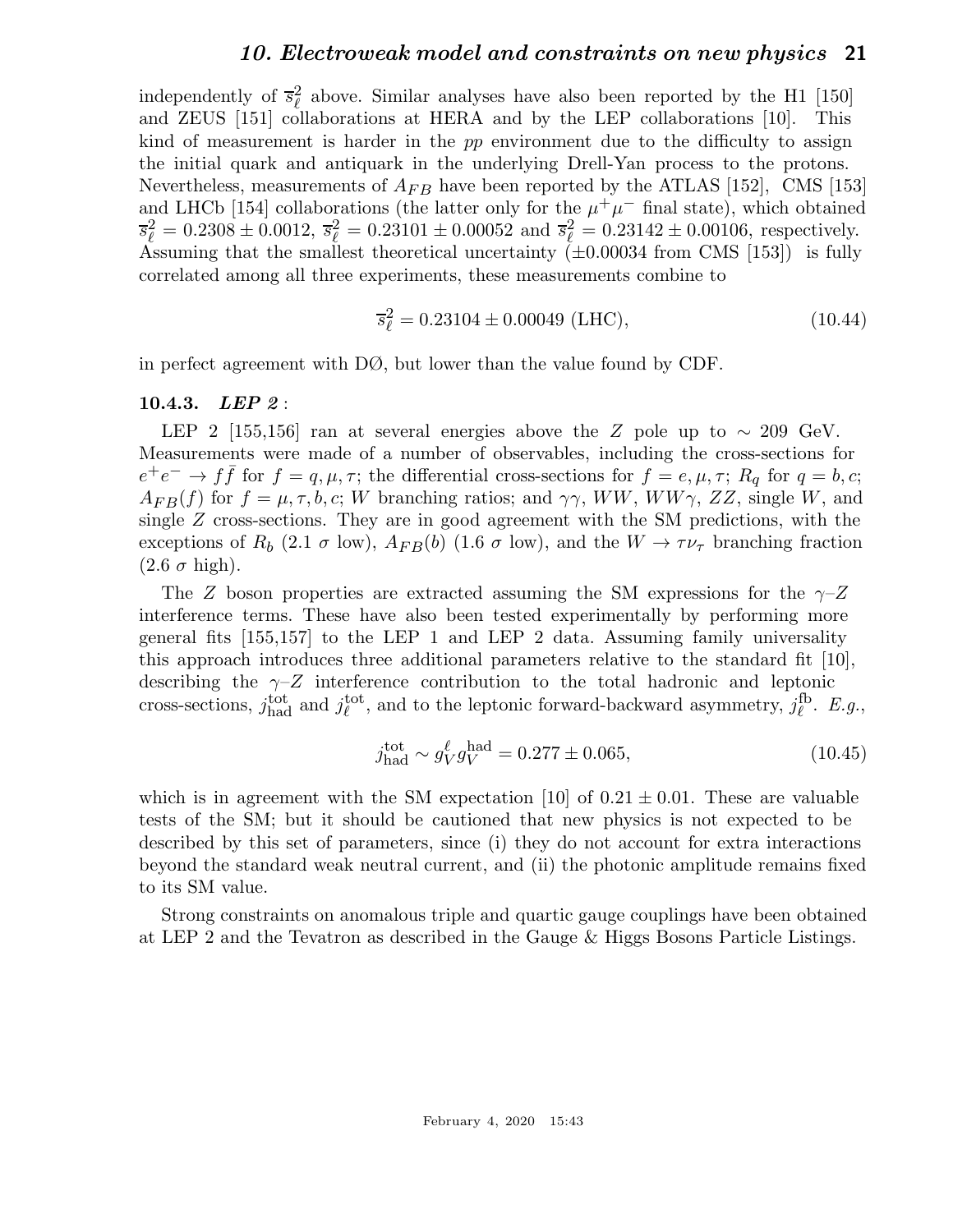independently of $\overline{s}_\ell^2$ above. Similar analyses have also been reported by the H1 [150] and ZEUS [151] collaborations at HERA and by the LEP collaborations [10]. This kind of measurement is harder in the $pp$ environment due to the difficulty to assign the initial quark and antiquark in the underlying Drell-Yan process to the protons. Nevertheless, measurements of $A_{FB}$ have been reported by the ATLAS [152], CMS [153] and LHCb [154] collaborations (the latter only for the $\mu^+\mu^-$ final state), which obtained $\overline{s}_\ell^2 = 0.2308 \pm 0.0012$, $\overline{s}_\ell^2 = 0.23101 \pm 0.00052$ and $\overline{s}_\ell^2 = 0.23142 \pm 0.00106$, respectively. Assuming that the smallest theoretical uncertainty ($\pm 0.00034$ from CMS [153]) is fully correlated among all three experiments, these measurements combine to

$$\overline{s}_\ell^2 = 0.23104 \pm 0.00049 \text{ (LHC)}, \tag{10.44}$$

in perfect agreement with DØ, but lower than the value found by CDF.

### 10.4.3. *LEP 2* :

LEP 2 [155,156] ran at several energies above the $Z$ pole up to $\sim 209$ GeV. Measurements were made of a number of observables, including the cross-sections for $e^+e^- \to f\bar{f}$ for $f = q, \mu, \tau$; the differential cross-sections for $f = e, \mu, \tau$; $R_q$ for $q = b, c$; $A_{FB}(f)$ for $f = \mu, \tau, b, c$; $W$ branching ratios; and $\gamma\gamma$, $WW$, $WW\gamma$, $ZZ$, single $W$, and single $Z$ cross-sections. They are in good agreement with the SM predictions, with the exceptions of $R_b$ (2.1 $\sigma$ low), $A_{FB}(b)$ (1.6 $\sigma$ low), and the $W \to \tau\nu_\tau$ branching fraction (2.6 $\sigma$ high).

The $Z$ boson properties are extracted assuming the SM expressions for the $\gamma$–$Z$ interference terms. These have also been tested experimentally by performing more general fits [155,157] to the LEP 1 and LEP 2 data. Assuming family universality this approach introduces three additional parameters relative to the standard fit [10], describing the $\gamma$–$Z$ interference contribution to the total hadronic and leptonic cross-sections, $j_{\rm had}^{\rm tot}$ and $j_\ell^{\rm tot}$, and to the leptonic forward-backward asymmetry, $j_\ell^{\rm fb}$. *E.g.*,

$$j_{\rm had}^{\rm tot} \sim g_V^\ell g_V^{\rm had} = 0.277 \pm 0.065, \tag{10.45}$$

which is in agreement with the SM expectation [10] of $0.21 \pm 0.01$. These are valuable tests of the SM; but it should be cautioned that new physics is not expected to be described by this set of parameters, since (i) they do not account for extra interactions beyond the standard weak neutral current, and (ii) the photonic amplitude remains fixed to its SM value.

Strong constraints on anomalous triple and quartic gauge couplings have been obtained at LEP 2 and the Tevatron as described in the Gauge & Higgs Bosons Particle Listings.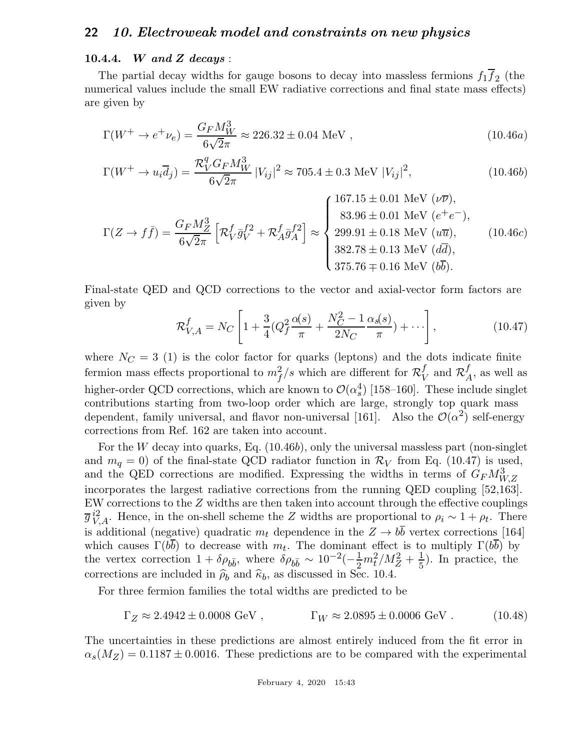### 10.4.4. *W and Z decays* :

The partial decay widths for gauge bosons to decay into massless fermions $f_1\overline{f}_2$ (the numerical values include the small EW radiative corrections and final state mass effects) are given by

$$\Gamma(W^+ \to e^+\nu_e) = \frac{G_F M_W^3}{6\sqrt{2}\pi} \approx 226.32 \pm 0.04 \text{ MeV} , \tag{10.46a}$$

$$\Gamma(W^+ \to u_i\overline{d}_j) = \frac{\mathcal{R}_V^q G_F M_W^3}{6\sqrt{2}\pi} |V_{ij}|^2 \approx 705.4 \pm 0.3 \text{ MeV } |V_{ij}|^2, \tag{10.46b}$$

$$\Gamma(Z \to f\bar{f}) = \frac{G_F M_Z^3}{6\sqrt{2}\pi} \left[\mathcal{R}_V^f \bar{g}_V^{f2} + \mathcal{R}_A^f \bar{g}_A^{f2}\right] \approx \begin{cases} 167.15 \pm 0.01 \text{ MeV } (\nu\overline{\nu}), \\ 83.96 \pm 0.01 \text{ MeV } (e^+e^-), \\ 299.91 \pm 0.18 \text{ MeV } (u\overline{u}), \\ 382.78 \pm 0.13 \text{ MeV } (d\overline{d}), \\ 375.76 \mp 0.16 \text{ MeV } (b\overline{b}). \end{cases} \tag{10.46c}$$

Final-state QED and QCD corrections to the vector and axial-vector form factors are given by

$$\mathcal{R}_{V,A}^f = N_C \left[1 + \frac{3}{4}(Q_f^2 \frac{\alpha(s)}{\pi} + \frac{N_C^2 - 1}{2N_C}\frac{\alpha_s(s)}{\pi}) + \cdots\right], \tag{10.47}$$

where $N_C = 3$ (1) is the color factor for quarks (leptons) and the dots indicate finite fermion mass effects proportional to $m_f^2/s$ which are different for $\mathcal{R}_V^f$ and $\mathcal{R}_A^f$, as well as higher-order QCD corrections, which are known to $\mathcal{O}(\alpha_s^4)$ [158–160]. These include singlet contributions starting from two-loop order which are large, strongly top quark mass dependent, family universal, and flavor non-universal [161]. Also the $\mathcal{O}(\alpha^2)$ self-energy corrections from Ref. 162 are taken into account.

For the $W$ decay into quarks, Eq. (10.46$b$), only the universal massless part (non-singlet and $m_q = 0$) of the final-state QCD radiator function in $\mathcal{R}_V$ from Eq. (10.47) is used, and the QED corrections are modified. Expressing the widths in terms of $G_F M_{W,Z}^3$ incorporates the largest radiative corrections from the running QED coupling [52,163]. EW corrections to the $Z$ widths are then taken into account through the effective couplings $\overline{g}\,_{V,A}^{i2}$. Hence, in the on-shell scheme the $Z$ widths are proportional to $\rho_i \sim 1 + \rho_t$. There is additional (negative) quadratic $m_t$ dependence in the $Z \to b\overline{b}$ vertex corrections [164] which causes $\Gamma(b\overline{b})$ to decrease with $m_t$. The dominant effect is to multiply $\Gamma(b\overline{b})$ by the vertex correction $1 + \delta\rho_{b\bar{b}}$, where $\delta\rho_{b\bar{b}} \sim 10^{-2}(-\frac{1}{2}m_t^2/M_Z^2 + \frac{1}{5})$. In practice, the corrections are included in $\widehat{\rho}_b$ and $\widehat{\kappa}_b$, as discussed in Sec. 10.4.

For three fermion families the total widths are predicted to be

$$\Gamma_Z \approx 2.4942 \pm 0.0008 \text{ GeV} , \qquad \Gamma_W \approx 2.0895 \pm 0.0006 \text{ GeV} . \tag{10.48}$$

The uncertainties in these predictions are almost entirely induced from the fit error in $\alpha_s(M_Z) = 0.1187 \pm 0.0016$. These predictions are to be compared with the experimental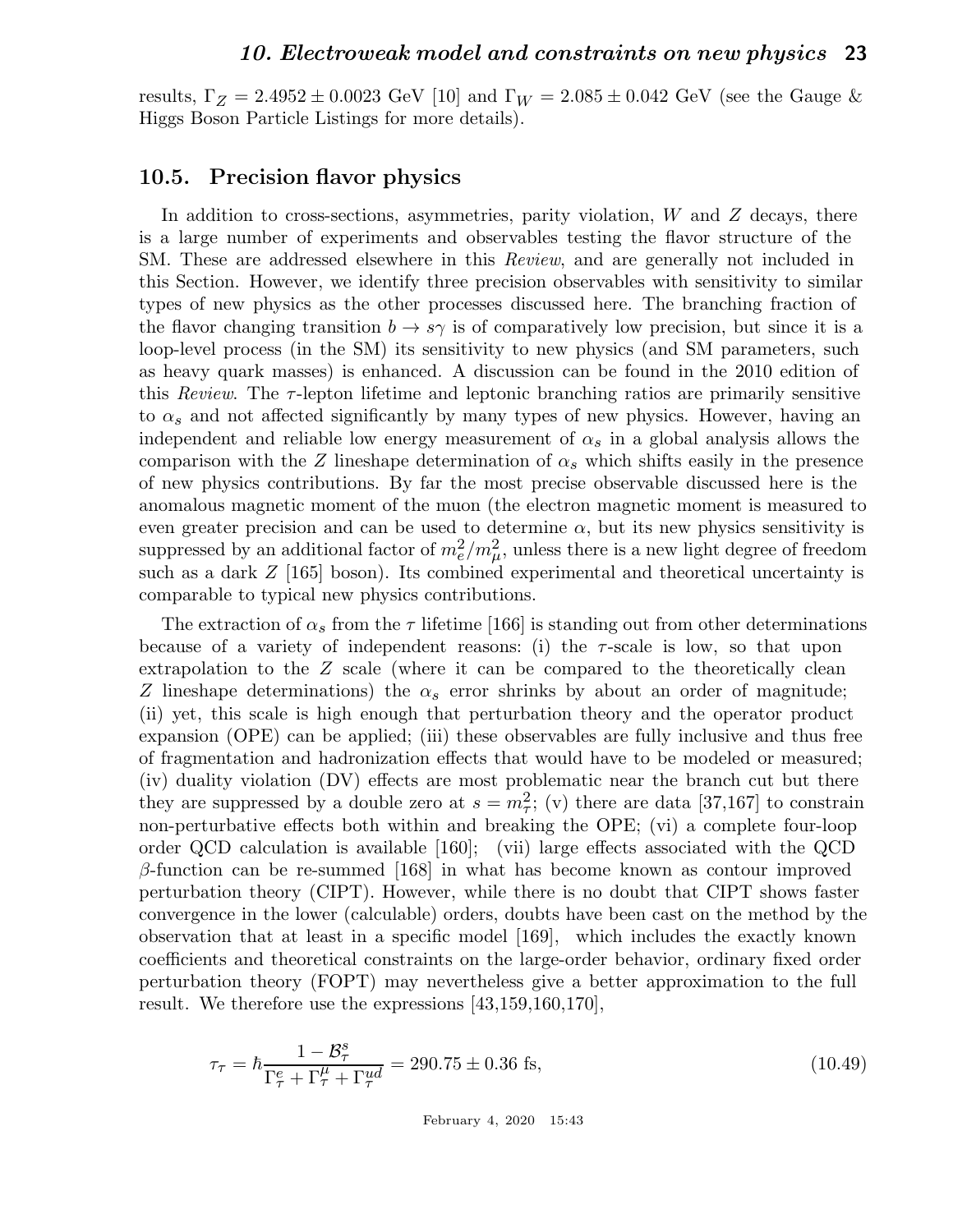results, $\Gamma_Z = 2.4952 \pm 0.0023$ GeV [10] and $\Gamma_W = 2.085 \pm 0.042$ GeV (see the Gauge & Higgs Boson Particle Listings for more details).

## 10.5. Precision flavor physics

In addition to cross-sections, asymmetries, parity violation, $W$ and $Z$ decays, there is a large number of experiments and observables testing the flavor structure of the SM. These are addressed elsewhere in this *Review*, and are generally not included in this Section. However, we identify three precision observables with sensitivity to similar types of new physics as the other processes discussed here. The branching fraction of the flavor changing transition $b \to s\gamma$ is of comparatively low precision, but since it is a loop-level process (in the SM) its sensitivity to new physics (and SM parameters, such as heavy quark masses) is enhanced. A discussion can be found in the 2010 edition of this *Review*. The $\tau$-lepton lifetime and leptonic branching ratios are primarily sensitive to $\alpha_s$ and not affected significantly by many types of new physics. However, having an independent and reliable low energy measurement of $\alpha_s$ in a global analysis allows the comparison with the $Z$ lineshape determination of $\alpha_s$ which shifts easily in the presence of new physics contributions. By far the most precise observable discussed here is the anomalous magnetic moment of the muon (the electron magnetic moment is measured to even greater precision and can be used to determine $\alpha$, but its new physics sensitivity is suppressed by an additional factor of $m_e^2/m_\mu^2$, unless there is a new light degree of freedom such as a dark $Z$ [165] boson). Its combined experimental and theoretical uncertainty is comparable to typical new physics contributions.

The extraction of $\alpha_s$ from the $\tau$ lifetime [166] is standing out from other determinations because of a variety of independent reasons: (i) the $\tau$-scale is low, so that upon extrapolation to the $Z$ scale (where it can be compared to the theoretically clean $Z$ lineshape determinations) the $\alpha_s$ error shrinks by about an order of magnitude; (ii) yet, this scale is high enough that perturbation theory and the operator product expansion (OPE) can be applied; (iii) these observables are fully inclusive and thus free of fragmentation and hadronization effects that would have to be modeled or measured; (iv) duality violation (DV) effects are most problematic near the branch cut but there they are suppressed by a double zero at $s = m_\tau^2$; (v) there are data [37,167] to constrain non-perturbative effects both within and breaking the OPE; (vi) a complete four-loop order QCD calculation is available [160]; (vii) large effects associated with the QCD $\beta$-function can be re-summed [168] in what has become known as contour improved perturbation theory (CIPT). However, while there is no doubt that CIPT shows faster convergence in the lower (calculable) orders, doubts have been cast on the method by the observation that at least in a specific model [169], which includes the exactly known coefficients and theoretical constraints on the large-order behavior, ordinary fixed order perturbation theory (FOPT) may nevertheless give a better approximation to the full result. We therefore use the expressions [43,159,160,170],

$$\tau_\tau = \hbar \frac{1 - \mathcal{B}_\tau^s}{\Gamma_\tau^e + \Gamma_\tau^\mu + \Gamma_\tau^{ud}} = 290.75 \pm 0.36 \text{ fs}, \tag{10.49}$$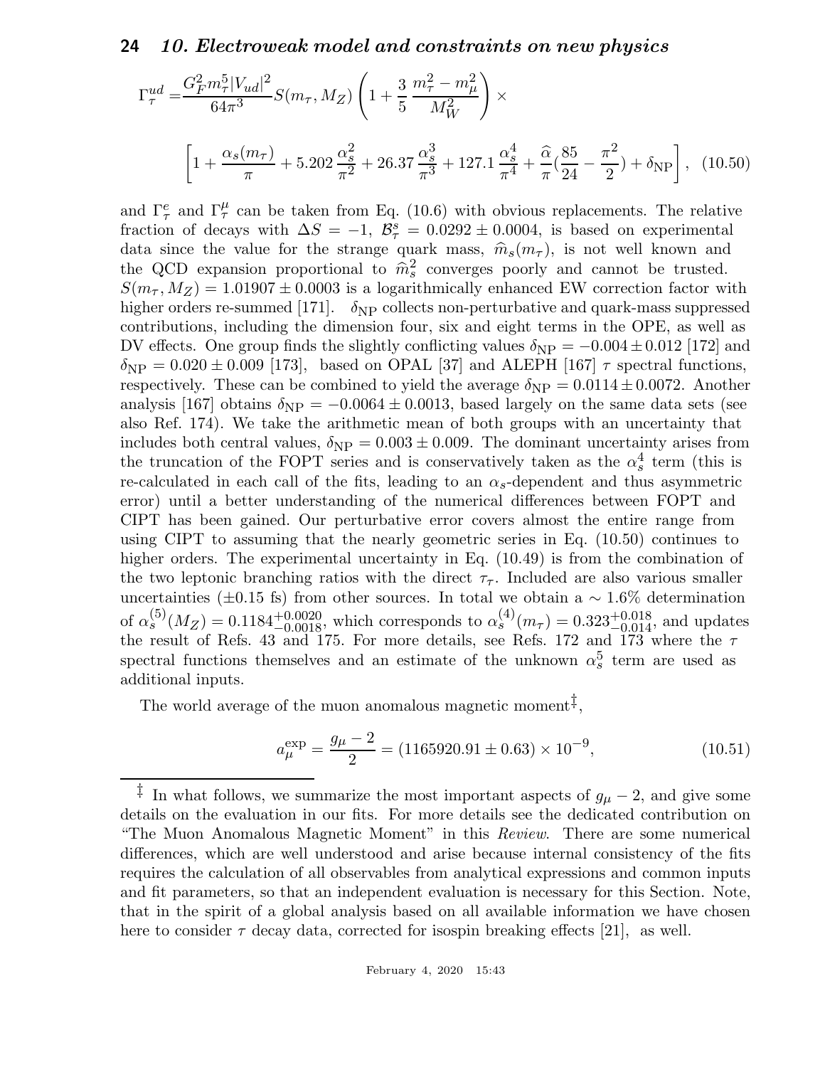$$\Gamma_\tau^{ud} = \frac{G_F^2 m_\tau^5 |V_{ud}|^2}{64\pi^3} S(m_\tau, M_Z) \left(1 + \frac{3}{5}\frac{m_\tau^2 - m_\mu^2}{M_W^2}\right) \times$$

$$\left[1 + \frac{\alpha_s(m_\tau)}{\pi} + 5.202\frac{\alpha_s^2}{\pi^2} + 26.37\frac{\alpha_s^3}{\pi^3} + 127.1\frac{\alpha_s^4}{\pi^4} + \frac{\widehat{\alpha}}{\pi}\left(\frac{85}{24} - \frac{\pi^2}{2}\right) + \delta_{\rm NP}\right], \quad (10.50)$$

and $\Gamma_\tau^e$ and $\Gamma_\tau^\mu$ can be taken from Eq. (10.6) with obvious replacements. The relative fraction of decays with $\Delta S = -1$, $\mathcal{B}_\tau^s = 0.0292 \pm 0.0004$, is based on experimental data since the value for the strange quark mass, $\widehat{m}_s(m_\tau)$, is not well known and the QCD expansion proportional to $\widehat{m}_s^2$ converges poorly and cannot be trusted. $S(m_\tau, M_Z) = 1.01907 \pm 0.0003$ is a logarithmically enhanced EW correction factor with higher orders re-summed [171]. $\delta_{\rm NP}$ collects non-perturbative and quark-mass suppressed contributions, including the dimension four, six and eight terms in the OPE, as well as DV effects. One group finds the slightly conflicting values $\delta_{\rm NP} = -0.004 \pm 0.012$ [172] and $\delta_{\rm NP} = 0.020 \pm 0.009$ [173], based on OPAL [37] and ALEPH [167] $\tau$ spectral functions, respectively. These can be combined to yield the average $\delta_{\rm NP} = 0.0114 \pm 0.0072$. Another analysis [167] obtains $\delta_{\rm NP} = -0.0064 \pm 0.0013$, based largely on the same data sets (see also Ref. 174). We take the arithmetic mean of both groups with an uncertainty that includes both central values, $\delta_{\rm NP} = 0.003 \pm 0.009$. The dominant uncertainty arises from the truncation of the FOPT series and is conservatively taken as the $\alpha_s^4$ term (this is re-calculated in each call of the fits, leading to an $\alpha_s$-dependent and thus asymmetric error) until a better understanding of the numerical differences between FOPT and CIPT has been gained. Our perturbative error covers almost the entire range from using CIPT to assuming that the nearly geometric series in Eq. (10.50) continues to higher orders. The experimental uncertainty in Eq. (10.49) is from the combination of the two leptonic branching ratios with the direct $\tau_\tau$. Included are also various smaller uncertainties ($\pm 0.15$ fs) from other sources. In total we obtain a $\sim 1.6\%$ determination of $\alpha_s^{(5)}(M_Z) = 0.1184^{+0.0020}_{-0.0018}$, which corresponds to $\alpha_s^{(4)}(m_\tau) = 0.323^{+0.018}_{-0.014}$, and updates the result of Refs. 43 and 175. For more details, see Refs. 172 and 173 where the $\tau$ spectral functions themselves and an estimate of the unknown $\alpha_s^5$ term are used as additional inputs.

The world average of the muon anomalous magnetic moment[‡],

$$a_\mu^{\rm exp} = \frac{g_\mu - 2}{2} = (1165920.91 \pm 0.63) \times 10^{-9}, \quad (10.51)$$

[‡] In what follows, we summarize the most important aspects of $g_\mu - 2$, and give some details on the evaluation in our fits. For more details see the dedicated contribution on "The Muon Anomalous Magnetic Moment" in this *Review*. There are some numerical differences, which are well understood and arise because internal consistency of the fits requires the calculation of all observables from analytical expressions and common inputs and fit parameters, so that an independent evaluation is necessary for this Section. Note, that in the spirit of a global analysis based on all available information we have chosen here to consider $\tau$ decay data, corrected for isospin breaking effects [21], as well.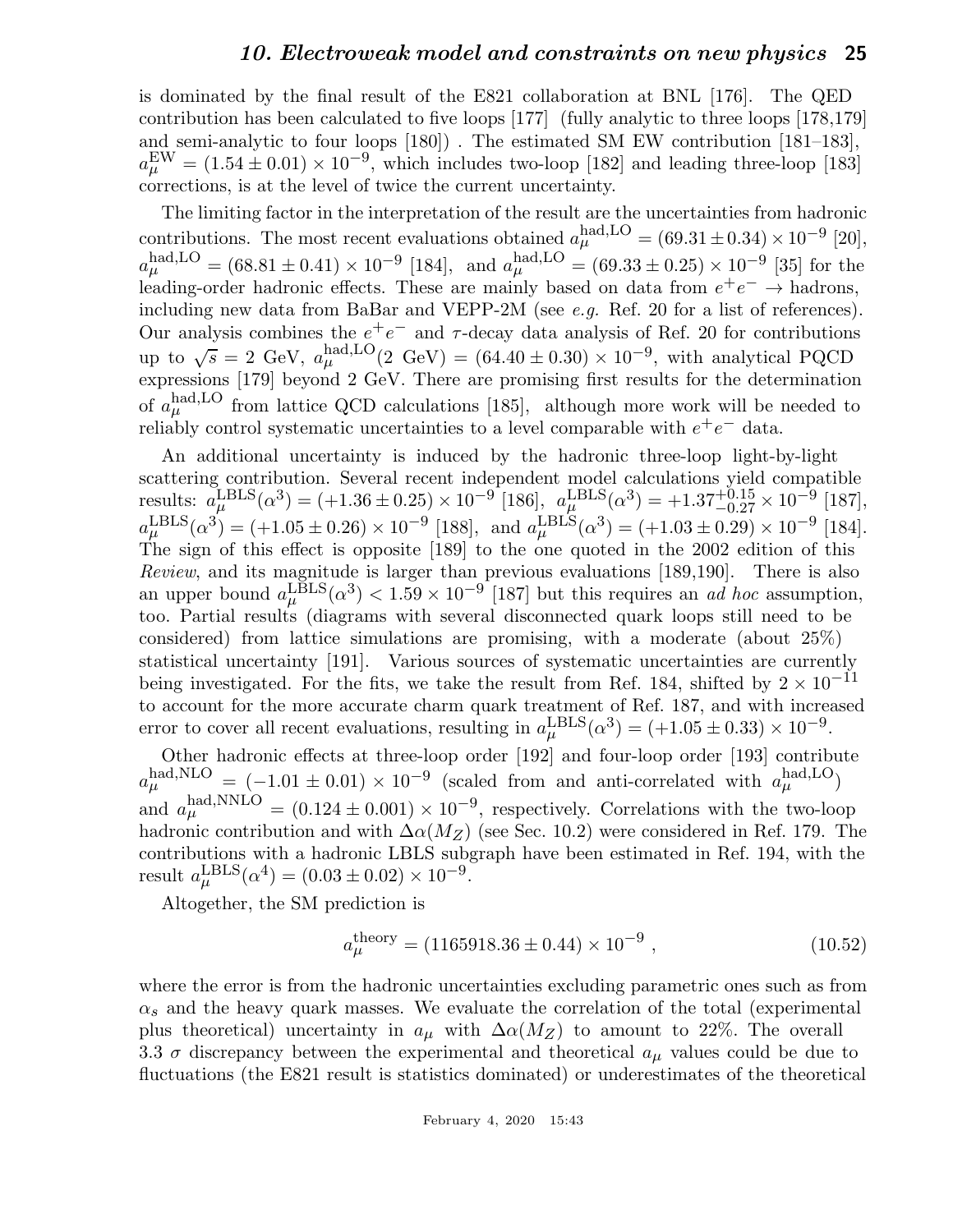is dominated by the final result of the E821 collaboration at BNL [176]. The QED contribution has been calculated to five loops [177] (fully analytic to three loops [178,179] and semi-analytic to four loops [180]) . The estimated SM EW contribution [181–183], $a_\mu^{\rm EW} = (1.54 \pm 0.01) \times 10^{-9}$, which includes two-loop [182] and leading three-loop [183] corrections, is at the level of twice the current uncertainty.

The limiting factor in the interpretation of the result are the uncertainties from hadronic contributions. The most recent evaluations obtained $a_\mu^{\rm had,LO} = (69.31 \pm 0.34) \times 10^{-9}$ [20], $a_\mu^{\rm had,LO} = (68.81 \pm 0.41) \times 10^{-9}$ [184], and $a_\mu^{\rm had,LO} = (69.33 \pm 0.25) \times 10^{-9}$ [35] for the leading-order hadronic effects. These are mainly based on data from $e^+e^- \to$ hadrons, including new data from BaBar and VEPP-2M (see *e.g.* Ref. 20 for a list of references). Our analysis combines the $e^+e^-$ and $\tau$-decay data analysis of Ref. 20 for contributions up to $\sqrt{s} = 2$ GeV, $a_\mu^{\rm had,LO}(2 \text{ GeV}) = (64.40 \pm 0.30) \times 10^{-9}$, with analytical PQCD expressions [179] beyond 2 GeV. There are promising first results for the determination of $a_\mu^{\rm had,LO}$ from lattice QCD calculations [185], although more work will be needed to reliably control systematic uncertainties to a level comparable with $e^+e^-$ data.

An additional uncertainty is induced by the hadronic three-loop light-by-light scattering contribution. Several recent independent model calculations yield compatible results: $a_\mu^{\rm LBLS}(\alpha^3) = (+1.36 \pm 0.25) \times 10^{-9}$ [186], $a_\mu^{\rm LBLS}(\alpha^3) = +1.37^{+0.15}_{-0.27} \times 10^{-9}$ [187], $a_\mu^{\rm LBLS}(\alpha^3) = (+1.05 \pm 0.26) \times 10^{-9}$ [188], and $a_\mu^{\rm LBLS}(\alpha^3) = (+1.03 \pm 0.29) \times 10^{-9}$ [184]. The sign of this effect is opposite [189] to the one quoted in the 2002 edition of this *Review*, and its magnitude is larger than previous evaluations [189,190]. There is also an upper bound $a_\mu^{\rm LBLS}(\alpha^3) < 1.59 \times 10^{-9}$ [187] but this requires an *ad hoc* assumption, too. Partial results (diagrams with several disconnected quark loops still need to be considered) from lattice simulations are promising, with a moderate (about 25%) statistical uncertainty [191]. Various sources of systematic uncertainties are currently being investigated. For the fits, we take the result from Ref. 184, shifted by $2 \times 10^{-11}$ to account for the more accurate charm quark treatment of Ref. 187, and with increased error to cover all recent evaluations, resulting in $a_\mu^{\rm LBLS}(\alpha^3) = (+1.05 \pm 0.33) \times 10^{-9}$.

Other hadronic effects at three-loop order [192] and four-loop order [193] contribute $a_\mu^{\rm had,NLO} = (-1.01 \pm 0.01) \times 10^{-9}$ (scaled from and anti-correlated with $a_\mu^{\rm had,LO}$) and $a_\mu^{\rm had,NNLO} = (0.124 \pm 0.001) \times 10^{-9}$, respectively. Correlations with the two-loop hadronic contribution and with $\Delta\alpha(M_Z)$ (see Sec. 10.2) were considered in Ref. 179. The contributions with a hadronic LBLS subgraph have been estimated in Ref. 194, with the result $a_\mu^{\rm LBLS}(\alpha^4) = (0.03 \pm 0.02) \times 10^{-9}$.

Altogether, the SM prediction is

$$a_\mu^{\rm theory} = (1165918.36 \pm 0.44) \times 10^{-9} , \tag{10.52}$$

where the error is from the hadronic uncertainties excluding parametric ones such as from $\alpha_s$ and the heavy quark masses. We evaluate the correlation of the total (experimental plus theoretical) uncertainty in $a_\mu$ with $\Delta\alpha(M_Z)$ to amount to 22%. The overall 3.3 $\sigma$ discrepancy between the experimental and theoretical $a_\mu$ values could be due to fluctuations (the E821 result is statistics dominated) or underestimates of the theoretical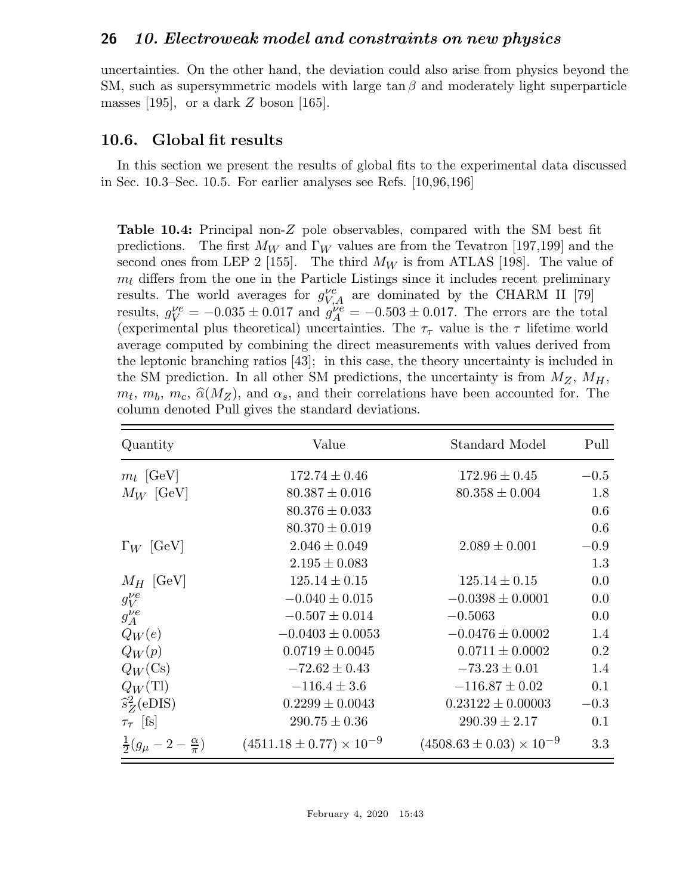uncertainties. On the other hand, the deviation could also arise from physics beyond the SM, such as supersymmetric models with large $\tan\beta$ and moderately light superparticle masses [195], or a dark $Z$ boson [165].

## 10.6. Global fit results

In this section we present the results of global fits to the experimental data discussed in Sec. 10.3–Sec. 10.5. For earlier analyses see Refs. [10,96,196]

**Table 10.4:** Principal non-$Z$ pole observables, compared with the SM best fit predictions. The first $M_W$ and $\Gamma_W$ values are from the Tevatron [197,199] and the second ones from LEP 2 [155]. The third $M_W$ is from ATLAS [198]. The value of $m_t$ differs from the one in the Particle Listings since it includes recent preliminary results. The world averages for $g_{V,A}^{\nu e}$ are dominated by the CHARM II [79] results, $g_V^{\nu e} = -0.035 \pm 0.017$ and $g_A^{\nu e} = -0.503 \pm 0.017$. The errors are the total (experimental plus theoretical) uncertainties. The $\tau_\tau$ value is the $\tau$ lifetime world average computed by combining the direct measurements with values derived from the leptonic branching ratios [43]; in this case, the theory uncertainty is included in the SM prediction. In all other SM predictions, the uncertainty is from $M_Z$, $M_H$, $m_t$, $m_b$, $m_c$, $\widehat{\alpha}(M_Z)$, and $\alpha_s$, and their correlations have been accounted for. The column denoted Pull gives the standard deviations.

| Quantity | Value | Standard Model | Pull |
|---|---|---|---|
| $m_t$ [GeV] | $172.74 \pm 0.46$ | $172.96 \pm 0.45$ | $-0.5$ |
| $M_W$ [GeV] | $80.387 \pm 0.016$ | $80.358 \pm 0.004$ | $1.8$ |
| | $80.376 \pm 0.033$ | | $0.6$ |
| | $80.370 \pm 0.019$ | | $0.6$ |
| $\Gamma_W$ [GeV] | $2.046 \pm 0.049$ | $2.089 \pm 0.001$ | $-0.9$ |
| | $2.195 \pm 0.083$ | | $1.3$ |
| $M_H$ [GeV] | $125.14 \pm 0.15$ | $125.14 \pm 0.15$ | $0.0$ |
| $g_V^{\nu e}$ | $-0.040 \pm 0.015$ | $-0.0398 \pm 0.0001$ | $0.0$ |
| $g_A^{\nu e}$ | $-0.507 \pm 0.014$ | $-0.5063$ | $0.0$ |
| $Q_W(e)$ | $-0.0403 \pm 0.0053$ | $-0.0476 \pm 0.0002$ | $1.4$ |
| $Q_W(p)$ | $0.0719 \pm 0.0045$ | $0.0711 \pm 0.0002$ | $0.2$ |
| $Q_W(\mathrm{Cs})$ | $-72.62 \pm 0.43$ | $-73.23 \pm 0.01$ | $1.4$ |
| $Q_W(\mathrm{Tl})$ | $-116.4 \pm 3.6$ | $-116.87 \pm 0.02$ | $0.1$ |
| $\widehat{s}_Z^2(\mathrm{eDIS})$ | $0.2299 \pm 0.0043$ | $0.23122 \pm 0.00003$ | $-0.3$ |
| $\tau_\tau$ [fs] | $290.75 \pm 0.36$ | $290.39 \pm 2.17$ | $0.1$ |
| $\frac{1}{2}(g_\mu - 2 - \frac{\alpha}{\pi})$ | $(4511.18 \pm 0.77) \times 10^{-9}$ | $(4508.63 \pm 0.03) \times 10^{-9}$ | $3.3$ |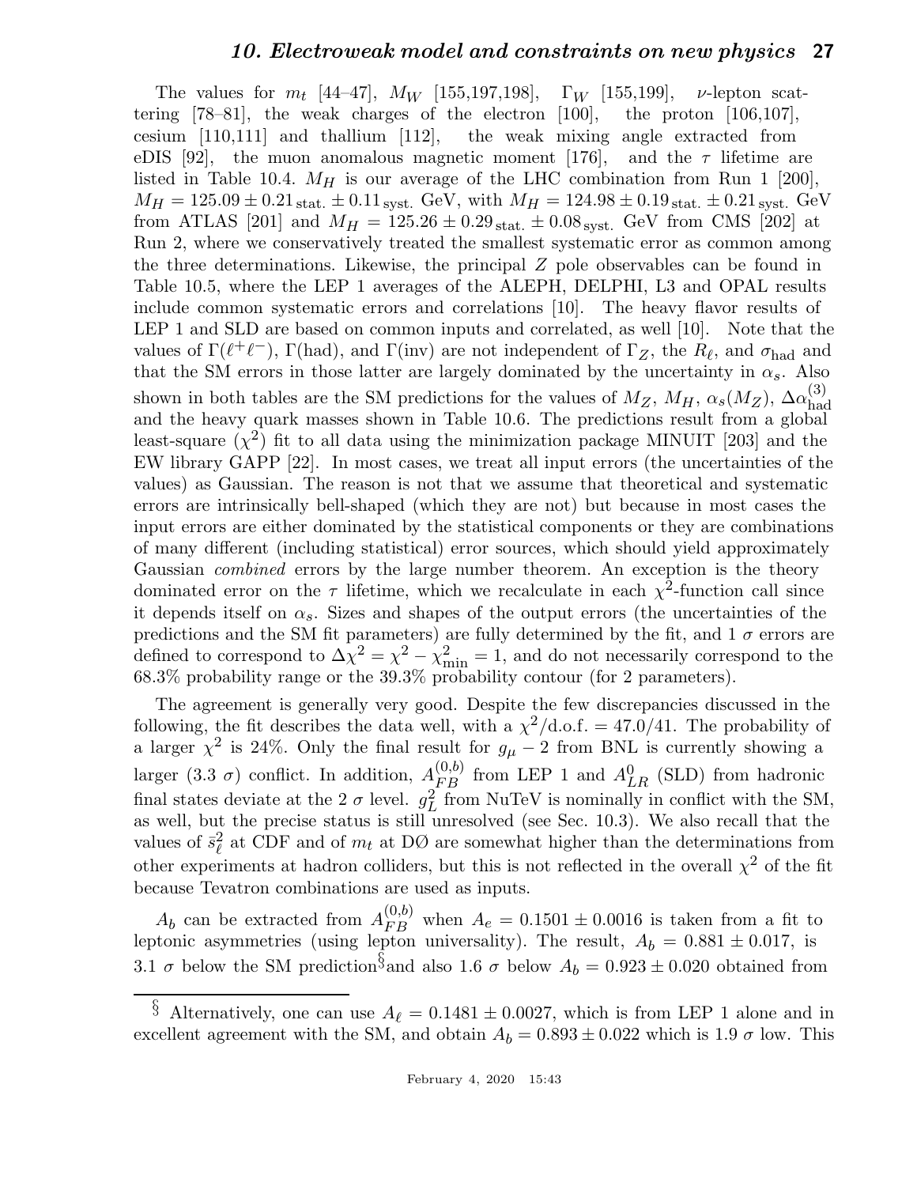The values for $m_t$ [44–47], $M_W$ [155,197,198], $\Gamma_W$ [155,199], $\nu$-lepton scattering [78–81], the weak charges of the electron [100], the proton [106,107], cesium [110,111] and thallium [112], the weak mixing angle extracted from eDIS [92], the muon anomalous magnetic moment [176], and the $\tau$ lifetime are listed in Table 10.4. $M_H$ is our average of the LHC combination from Run 1 [200], $M_H = 125.09 \pm 0.21_{\text{stat.}} \pm 0.11_{\text{syst.}}$ GeV, with $M_H = 124.98 \pm 0.19_{\text{stat.}} \pm 0.21_{\text{syst.}}$ GeV from ATLAS [201] and $M_H = 125.26 \pm 0.29_{\text{stat.}} \pm 0.08_{\text{syst.}}$ GeV from CMS [202] at Run 2, where we conservatively treated the smallest systematic error as common among the three determinations. Likewise, the principal $Z$ pole observables can be found in Table 10.5, where the LEP 1 averages of the ALEPH, DELPHI, L3 and OPAL results include common systematic errors and correlations [10]. The heavy flavor results of LEP 1 and SLD are based on common inputs and correlated, as well [10]. Note that the values of $\Gamma(\ell^+\ell^-)$, $\Gamma(\text{had})$, and $\Gamma(\text{inv})$ are not independent of $\Gamma_Z$, the $R_\ell$, and $\sigma_{\text{had}}$ and that the SM errors in those latter are largely dominated by the uncertainty in $\alpha_s$. Also shown in both tables are the SM predictions for the values of $M_Z$, $M_H$, $\alpha_s(M_Z)$, $\Delta\alpha_{\text{had}}^{(3)}$ and the heavy quark masses shown in Table 10.6. The predictions result from a global least-square ($\chi^2$) fit to all data using the minimization package MINUIT [203] and the EW library GAPP [22]. In most cases, we treat all input errors (the uncertainties of the values) as Gaussian. The reason is not that we assume that theoretical and systematic errors are intrinsically bell-shaped (which they are not) but because in most cases the input errors are either dominated by the statistical components or they are combinations of many different (including statistical) error sources, which should yield approximately Gaussian *combined* errors by the large number theorem. An exception is the theory dominated error on the $\tau$ lifetime, which we recalculate in each $\chi^2$-function call since it depends itself on $\alpha_s$. Sizes and shapes of the output errors (the uncertainties of the predictions and the SM fit parameters) are fully determined by the fit, and 1 $\sigma$ errors are defined to correspond to $\Delta\chi^2 = \chi^2 - \chi^2_{\text{min}} = 1$, and do not necessarily correspond to the 68.3% probability range or the 39.3% probability contour (for 2 parameters).

The agreement is generally very good. Despite the few discrepancies discussed in the following, the fit describes the data well, with a $\chi^2/\text{d.o.f.} = 47.0/41$. The probability of a larger $\chi^2$ is 24%. Only the final result for $g_\mu - 2$ from BNL is currently showing a larger (3.3 $\sigma$) conflict. In addition, $A_{FB}^{(0,b)}$ from LEP 1 and $A_{LR}^0$ (SLD) from hadronic final states deviate at the 2 $\sigma$ level. $g_L^2$ from NuTeV is nominally in conflict with the SM, as well, but the precise status is still unresolved (see Sec. 10.3). We also recall that the values of $\bar{s}_\ell^2$ at CDF and of $m_t$ at DØ are somewhat higher than the determinations from other experiments at hadron colliders, but this is not reflected in the overall $\chi^2$ of the fit because Tevatron combinations are used as inputs.

$A_b$ can be extracted from $A_{FB}^{(0,b)}$ when $A_e = 0.1501 \pm 0.0016$ is taken from a fit to leptonic asymmetries (using lepton universality). The result, $A_b = 0.881 \pm 0.017$, is 3.1 $\sigma$ below the SM prediction[§] and also 1.6 $\sigma$ below $A_b = 0.923 \pm 0.020$ obtained from

[§] Alternatively, one can use $A_\ell = 0.1481 \pm 0.0027$, which is from LEP 1 alone and in excellent agreement with the SM, and obtain $A_b = 0.893 \pm 0.022$ which is 1.9 $\sigma$ low. This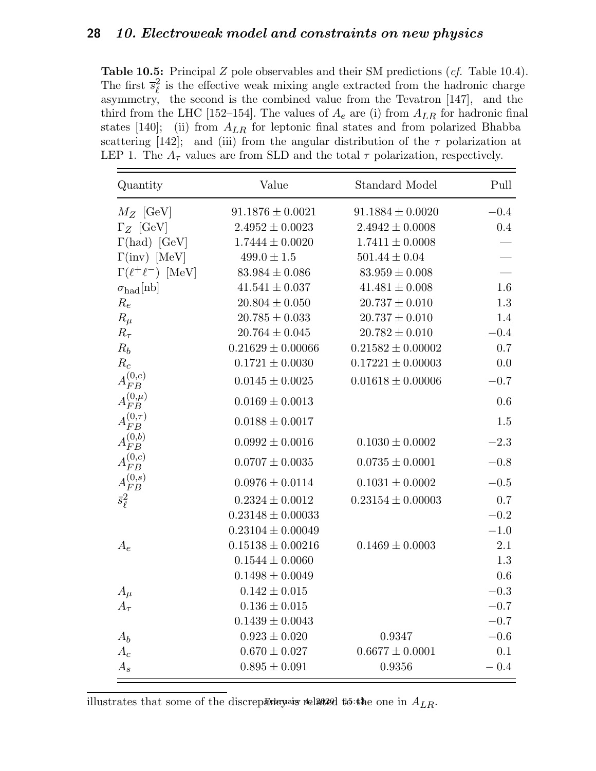**Table 10.5:** Principal $Z$ pole observables and their SM predictions (*cf.* Table 10.4). The first $\bar{s}^2_\ell$ is the effective weak mixing angle extracted from the hadronic charge asymmetry, the second is the combined value from the Tevatron [147], and the third from the LHC [152–154]. The values of $A_e$ are (i) from $A_{LR}$ for hadronic final states [140]; (ii) from $A_{LR}$ for leptonic final states and from polarized Bhabba scattering [142]; and (iii) from the angular distribution of the $\tau$ polarization at LEP 1. The $A_\tau$ values are from SLD and the total $\tau$ polarization, respectively.

| Quantity | Value | Standard Model | Pull |
|---|---|---|---|
| $M_Z$ [GeV] | $91.1876 \pm 0.0021$ | $91.1884 \pm 0.0020$ | $-0.4$ |
| $\Gamma_Z$ [GeV] | $2.4952 \pm 0.0023$ | $2.4942 \pm 0.0008$ | $0.4$ |
| $\Gamma(\text{had})$ [GeV] | $1.7444 \pm 0.0020$ | $1.7411 \pm 0.0008$ | — |
| $\Gamma(\text{inv})$ [MeV] | $499.0 \pm 1.5$ | $501.44 \pm 0.04$ | — |
| $\Gamma(\ell^+\ell^-)$ [MeV] | $83.984 \pm 0.086$ | $83.959 \pm 0.008$ | — |
| $\sigma_{\text{had}}$[nb] | $41.541 \pm 0.037$ | $41.481 \pm 0.008$ | $1.6$ |
| $R_e$ | $20.804 \pm 0.050$ | $20.737 \pm 0.010$ | $1.3$ |
| $R_\mu$ | $20.785 \pm 0.033$ | $20.737 \pm 0.010$ | $1.4$ |
| $R_\tau$ | $20.764 \pm 0.045$ | $20.782 \pm 0.010$ | $-0.4$ |
| $R_b$ | $0.21629 \pm 0.00066$ | $0.21582 \pm 0.00002$ | $0.7$ |
| $R_c$ | $0.1721 \pm 0.0030$ | $0.17221 \pm 0.00003$ | $0.0$ |
| $A_{FB}^{(0,e)}$ | $0.0145 \pm 0.0025$ | $0.01618 \pm 0.00006$ | $-0.7$ |
| $A_{FB}^{(0,\mu)}$ | $0.0169 \pm 0.0013$ | | $0.6$ |
| $A_{FB}^{(0,\tau)}$ | $0.0188 \pm 0.0017$ | | $1.5$ |
| $A_{FB}^{(0,b)}$ | $0.0992 \pm 0.0016$ | $0.1030 \pm 0.0002$ | $-2.3$ |
| $A_{FB}^{(0,c)}$ | $0.0707 \pm 0.0035$ | $0.0735 \pm 0.0001$ | $-0.8$ |
| $A_{FB}^{(0,s)}$ | $0.0976 \pm 0.0114$ | $0.1031 \pm 0.0002$ | $-0.5$ |
| $\bar{s}^2_\ell$ | $0.2324 \pm 0.0012$ | $0.23154 \pm 0.00003$ | $0.7$ |
| | $0.23148 \pm 0.00033$ | | $-0.2$ |
| | $0.23104 \pm 0.00049$ | | $-1.0$ |
| $A_e$ | $0.15138 \pm 0.00216$ | $0.1469 \pm 0.0003$ | $2.1$ |
| | $0.1544 \pm 0.0060$ | | $1.3$ |
| | $0.1498 \pm 0.0049$ | | $0.6$ |
| $A_\mu$ | $0.142 \pm 0.015$ | | $-0.3$ |
| $A_\tau$ | $0.136 \pm 0.015$ | | $-0.7$ |
| | $0.1439 \pm 0.0043$ | | $-0.7$ |
| $A_b$ | $0.923 \pm 0.020$ | $0.9347$ | $-0.6$ |
| $A_c$ | $0.670 \pm 0.027$ | $0.6677 \pm 0.0001$ | $0.1$ |
| $A_s$ | $0.895 \pm 0.091$ | $0.9356$ | $-0.4$ |

illustrates that some of the discrepancy is related to the one in $A_{LR}$.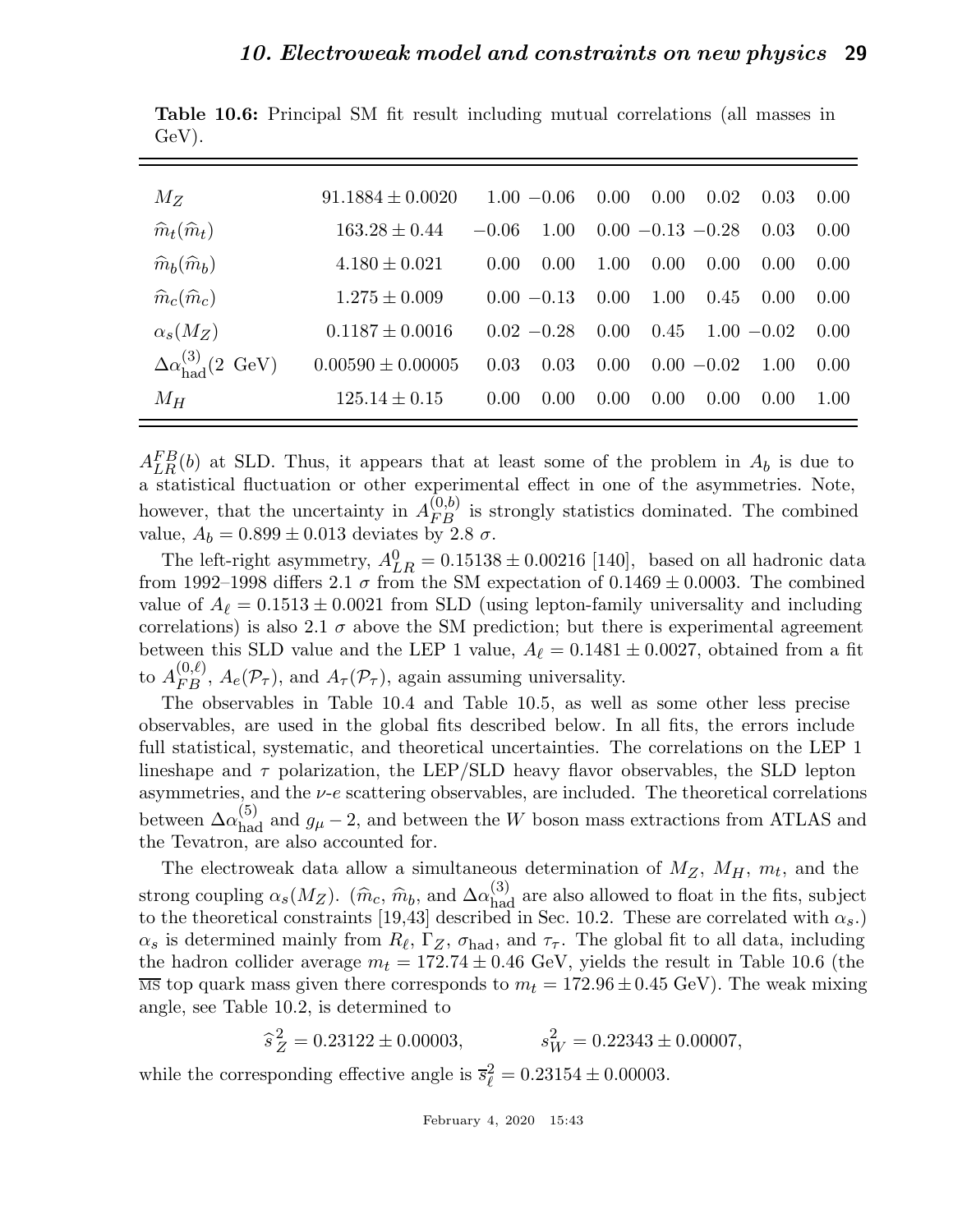**Table 10.6:** Principal SM fit result including mutual correlations (all masses in GeV).

| | | | | | | | | |
|---|---|---|---|---|---|---|---|---|
| $M_Z$ | $91.1884 \pm 0.0020$ | 1.00 | −0.06 | 0.00 | 0.00 | 0.02 | 0.03 | 0.00 |
| $\widehat{m}_t(\widehat{m}_t)$ | $163.28 \pm 0.44$ | −0.06 | 1.00 | 0.00 | −0.13 | −0.28 | 0.03 | 0.00 |
| $\widehat{m}_b(\widehat{m}_b)$ | $4.180 \pm 0.021$ | 0.00 | 0.00 | 1.00 | 0.00 | 0.00 | 0.00 | 0.00 |
| $\widehat{m}_c(\widehat{m}_c)$ | $1.275 \pm 0.009$ | 0.00 | −0.13 | 0.00 | 1.00 | 0.45 | 0.00 | 0.00 |
| $\alpha_s(M_Z)$ | $0.1187 \pm 0.0016$ | 0.02 | −0.28 | 0.00 | 0.45 | 1.00 | −0.02 | 0.00 |
| $\Delta\alpha^{(3)}_{\rm had}(2\ \rm GeV)$ | $0.00590 \pm 0.00005$ | 0.03 | 0.03 | 0.00 | 0.00 | −0.02 | 1.00 | 0.00 |
| $M_H$ | $125.14 \pm 0.15$ | 0.00 | 0.00 | 0.00 | 0.00 | 0.00 | 0.00 | 1.00 |

$A^{FB}_{LR}(b)$ at SLD. Thus, it appears that at least some of the problem in $A_b$ is due to a statistical fluctuation or other experimental effect in one of the asymmetries. Note, however, that the uncertainty in $A^{(0,b)}_{FB}$ is strongly statistics dominated. The combined value, $A_b = 0.899 \pm 0.013$ deviates by 2.8 $\sigma$.

The left-right asymmetry, $A^0_{LR} = 0.15138 \pm 0.00216$ [140], based on all hadronic data from 1992–1998 differs 2.1 $\sigma$ from the SM expectation of $0.1469 \pm 0.0003$. The combined value of $A_\ell = 0.1513 \pm 0.0021$ from SLD (using lepton-family universality and including correlations) is also 2.1 $\sigma$ above the SM prediction; but there is experimental agreement between this SLD value and the LEP 1 value, $A_\ell = 0.1481 \pm 0.0027$, obtained from a fit to $A^{(0,\ell)}_{FB}$, $A_e(\mathcal{P}_\tau)$, and $A_\tau(\mathcal{P}_\tau)$, again assuming universality.

The observables in Table 10.4 and Table 10.5, as well as some other less precise observables, are used in the global fits described below. In all fits, the errors include full statistical, systematic, and theoretical uncertainties. The correlations on the LEP 1 lineshape and $\tau$ polarization, the LEP/SLD heavy flavor observables, the SLD lepton asymmetries, and the $\nu$-$e$ scattering observables, are included. The theoretical correlations between $\Delta\alpha^{(5)}_{\rm had}$ and $g_\mu - 2$, and between the $W$ boson mass extractions from ATLAS and the Tevatron, are also accounted for.

The electroweak data allow a simultaneous determination of $M_Z$, $M_H$, $m_t$, and the strong coupling $\alpha_s(M_Z)$. ($\widehat{m}_c$, $\widehat{m}_b$, and $\Delta\alpha^{(3)}_{\rm had}$ are also allowed to float in the fits, subject to the theoretical constraints [19,43] described in Sec. 10.2. These are correlated with $\alpha_s$.) $\alpha_s$ is determined mainly from $R_\ell$, $\Gamma_Z$, $\sigma_{\rm had}$, and $\tau_\tau$. The global fit to all data, including the hadron collider average $m_t = 172.74 \pm 0.46$ GeV, yields the result in Table 10.6 (the $\overline{\rm MS}$ top quark mass given there corresponds to $m_t = 172.96 \pm 0.45$ GeV). The weak mixing angle, see Table 10.2, is determined to

$$\widehat{s}^{\,2}_Z = 0.23122 \pm 0.00003, \qquad s^2_W = 0.22343 \pm 0.00007,$$

while the corresponding effective angle is $\overline{s}^2_\ell = 0.23154 \pm 0.00003$.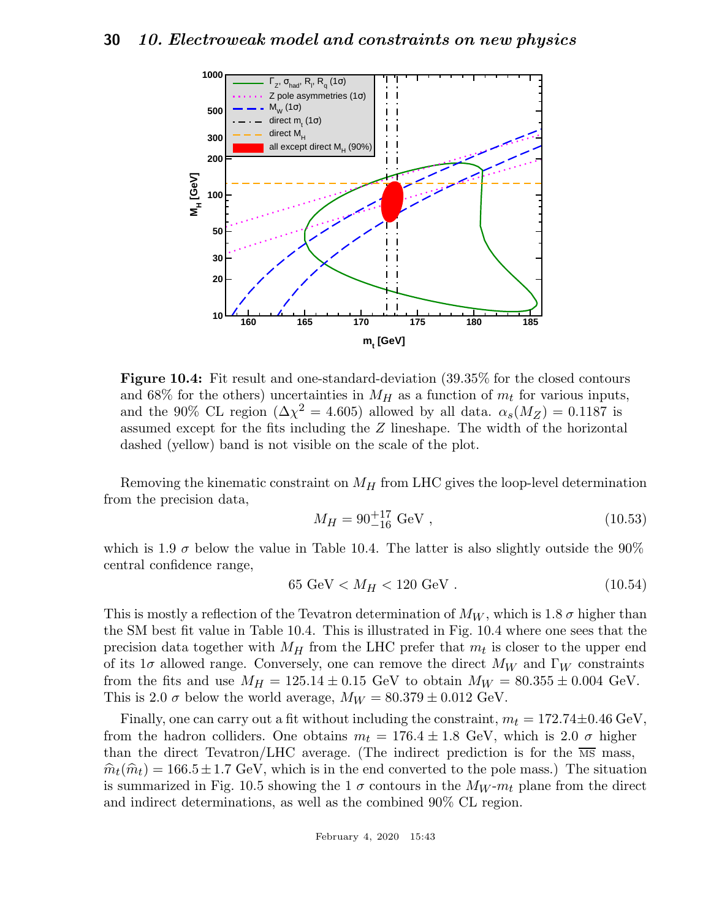**Figure 10.4:** Fit result and one-standard-deviation (39.35% for the closed contours and 68% for the others) uncertainties in $M_H$ as a function of $m_t$ for various inputs, and the 90% CL region ($\Delta\chi^2 = 4.605$) allowed by all data. $\alpha_s(M_Z) = 0.1187$ is assumed except for the fits including the $Z$ lineshape. The width of the horizontal dashed (yellow) band is not visible on the scale of the plot.

Removing the kinematic constraint on $M_H$ from LHC gives the loop-level determination from the precision data,

$$M_H = 90^{+17}_{-16} \text{ GeV} , \tag{10.53}$$

which is 1.9 $\sigma$ below the value in Table 10.4. The latter is also slightly outside the 90% central confidence range,

$$65 \text{ GeV} < M_H < 120 \text{ GeV} . \tag{10.54}$$

This is mostly a reflection of the Tevatron determination of $M_W$, which is 1.8 $\sigma$ higher than the SM best fit value in Table 10.4. This is illustrated in Fig. 10.4 where one sees that the precision data together with $M_H$ from the LHC prefer that $m_t$ is closer to the upper end of its 1$\sigma$ allowed range. Conversely, one can remove the direct $M_W$ and $\Gamma_W$ constraints from the fits and use $M_H = 125.14 \pm 0.15$ GeV to obtain $M_W = 80.355 \pm 0.004$ GeV. This is 2.0 $\sigma$ below the world average, $M_W = 80.379 \pm 0.012$ GeV.

Finally, one can carry out a fit without including the constraint, $m_t = 172.74 \pm 0.46$ GeV, from the hadron colliders. One obtains $m_t = 176.4 \pm 1.8$ GeV, which is 2.0 $\sigma$ higher than the direct Tevatron/LHC average. (The indirect prediction is for the $\overline{\text{MS}}$ mass, $\widehat{m}_t(\widehat{m}_t) = 166.5 \pm 1.7$ GeV, which is in the end converted to the pole mass.) The situation is summarized in Fig. 10.5 showing the 1 $\sigma$ contours in the $M_W$-$m_t$ plane from the direct and indirect determinations, as well as the combined 90% CL region.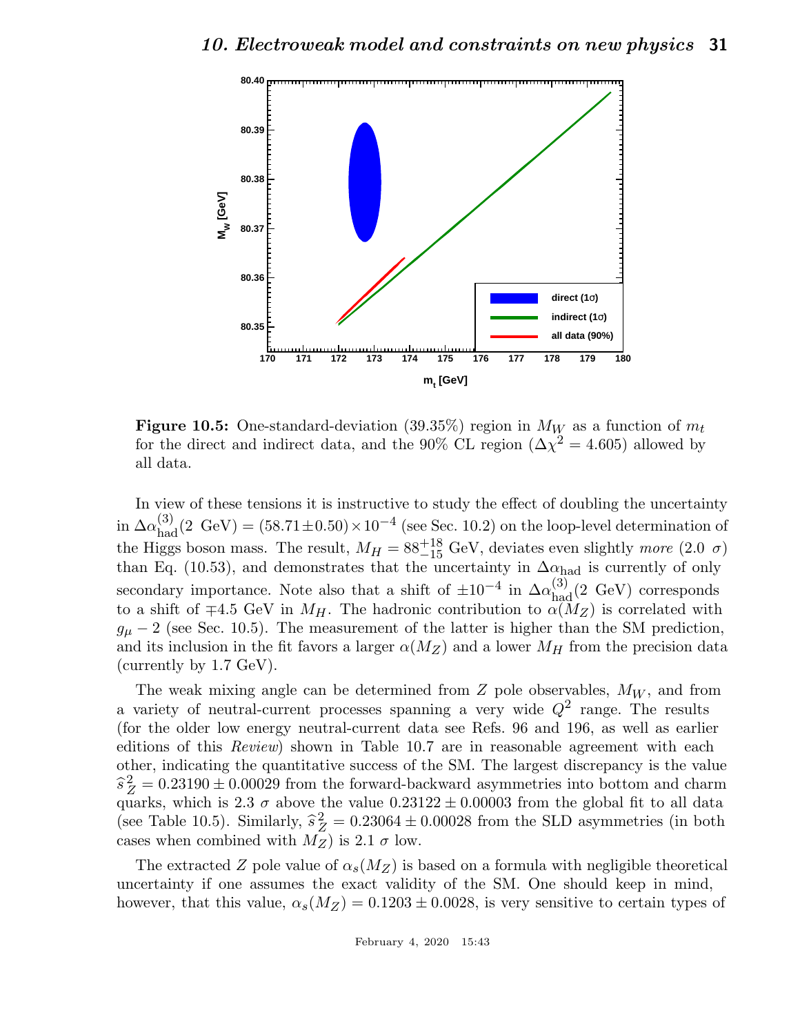**Figure 10.5:** One-standard-deviation (39.35%) region in $M_W$ as a function of $m_t$ for the direct and indirect data, and the 90% CL region ($\Delta\chi^2 = 4.605$) allowed by all data.

In view of these tensions it is instructive to study the effect of doubling the uncertainty in $\Delta\alpha^{(3)}_{\rm had}(2\ \text{GeV}) = (58.71 \pm 0.50) \times 10^{-4}$ (see Sec. 10.2) on the loop-level determination of the Higgs boson mass. The result, $M_H = 88^{+18}_{-15}$ GeV, deviates even slightly *more* ($2.0\ \sigma$) than Eq. (10.53), and demonstrates that the uncertainty in $\Delta\alpha_{\rm had}$ is currently of only secondary importance. Note also that a shift of $\pm 10^{-4}$ in $\Delta\alpha^{(3)}_{\rm had}(2\ \text{GeV})$ corresponds to a shift of $\mp 4.5$ GeV in $M_H$. The hadronic contribution to $\alpha(M_Z)$ is correlated with $g_\mu - 2$ (see Sec. 10.5). The measurement of the latter is higher than the SM prediction, and its inclusion in the fit favors a larger $\alpha(M_Z)$ and a lower $M_H$ from the precision data (currently by 1.7 GeV).

The weak mixing angle can be determined from $Z$ pole observables, $M_W$, and from a variety of neutral-current processes spanning a very wide $Q^2$ range. The results (for the older low energy neutral-current data see Refs. 96 and 196, as well as earlier editions of this *Review*) shown in Table 10.7 are in reasonable agreement with each other, indicating the quantitative success of the SM. The largest discrepancy is the value $\widehat{s}^{\,2}_Z = 0.23190 \pm 0.00029$ from the forward-backward asymmetries into bottom and charm quarks, which is $2.3\ \sigma$ above the value $0.23122 \pm 0.00003$ from the global fit to all data (see Table 10.5). Similarly, $\widehat{s}^{\,2}_Z = 0.23064 \pm 0.00028$ from the SLD asymmetries (in both cases when combined with $M_Z$) is $2.1\ \sigma$ low.

The extracted $Z$ pole value of $\alpha_s(M_Z)$ is based on a formula with negligible theoretical uncertainty if one assumes the exact validity of the SM. One should keep in mind, however, that this value, $\alpha_s(M_Z) = 0.1203 \pm 0.0028$, is very sensitive to certain types of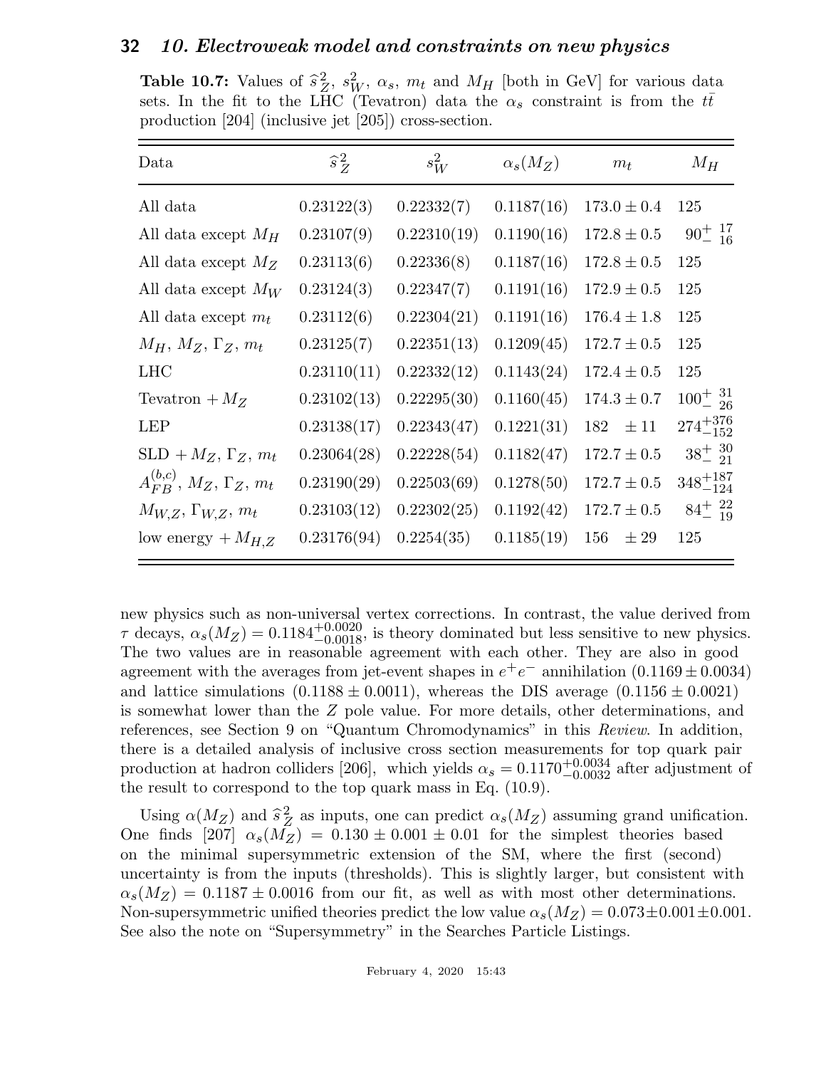**Table 10.7:** Values of $\widehat{s}^2_Z$, $s^2_W$, $\alpha_s$, $m_t$ and $M_H$ [both in GeV] for various data sets. In the fit to the LHC (Tevatron) data the $\alpha_s$ constraint is from the $t\bar{t}$ production [204] (inclusive jet [205]) cross-section.

| Data | $\widehat{s}^2_Z$ | $s^2_W$ | $\alpha_s(M_Z)$ | $m_t$ | $M_H$ |
|---|---|---|---|---|---|
| All data | 0.23122(3) | 0.22332(7) | 0.1187(16) | $173.0 \pm 0.4$ | 125 |
| All data except $M_H$ | 0.23107(9) | 0.22310(19) | 0.1190(16) | $172.8 \pm 0.5$ | $90^{+\ 17}_{-\ 16}$ |
| All data except $M_Z$ | 0.23113(6) | 0.22336(8) | 0.1187(16) | $172.8 \pm 0.5$ | 125 |
| All data except $M_W$ | 0.23124(3) | 0.22347(7) | 0.1191(16) | $172.9 \pm 0.5$ | 125 |
| All data except $m_t$ | 0.23112(6) | 0.22304(21) | 0.1191(16) | $176.4 \pm 1.8$ | 125 |
| $M_H$, $M_Z$, $\Gamma_Z$, $m_t$ | 0.23125(7) | 0.22351(13) | 0.1209(45) | $172.7 \pm 0.5$ | 125 |
| LHC | 0.23110(11) | 0.22332(12) | 0.1143(24) | $172.4 \pm 0.5$ | 125 |
| Tevatron $+ M_Z$ | 0.23102(13) | 0.22295(30) | 0.1160(45) | $174.3 \pm 0.7$ | $100^{+\ 31}_{-\ 26}$ |
| LEP | 0.23138(17) | 0.22343(47) | 0.1221(31) | $182 \quad \pm 11$ | $274^{+376}_{-152}$ |
| SLD $+ M_Z$, $\Gamma_Z$, $m_t$ | 0.23064(28) | 0.22228(54) | 0.1182(47) | $172.7 \pm 0.5$ | $38^{+\ 30}_{-\ 21}$ |
| $A^{(b,c)}_{FB}$, $M_Z$, $\Gamma_Z$, $m_t$ | 0.23190(29) | 0.22503(69) | 0.1278(50) | $172.7 \pm 0.5$ | $348^{+187}_{-124}$ |
| $M_{W,Z}$, $\Gamma_{W,Z}$, $m_t$ | 0.23103(12) | 0.22302(25) | 0.1192(42) | $172.7 \pm 0.5$ | $84^{+\ 22}_{-\ 19}$ |
| low energy $+ M_{H,Z}$ | 0.23176(94) | 0.2254(35) | 0.1185(19) | $156 \quad \pm 29$ | 125 |

new physics such as non-universal vertex corrections. In contrast, the value derived from $\tau$ decays, $\alpha_s(M_Z) = 0.1184^{+0.0020}_{-0.0018}$, is theory dominated but less sensitive to new physics. The two values are in reasonable agreement with each other. They are also in good agreement with the averages from jet-event shapes in $e^+e^-$ annihilation ($0.1169 \pm 0.0034$) and lattice simulations ($0.1188 \pm 0.0011$), whereas the DIS average ($0.1156 \pm 0.0021$) is somewhat lower than the $Z$ pole value. For more details, other determinations, and references, see Section 9 on "Quantum Chromodynamics" in this *Review*. In addition, there is a detailed analysis of inclusive cross section measurements for top quark pair production at hadron colliders [206], which yields $\alpha_s = 0.1170^{+0.0034}_{-0.0032}$ after adjustment of the result to correspond to the top quark mass in Eq. (10.9).

Using $\alpha(M_Z)$ and $\widehat{s}^2_Z$ as inputs, one can predict $\alpha_s(M_Z)$ assuming grand unification. One finds [207] $\alpha_s(M_Z) = 0.130 \pm 0.001 \pm 0.01$ for the simplest theories based on the minimal supersymmetric extension of the SM, where the first (second) uncertainty is from the inputs (thresholds). This is slightly larger, but consistent with $\alpha_s(M_Z) = 0.1187 \pm 0.0016$ from our fit, as well as with most other determinations. Non-supersymmetric unified theories predict the low value $\alpha_s(M_Z) = 0.073 \pm 0.001 \pm 0.001$. See also the note on "Supersymmetry" in the Searches Particle Listings.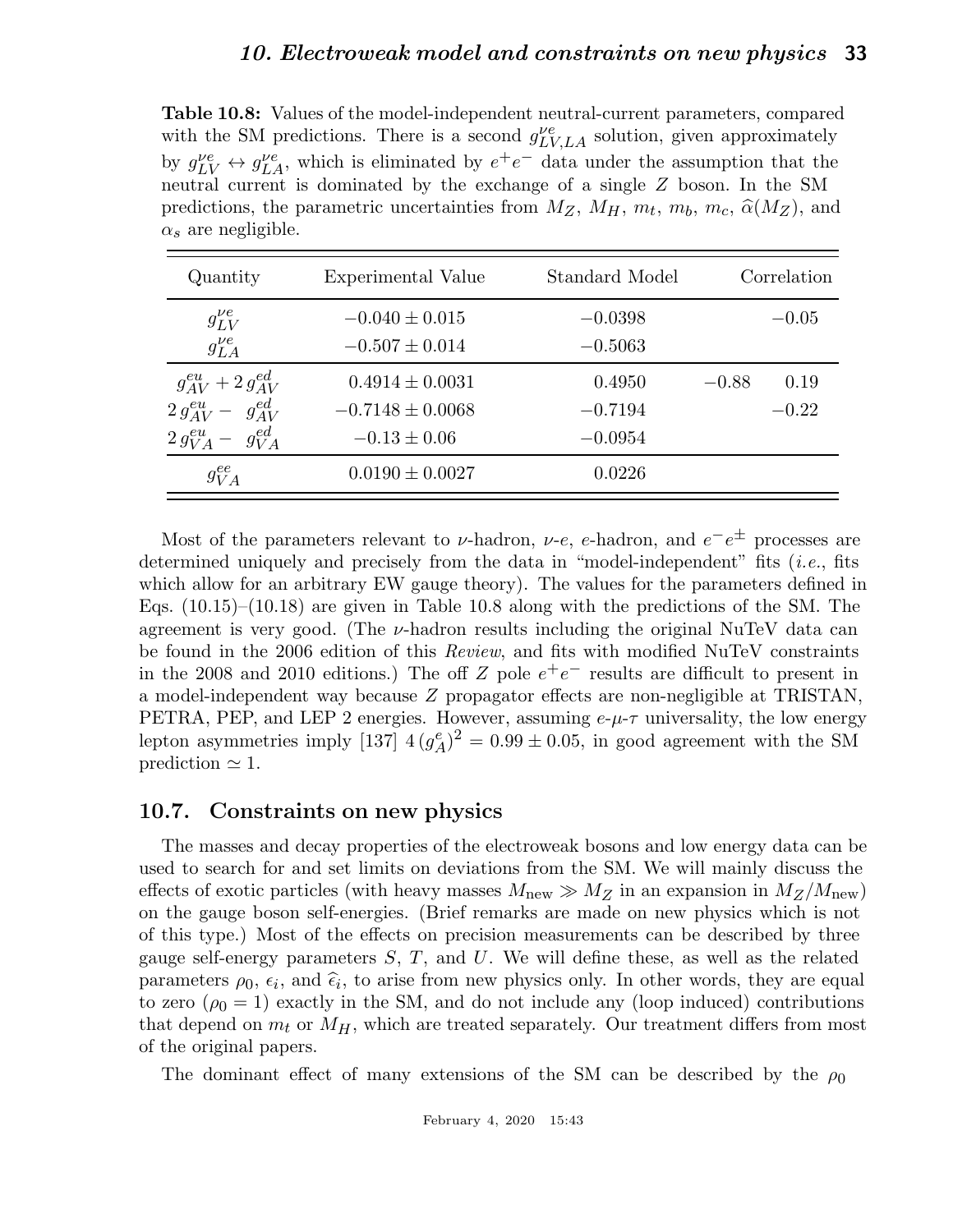**Table 10.8:** Values of the model-independent neutral-current parameters, compared with the SM predictions. There is a second $g_{LV,LA}^{\nu e}$ solution, given approximately by $g_{LV}^{\nu e} \leftrightarrow g_{LA}^{\nu e}$, which is eliminated by $e^+e^-$ data under the assumption that the neutral current is dominated by the exchange of a single $Z$ boson. In the SM predictions, the parametric uncertainties from $M_Z$, $M_H$, $m_t$, $m_b$, $m_c$, $\widehat{\alpha}(M_Z)$, and $\alpha_s$ are negligible.

| Quantity | Experimental Value | Standard Model | Correlation | |
|---|---|---|---|---|
| $g_{LV}^{\nu e}$ | $-0.040 \pm 0.015$ | $-0.0398$ | | $-0.05$ |
| $g_{LA}^{\nu e}$ | $-0.507 \pm 0.014$ | $-0.5063$ | | |
| $g_{AV}^{eu} + 2\, g_{AV}^{ed}$ | $0.4914 \pm 0.0031$ | $0.4950$ | $-0.88$ | $0.19$ |
| $2\, g_{AV}^{eu} - \; g_{AV}^{ed}$ | $-0.7148 \pm 0.0068$ | $-0.7194$ | | $-0.22$ |
| $2\, g_{VA}^{eu} - \; g_{VA}^{ed}$ | $-0.13 \pm 0.06$ | $-0.0954$ | | |
| $g_{VA}^{ee}$ | $0.0190 \pm 0.0027$ | $0.0226$ | | |

Most of the parameters relevant to $\nu$-hadron, $\nu$-$e$, $e$-hadron, and $e^-e^\pm$ processes are determined uniquely and precisely from the data in "model-independent" fits (*i.e.*, fits which allow for an arbitrary EW gauge theory). The values for the parameters defined in Eqs. (10.15)–(10.18) are given in Table 10.8 along with the predictions of the SM. The agreement is very good. (The $\nu$-hadron results including the original NuTeV data can be found in the 2006 edition of this *Review*, and fits with modified NuTeV constraints in the 2008 and 2010 editions.) The off $Z$ pole $e^+e^-$ results are difficult to present in a model-independent way because $Z$ propagator effects are non-negligible at TRISTAN, PETRA, PEP, and LEP 2 energies. However, assuming $e$-$\mu$-$\tau$ universality, the low energy lepton asymmetries imply [137] $4\,(g_A^e)^2 = 0.99 \pm 0.05$, in good agreement with the SM prediction $\simeq 1$.

## 10.7. Constraints on new physics

The masses and decay properties of the electroweak bosons and low energy data can be used to search for and set limits on deviations from the SM. We will mainly discuss the effects of exotic particles (with heavy masses $M_{\rm new} \gg M_Z$ in an expansion in $M_Z/M_{\rm new}$) on the gauge boson self-energies. (Brief remarks are made on new physics which is not of this type.) Most of the effects on precision measurements can be described by three gauge self-energy parameters $S$, $T$, and $U$. We will define these, as well as the related parameters $\rho_0$, $\epsilon_i$, and $\widehat{\epsilon}_i$, to arise from new physics only. In other words, they are equal to zero ($\rho_0 = 1$) exactly in the SM, and do not include any (loop induced) contributions that depend on $m_t$ or $M_H$, which are treated separately. Our treatment differs from most of the original papers.

The dominant effect of many extensions of the SM can be described by the $\rho_0$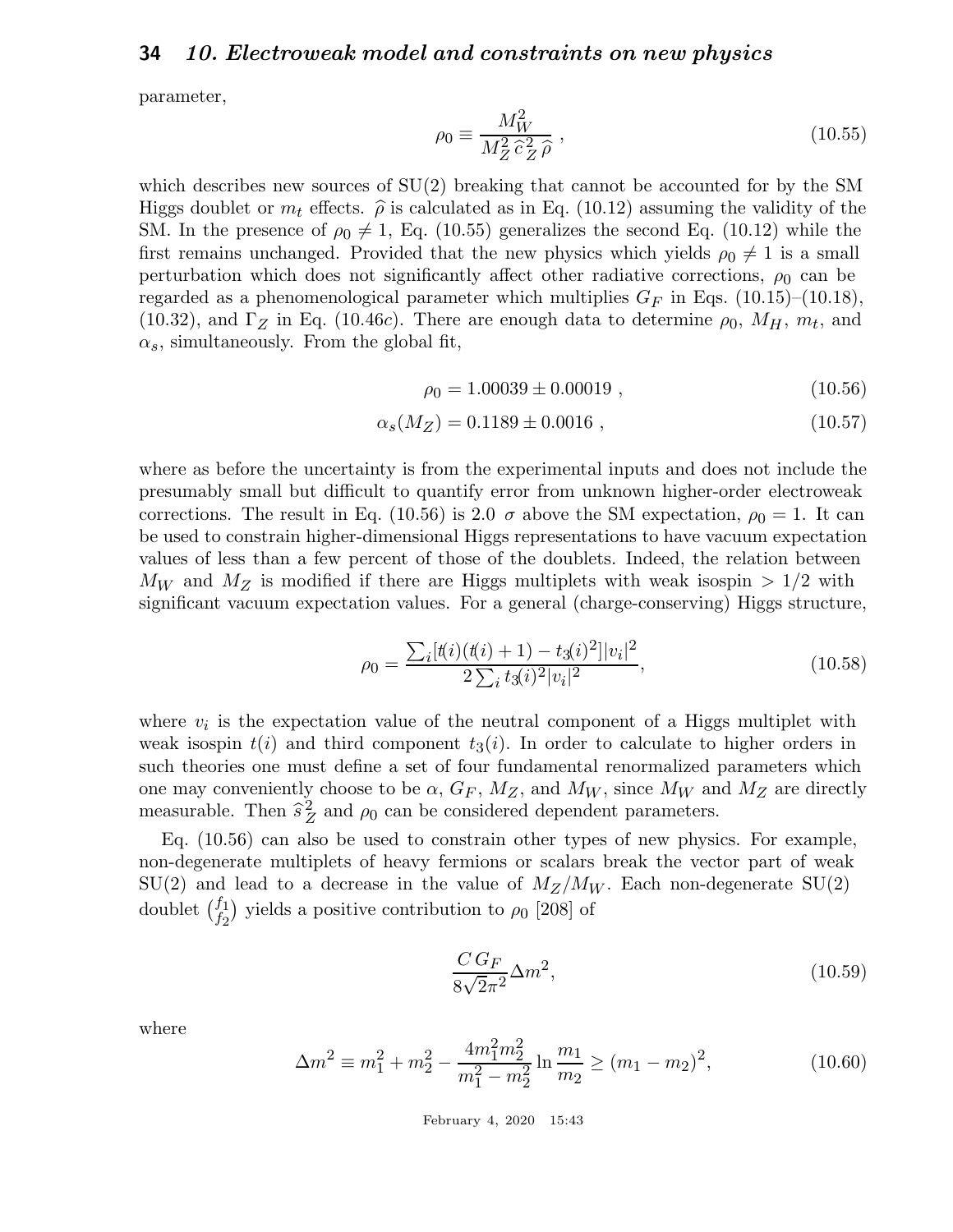parameter,

$$\rho_0 \equiv \frac{M_W^2}{M_Z^2 \, \widehat{c}_Z^{\,2} \, \widehat{\rho}} \, , \tag{10.55}$$

which describes new sources of SU(2) breaking that cannot be accounted for by the SM Higgs doublet or $m_t$ effects. $\widehat{\rho}$ is calculated as in Eq. (10.12) assuming the validity of the SM. In the presence of $\rho_0 \neq 1$, Eq. (10.55) generalizes the second Eq. (10.12) while the first remains unchanged. Provided that the new physics which yields $\rho_0 \neq 1$ is a small perturbation which does not significantly affect other radiative corrections, $\rho_0$ can be regarded as a phenomenological parameter which multiplies $G_F$ in Eqs. (10.15)–(10.18), (10.32), and $\Gamma_Z$ in Eq. (10.46$c$). There are enough data to determine $\rho_0$, $M_H$, $m_t$, and $\alpha_s$, simultaneously. From the global fit,

$$\rho_0 = 1.00039 \pm 0.00019 \, , \tag{10.56}$$

$$\alpha_s(M_Z) = 0.1189 \pm 0.0016 \, , \tag{10.57}$$

where as before the uncertainty is from the experimental inputs and does not include the presumably small but difficult to quantify error from unknown higher-order electroweak corrections. The result in Eq. (10.56) is 2.0 $\sigma$ above the SM expectation, $\rho_0 = 1$. It can be used to constrain higher-dimensional Higgs representations to have vacuum expectation values of less than a few percent of those of the doublets. Indeed, the relation between $M_W$ and $M_Z$ is modified if there are Higgs multiplets with weak isospin $> 1/2$ with significant vacuum expectation values. For a general (charge-conserving) Higgs structure,

$$\rho_0 = \frac{\sum_i [t(i)(t(i)+1) - t_3(i)^2] |v_i|^2}{2 \sum_i t_3(i)^2 |v_i|^2}, \tag{10.58}$$

where $v_i$ is the expectation value of the neutral component of a Higgs multiplet with weak isospin $t(i)$ and third component $t_3(i)$. In order to calculate to higher orders in such theories one must define a set of four fundamental renormalized parameters which one may conveniently choose to be $\alpha$, $G_F$, $M_Z$, and $M_W$, since $M_W$ and $M_Z$ are directly measurable. Then $\widehat{s}_Z^{\,2}$ and $\rho_0$ can be considered dependent parameters.

Eq. (10.56) can also be used to constrain other types of new physics. For example, non-degenerate multiplets of heavy fermions or scalars break the vector part of weak SU(2) and lead to a decrease in the value of $M_Z/M_W$. Each non-degenerate SU(2) doublet $\binom{f_1}{f_2}$ yields a positive contribution to $\rho_0$ [208] of

$$\frac{C \, G_F}{8\sqrt{2}\pi^2} \Delta m^2, \tag{10.59}$$

where

$$\Delta m^2 \equiv m_1^2 + m_2^2 - \frac{4 m_1^2 m_2^2}{m_1^2 - m_2^2} \ln \frac{m_1}{m_2} \geq (m_1 - m_2)^2, \tag{10.60}$$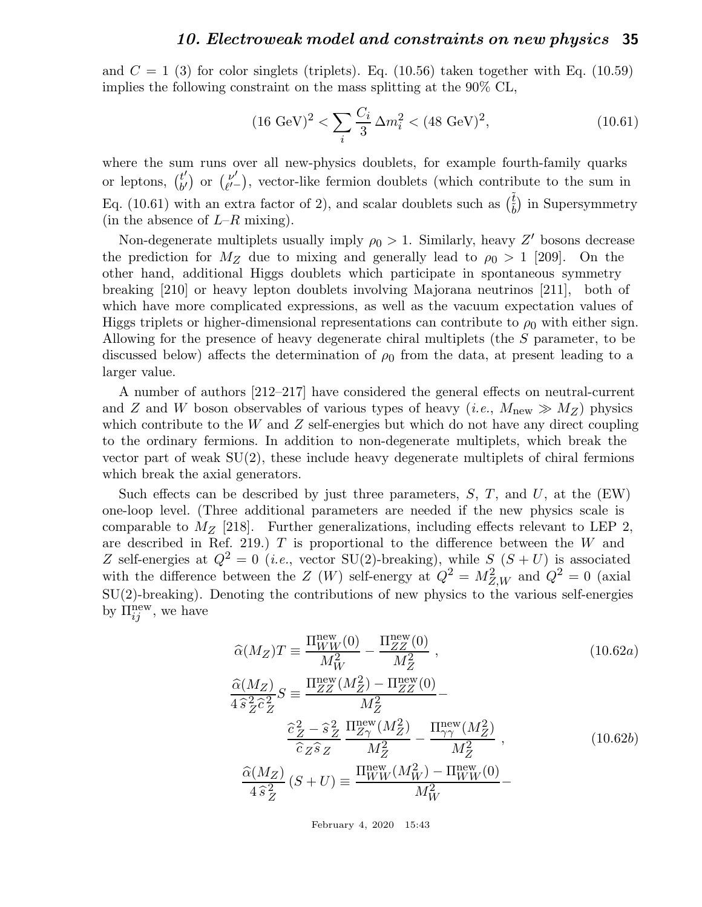and $C = 1$ (3) for color singlets (triplets). Eq. (10.56) taken together with Eq. (10.59) implies the following constraint on the mass splitting at the 90% CL,

$$(16\ \text{GeV})^2 < \sum_i \frac{C_i}{3}\, \Delta m_i^2 < (48\ \text{GeV})^2, \tag{10.61}$$

where the sum runs over all new-physics doublets, for example fourth-family quarks or leptons, $\binom{t'}{b'}$ or $\binom{\nu'}{\ell'^-}$, vector-like fermion doublets (which contribute to the sum in Eq. (10.61) with an extra factor of 2), and scalar doublets such as $\binom{\tilde{t}}{\tilde{b}}$ in Supersymmetry (in the absence of $L$–$R$ mixing).

Non-degenerate multiplets usually imply $\rho_0 > 1$. Similarly, heavy $Z'$ bosons decrease the prediction for $M_Z$ due to mixing and generally lead to $\rho_0 > 1$ [209]. On the other hand, additional Higgs doublets which participate in spontaneous symmetry breaking [210] or heavy lepton doublets involving Majorana neutrinos [211], both of which have more complicated expressions, as well as the vacuum expectation values of Higgs triplets or higher-dimensional representations can contribute to $\rho_0$ with either sign. Allowing for the presence of heavy degenerate chiral multiplets (the $S$ parameter, to be discussed below) affects the determination of $\rho_0$ from the data, at present leading to a larger value.

A number of authors [212–217] have considered the general effects on neutral-current and $Z$ and $W$ boson observables of various types of heavy (*i.e.*, $M_{\text{new}} \gg M_Z$) physics which contribute to the $W$ and $Z$ self-energies but which do not have any direct coupling to the ordinary fermions. In addition to non-degenerate multiplets, which break the vector part of weak SU(2), these include heavy degenerate multiplets of chiral fermions which break the axial generators.

Such effects can be described by just three parameters, $S$, $T$, and $U$, at the (EW) one-loop level. (Three additional parameters are needed if the new physics scale is comparable to $M_Z$ [218]. Further generalizations, including effects relevant to LEP 2, are described in Ref. 219.) $T$ is proportional to the difference between the $W$ and $Z$ self-energies at $Q^2 = 0$ (*i.e.*, vector SU(2)-breaking), while $S$ ($S + U$) is associated with the difference between the $Z$ ($W$) self-energy at $Q^2 = M_{Z,W}^2$ and $Q^2 = 0$ (axial SU(2)-breaking). Denoting the contributions of new physics to the various self-energies by $\Pi_{ij}^{\text{new}}$, we have

$$\widehat{\alpha}(M_Z) T \equiv \frac{\Pi_{WW}^{\text{new}}(0)}{M_W^2} - \frac{\Pi_{ZZ}^{\text{new}}(0)}{M_Z^2}\ , \tag{10.62a}$$

$$\frac{\widehat{\alpha}(M_Z)}{4\,\widehat{s}_Z^2 \widehat{c}_Z^2} S \equiv \frac{\Pi_{ZZ}^{\text{new}}(M_Z^2) - \Pi_{ZZ}^{\text{new}}(0)}{M_Z^2} - \frac{\widehat{c}_Z^2 - \widehat{s}_Z^2}{\widehat{c}_Z \widehat{s}_Z} \frac{\Pi_{Z\gamma}^{\text{new}}(M_Z^2)}{M_Z^2} - \frac{\Pi_{\gamma\gamma}^{\text{new}}(M_Z^2)}{M_Z^2}\ , \tag{10.62b}$$

$$\frac{\widehat{\alpha}(M_Z)}{4\,\widehat{s}_Z^2} (S + U) \equiv \frac{\Pi_{WW}^{\text{new}}(M_W^2) - \Pi_{WW}^{\text{new}}(0)}{M_W^2} -$$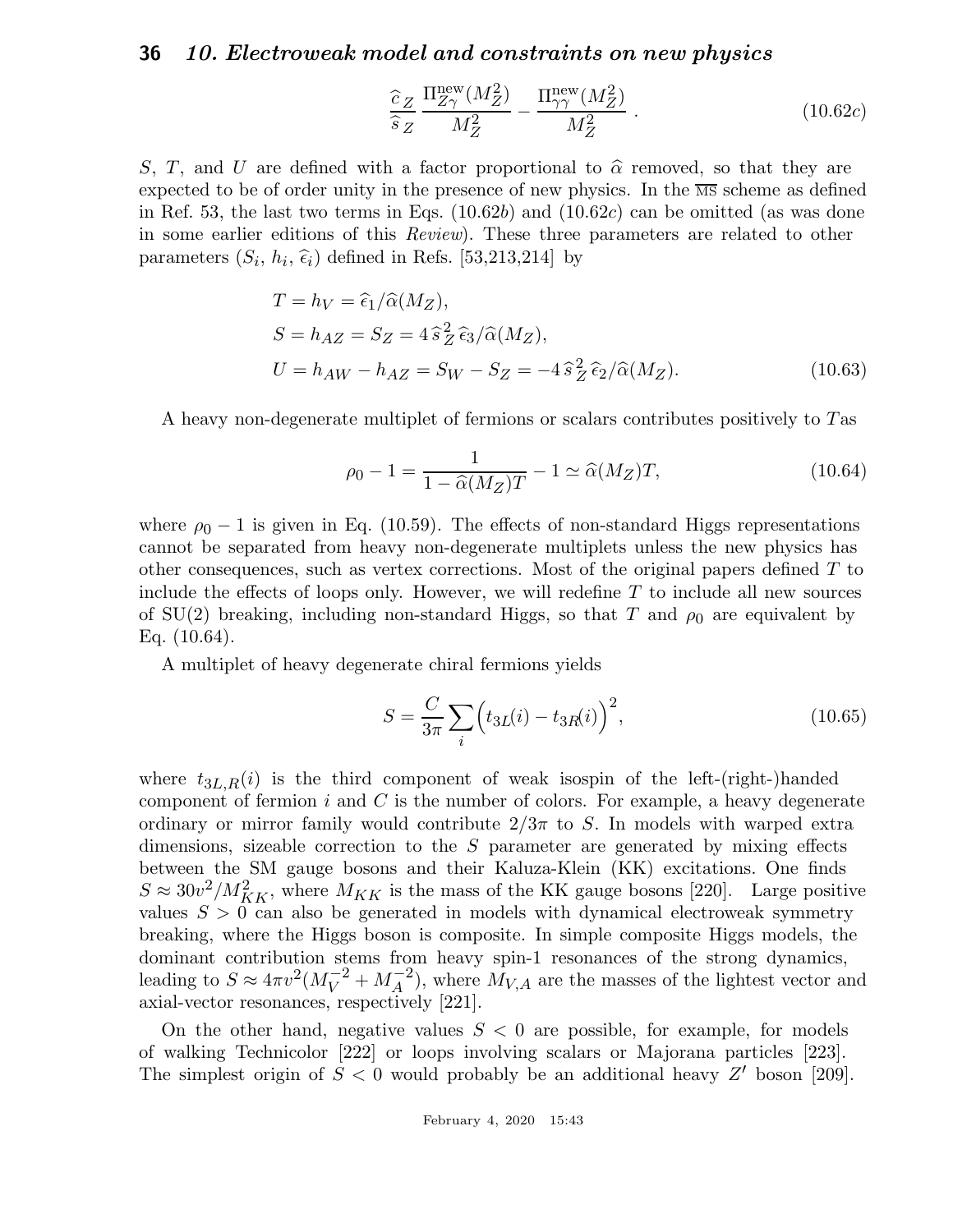$$\frac{\widehat{c}_Z}{\widehat{s}_Z} \frac{\Pi_{Z\gamma}^{\rm new}(M_Z^2)}{M_Z^2} - \frac{\Pi_{\gamma\gamma}^{\rm new}(M_Z^2)}{M_Z^2} \, . \tag{10.62c}$$

$S$, $T$, and $U$ are defined with a factor proportional to $\widehat{\alpha}$ removed, so that they are expected to be of order unity in the presence of new physics. In the $\overline{\rm MS}$ scheme as defined in Ref. 53, the last two terms in Eqs. (10.62$b$) and (10.62$c$) can be omitted (as was done in some earlier editions of this *Review*). These three parameters are related to other parameters ($S_i$, $h_i$, $\widehat{\epsilon}_i$) defined in Refs. [53,213,214] by

$$\begin{aligned}
T &= h_V = \widehat{\epsilon}_1/\widehat{\alpha}(M_Z), \\
S &= h_{AZ} = S_Z = 4\,\widehat{s}_Z^{\,2}\,\widehat{\epsilon}_3/\widehat{\alpha}(M_Z), \\
U &= h_{AW} - h_{AZ} = S_W - S_Z = -4\,\widehat{s}_Z^{\,2}\,\widehat{\epsilon}_2/\widehat{\alpha}(M_Z).
\end{aligned} \tag{10.63}$$

A heavy non-degenerate multiplet of fermions or scalars contributes positively to $T$as

$$\rho_0 - 1 = \frac{1}{1 - \widehat{\alpha}(M_Z)T} - 1 \simeq \widehat{\alpha}(M_Z)T, \tag{10.64}$$

where $\rho_0 - 1$ is given in Eq. (10.59). The effects of non-standard Higgs representations cannot be separated from heavy non-degenerate multiplets unless the new physics has other consequences, such as vertex corrections. Most of the original papers defined $T$ to include the effects of loops only. However, we will redefine $T$ to include all new sources of SU(2) breaking, including non-standard Higgs, so that $T$ and $\rho_0$ are equivalent by Eq. (10.64).

A multiplet of heavy degenerate chiral fermions yields

$$S = \frac{C}{3\pi} \sum_i \Big( t_{3L}(i) - t_{3R}(i) \Big)^2, \tag{10.65}$$

where $t_{3L,R}(i)$ is the third component of weak isospin of the left-(right-)handed component of fermion $i$ and $C$ is the number of colors. For example, a heavy degenerate ordinary or mirror family would contribute $2/3\pi$ to $S$. In models with warped extra dimensions, sizeable correction to the $S$ parameter are generated by mixing effects between the SM gauge bosons and their Kaluza-Klein (KK) excitations. One finds $S \approx 30 v^2/M_{KK}^2$, where $M_{KK}$ is the mass of the KK gauge bosons [220]. Large positive values $S > 0$ can also be generated in models with dynamical electroweak symmetry breaking, where the Higgs boson is composite. In simple composite Higgs models, the dominant contribution stems from heavy spin-1 resonances of the strong dynamics, leading to $S \approx 4\pi v^2 (M_V^{-2} + M_A^{-2})$, where $M_{V,A}$ are the masses of the lightest vector and axial-vector resonances, respectively [221].

On the other hand, negative values $S < 0$ are possible, for example, for models of walking Technicolor [222] or loops involving scalars or Majorana particles [223]. The simplest origin of $S < 0$ would probably be an additional heavy $Z'$ boson [209].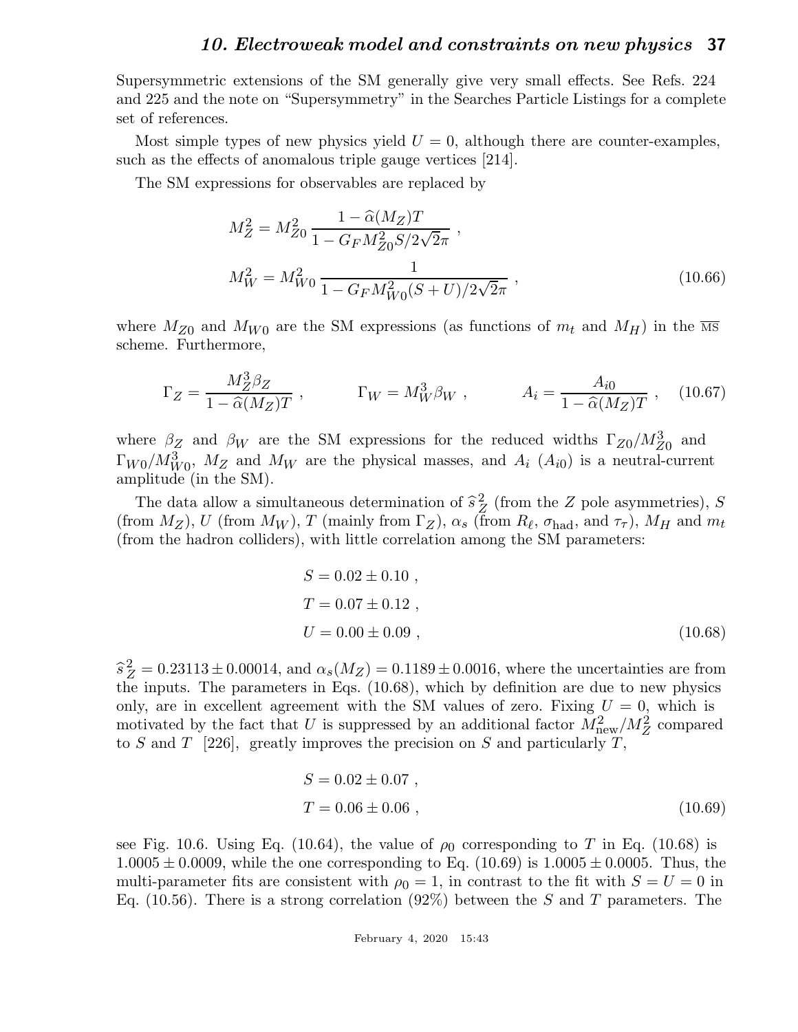Supersymmetric extensions of the SM generally give very small effects. See Refs. 224 and 225 and the note on "Supersymmetry" in the Searches Particle Listings for a complete set of references.

Most simple types of new physics yield $U = 0$, although there are counter-examples, such as the effects of anomalous triple gauge vertices [214].

The SM expressions for observables are replaced by

$$M_Z^2 = M_{Z0}^2 \frac{1 - \widehat{\alpha}(M_Z)T}{1 - G_F M_{Z0}^2 S/2\sqrt{2}\pi} ,$$
$$M_W^2 = M_{W0}^2 \frac{1}{1 - G_F M_{W0}^2 (S+U)/2\sqrt{2}\pi} , \tag{10.66}$$

where $M_{Z0}$ and $M_{W0}$ are the SM expressions (as functions of $m_t$ and $M_H$) in the $\overline{\text{MS}}$ scheme. Furthermore,

$$\Gamma_Z = \frac{M_Z^3 \beta_Z}{1 - \widehat{\alpha}(M_Z)T} , \qquad \Gamma_W = M_W^3 \beta_W , \qquad A_i = \frac{A_{i0}}{1 - \widehat{\alpha}(M_Z)T} , \tag{10.67}$$

where $\beta_Z$ and $\beta_W$ are the SM expressions for the reduced widths $\Gamma_{Z0}/M_{Z0}^3$ and $\Gamma_{W0}/M_{W0}^3$, $M_Z$ and $M_W$ are the physical masses, and $A_i$ ($A_{i0}$) is a neutral-current amplitude (in the SM).

The data allow a simultaneous determination of $\widehat{s}_Z^2$ (from the $Z$ pole asymmetries), $S$ (from $M_Z$), $U$ (from $M_W$), $T$ (mainly from $\Gamma_Z$), $\alpha_s$ (from $R_\ell$, $\sigma_{\text{had}}$, and $\tau_\tau$), $M_H$ and $m_t$ (from the hadron colliders), with little correlation among the SM parameters:

$$S = 0.02 \pm 0.10 ,$$
$$T = 0.07 \pm 0.12 ,$$
$$U = 0.00 \pm 0.09 , \tag{10.68}$$

$\widehat{s}_Z^2 = 0.23113 \pm 0.00014$, and $\alpha_s(M_Z) = 0.1189 \pm 0.0016$, where the uncertainties are from the inputs. The parameters in Eqs. (10.68), which by definition are due to new physics only, are in excellent agreement with the SM values of zero. Fixing $U = 0$, which is motivated by the fact that $U$ is suppressed by an additional factor $M_{\text{new}}^2/M_Z^2$ compared to $S$ and $T$ [226], greatly improves the precision on $S$ and particularly $T$,

$$S = 0.02 \pm 0.07 ,$$
$$T = 0.06 \pm 0.06 , \tag{10.69}$$

see Fig. 10.6. Using Eq. (10.64), the value of $\rho_0$ corresponding to $T$ in Eq. (10.68) is $1.0005 \pm 0.0009$, while the one corresponding to Eq. (10.69) is $1.0005 \pm 0.0005$. Thus, the multi-parameter fits are consistent with $\rho_0 = 1$, in contrast to the fit with $S = U = 0$ in Eq. (10.56). There is a strong correlation (92%) between the $S$ and $T$ parameters. The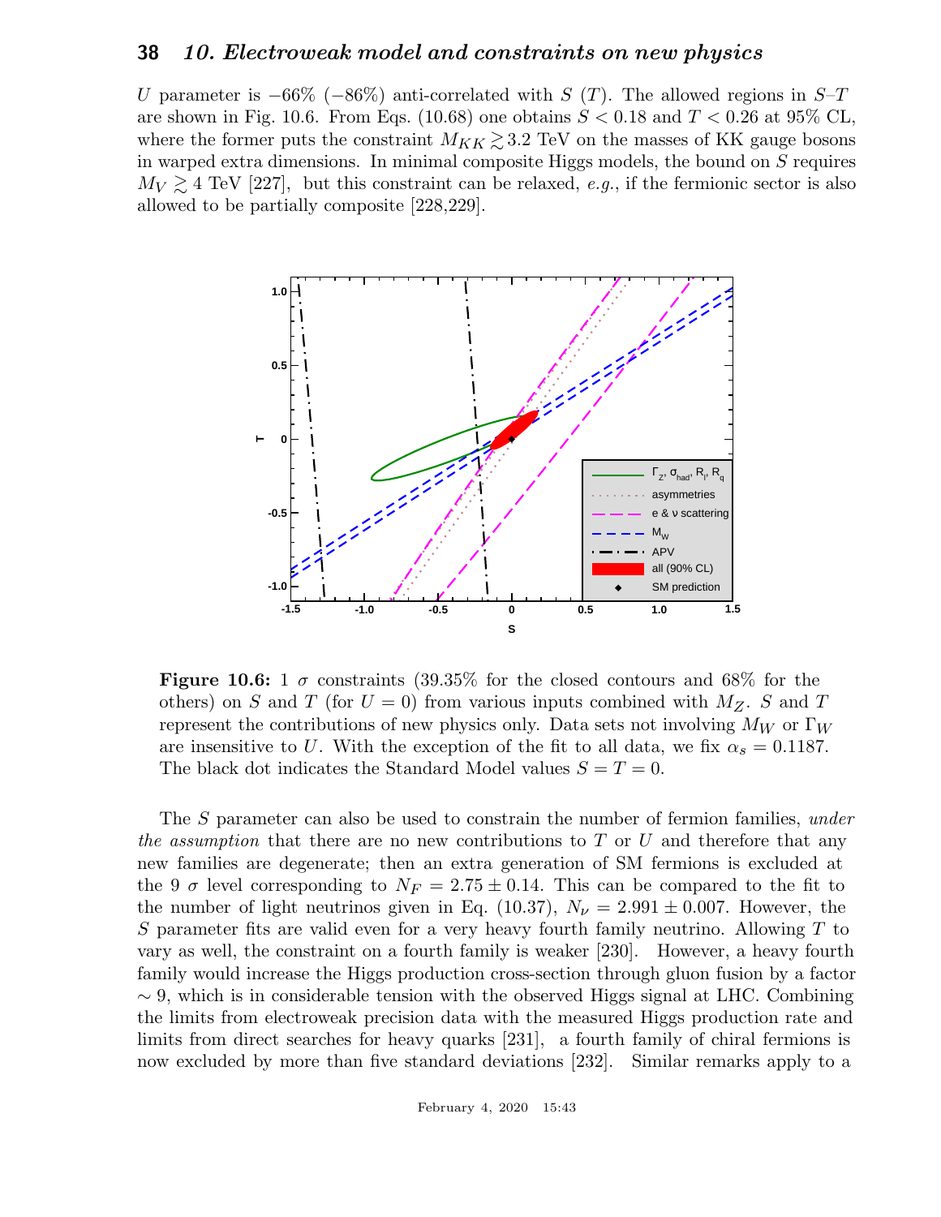$U$ parameter is $-66\%$ ($-86\%$) anti-correlated with $S$ ($T$). The allowed regions in $S$–$T$ are shown in Fig. 10.6. From Eqs. (10.68) one obtains $S < 0.18$ and $T < 0.26$ at 95% CL, where the former puts the constraint $M_{KK} \gtrsim 3.2$ TeV on the masses of KK gauge bosons in warped extra dimensions. In minimal composite Higgs models, the bound on $S$ requires $M_V \gtrsim 4$ TeV [227], but this constraint can be relaxed, *e.g.*, if the fermionic sector is also allowed to be partially composite [228,229].

**Figure 10.6:** 1 $\sigma$ constraints (39.35% for the closed contours and 68% for the others) on $S$ and $T$ (for $U = 0$) from various inputs combined with $M_Z$. $S$ and $T$ represent the contributions of new physics only. Data sets not involving $M_W$ or $\Gamma_W$ are insensitive to $U$. With the exception of the fit to all data, we fix $\alpha_s = 0.1187$. The black dot indicates the Standard Model values $S = T = 0$.

The $S$ parameter can also be used to constrain the number of fermion families, *under the assumption* that there are no new contributions to $T$ or $U$ and therefore that any new families are degenerate; then an extra generation of SM fermions is excluded at the 9 $\sigma$ level corresponding to $N_F = 2.75 \pm 0.14$. This can be compared to the fit to the number of light neutrinos given in Eq. (10.37), $N_\nu = 2.991 \pm 0.007$. However, the $S$ parameter fits are valid even for a very heavy fourth family neutrino. Allowing $T$ to vary as well, the constraint on a fourth family is weaker [230]. However, a heavy fourth family would increase the Higgs production cross-section through gluon fusion by a factor $\sim 9$, which is in considerable tension with the observed Higgs signal at LHC. Combining the limits from electroweak precision data with the measured Higgs production rate and limits from direct searches for heavy quarks [231], a fourth family of chiral fermions is now excluded by more than five standard deviations [232]. Similar remarks apply to a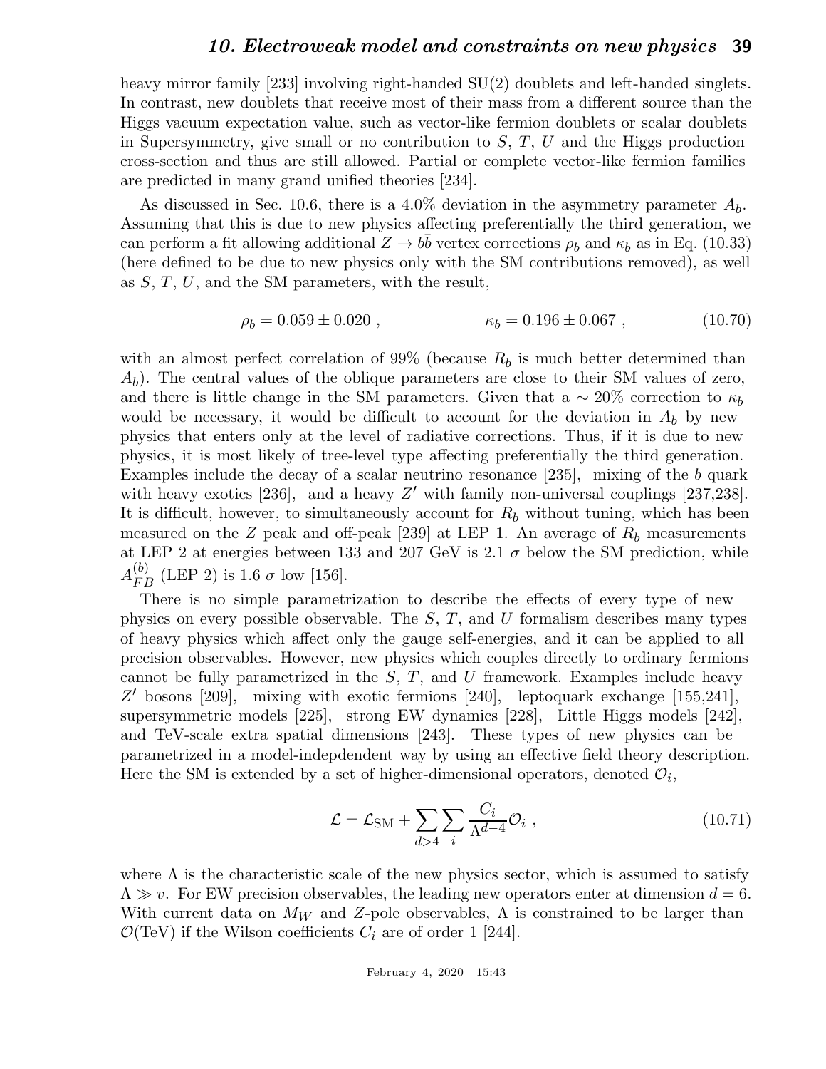heavy mirror family [233] involving right-handed SU(2) doublets and left-handed singlets. In contrast, new doublets that receive most of their mass from a different source than the Higgs vacuum expectation value, such as vector-like fermion doublets or scalar doublets in Supersymmetry, give small or no contribution to $S$, $T$, $U$ and the Higgs production cross-section and thus are still allowed. Partial or complete vector-like fermion families are predicted in many grand unified theories [234].

As discussed in Sec. 10.6, there is a 4.0% deviation in the asymmetry parameter $A_b$. Assuming that this is due to new physics affecting preferentially the third generation, we can perform a fit allowing additional $Z \to b\bar{b}$ vertex corrections $\rho_b$ and $\kappa_b$ as in Eq. (10.33) (here defined to be due to new physics only with the SM contributions removed), as well as $S$, $T$, $U$, and the SM parameters, with the result,

$$\rho_b = 0.059 \pm 0.020 \; , \qquad\qquad \kappa_b = 0.196 \pm 0.067 \; , \tag{10.70}$$

with an almost perfect correlation of 99% (because $R_b$ is much better determined than $A_b$). The central values of the oblique parameters are close to their SM values of zero, and there is little change in the SM parameters. Given that a $\sim 20\%$ correction to $\kappa_b$ would be necessary, it would be difficult to account for the deviation in $A_b$ by new physics that enters only at the level of radiative corrections. Thus, if it is due to new physics, it is most likely of tree-level type affecting preferentially the third generation. Examples include the decay of a scalar neutrino resonance [235], mixing of the $b$ quark with heavy exotics [236], and a heavy $Z'$ with family non-universal couplings [237,238]. It is difficult, however, to simultaneously account for $R_b$ without tuning, which has been measured on the $Z$ peak and off-peak [239] at LEP 1. An average of $R_b$ measurements at LEP 2 at energies between 133 and 207 GeV is 2.1 $\sigma$ below the SM prediction, while $A_{FB}^{(b)}$ (LEP 2) is 1.6 $\sigma$ low [156].

There is no simple parametrization to describe the effects of every type of new physics on every possible observable. The $S$, $T$, and $U$ formalism describes many types of heavy physics which affect only the gauge self-energies, and it can be applied to all precision observables. However, new physics which couples directly to ordinary fermions cannot be fully parametrized in the $S$, $T$, and $U$ framework. Examples include heavy $Z'$ bosons [209], mixing with exotic fermions [240], leptoquark exchange [155,241], supersymmetric models [225], strong EW dynamics [228], Little Higgs models [242], and TeV-scale extra spatial dimensions [243]. These types of new physics can be parametrized in a model-indepdendent way by using an effective field theory description. Here the SM is extended by a set of higher-dimensional operators, denoted $\mathcal{O}_i$,

$$\mathcal{L} = \mathcal{L}_{\rm SM} + \sum_{d>4} \sum_i \frac{C_i}{\Lambda^{d-4}} \mathcal{O}_i \; , \tag{10.71}$$

where $\Lambda$ is the characteristic scale of the new physics sector, which is assumed to satisfy $\Lambda \gg v$. For EW precision observables, the leading new operators enter at dimension $d = 6$. With current data on $M_W$ and $Z$-pole observables, $\Lambda$ is constrained to be larger than $\mathcal{O}$(TeV) if the Wilson coefficients $C_i$ are of order 1 [244].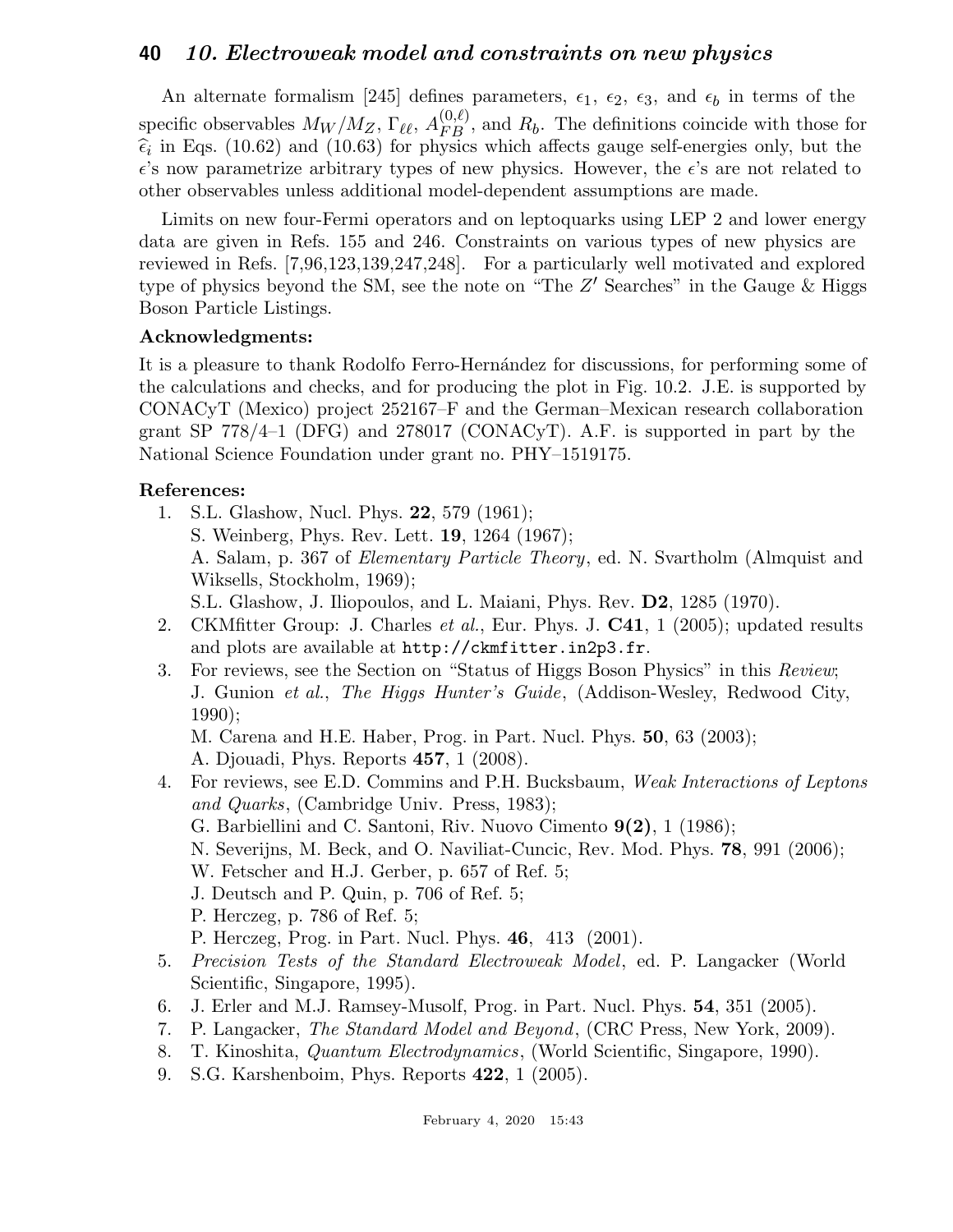An alternate formalism [245] defines parameters, $\epsilon_1$, $\epsilon_2$, $\epsilon_3$, and $\epsilon_b$ in terms of the specific observables $M_W/M_Z$, $\Gamma_{\ell\ell}$, $A_{FB}^{(0,\ell)}$, and $R_b$. The definitions coincide with those for $\widehat{\epsilon}_i$ in Eqs. (10.62) and (10.63) for physics which affects gauge self-energies only, but the $\epsilon$'s now parametrize arbitrary types of new physics. However, the $\epsilon$'s are not related to other observables unless additional model-dependent assumptions are made.

Limits on new four-Fermi operators and on leptoquarks using LEP 2 and lower energy data are given in Refs. 155 and 246. Constraints on various types of new physics are reviewed in Refs. [7,96,123,139,247,248]. For a particularly well motivated and explored type of physics beyond the SM, see the note on "The $Z'$ Searches" in the Gauge & Higgs Boson Particle Listings.

**Acknowledgments:**

It is a pleasure to thank Rodolfo Ferro-Hernández for discussions, for performing some of the calculations and checks, and for producing the plot in Fig. 10.2. J.E. is supported by CONACyT (Mexico) project 252167–F and the German–Mexican research collaboration grant SP 778/4–1 (DFG) and 278017 (CONACyT). A.F. is supported in part by the National Science Foundation under grant no. PHY–1519175.

**References:**

1. S.L. Glashow, Nucl. Phys. **22**, 579 (1961);
   S. Weinberg, Phys. Rev. Lett. **19**, 1264 (1967);
   A. Salam, p. 367 of *Elementary Particle Theory*, ed. N. Svartholm (Almquist and Wiksells, Stockholm, 1969);
   S.L. Glashow, J. Iliopoulos, and L. Maiani, Phys. Rev. **D2**, 1285 (1970).
2. CKMfitter Group: J. Charles *et al.*, Eur. Phys. J. **C41**, 1 (2005); updated results and plots are available at http://ckmfitter.in2p3.fr.
3. For reviews, see the Section on "Status of Higgs Boson Physics" in this *Review*;
   J. Gunion *et al.*, *The Higgs Hunter's Guide*, (Addison-Wesley, Redwood City, 1990);
   M. Carena and H.E. Haber, Prog. in Part. Nucl. Phys. **50**, 63 (2003);
   A. Djouadi, Phys. Reports **457**, 1 (2008).
4. For reviews, see E.D. Commins and P.H. Bucksbaum, *Weak Interactions of Leptons and Quarks*, (Cambridge Univ. Press, 1983);
   G. Barbiellini and C. Santoni, Riv. Nuovo Cimento **9(2)**, 1 (1986);
   N. Severijns, M. Beck, and O. Naviliat-Cuncic, Rev. Mod. Phys. **78**, 991 (2006);
   W. Fetscher and H.J. Gerber, p. 657 of Ref. 5;
   J. Deutsch and P. Quin, p. 706 of Ref. 5;
   P. Herczeg, p. 786 of Ref. 5;
   P. Herczeg, Prog. in Part. Nucl. Phys. **46**, 413 (2001).
5. *Precision Tests of the Standard Electroweak Model*, ed. P. Langacker (World Scientific, Singapore, 1995).
6. J. Erler and M.J. Ramsey-Musolf, Prog. in Part. Nucl. Phys. **54**, 351 (2005).
7. P. Langacker, *The Standard Model and Beyond*, (CRC Press, New York, 2009).
8. T. Kinoshita, *Quantum Electrodynamics*, (World Scientific, Singapore, 1990).
9. S.G. Karshenboim, Phys. Reports **422**, 1 (2005).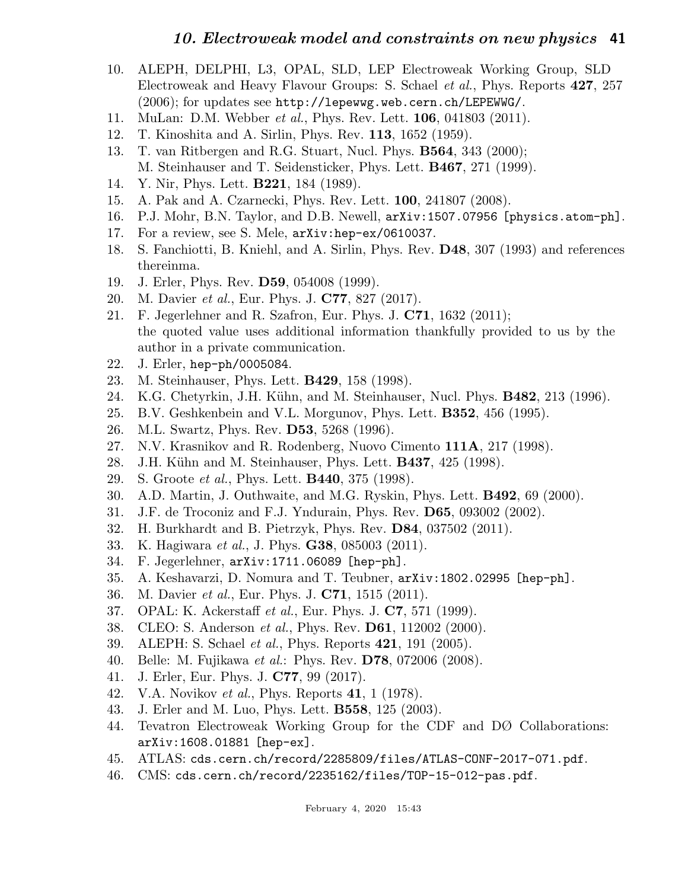10. ALEPH, DELPHI, L3, OPAL, SLD, LEP Electroweak Working Group, SLD Electroweak and Heavy Flavour Groups: S. Schael *et al.*, Phys. Reports **427**, 257 (2006); for updates see `http://lepewwg.web.cern.ch/LEPEWWG/`.
11. MuLan: D.M. Webber *et al.*, Phys. Rev. Lett. **106**, 041803 (2011).
12. T. Kinoshita and A. Sirlin, Phys. Rev. **113**, 1652 (1959).
13. T. van Ritbergen and R.G. Stuart, Nucl. Phys. **B564**, 343 (2000); M. Steinhauser and T. Seidensticker, Phys. Lett. **B467**, 271 (1999).
14. Y. Nir, Phys. Lett. **B221**, 184 (1989).
15. A. Pak and A. Czarnecki, Phys. Rev. Lett. **100**, 241807 (2008).
16. P.J. Mohr, B.N. Taylor, and D.B. Newell, `arXiv:1507.07956 [physics.atom-ph]`.
17. For a review, see S. Mele, `arXiv:hep-ex/0610037`.
18. S. Fanchiotti, B. Kniehl, and A. Sirlin, Phys. Rev. **D48**, 307 (1993) and references thereinma.
19. J. Erler, Phys. Rev. **D59**, 054008 (1999).
20. M. Davier *et al.*, Eur. Phys. J. **C77**, 827 (2017).
21. F. Jegerlehner and R. Szafron, Eur. Phys. J. **C71**, 1632 (2011); the quoted value uses additional information thankfully provided to us by the author in a private communication.
22. J. Erler, `hep-ph/0005084`.
23. M. Steinhauser, Phys. Lett. **B429**, 158 (1998).
24. K.G. Chetyrkin, J.H. Kühn, and M. Steinhauser, Nucl. Phys. **B482**, 213 (1996).
25. B.V. Geshkenbein and V.L. Morgunov, Phys. Lett. **B352**, 456 (1995).
26. M.L. Swartz, Phys. Rev. **D53**, 5268 (1996).
27. N.V. Krasnikov and R. Rodenberg, Nuovo Cimento **111A**, 217 (1998).
28. J.H. Kühn and M. Steinhauser, Phys. Lett. **B437**, 425 (1998).
29. S. Groote *et al.*, Phys. Lett. **B440**, 375 (1998).
30. A.D. Martin, J. Outhwaite, and M.G. Ryskin, Phys. Lett. **B492**, 69 (2000).
31. J.F. de Troconiz and F.J. Yndurain, Phys. Rev. **D65**, 093002 (2002).
32. H. Burkhardt and B. Pietrzyk, Phys. Rev. **D84**, 037502 (2011).
33. K. Hagiwara *et al.*, J. Phys. **G38**, 085003 (2011).
34. F. Jegerlehner, `arXiv:1711.06089 [hep-ph]`.
35. A. Keshavarzi, D. Nomura and T. Teubner, `arXiv:1802.02995 [hep-ph]`.
36. M. Davier *et al.*, Eur. Phys. J. **C71**, 1515 (2011).
37. OPAL: K. Ackerstaff *et al.*, Eur. Phys. J. **C7**, 571 (1999).
38. CLEO: S. Anderson *et al.*, Phys. Rev. **D61**, 112002 (2000).
39. ALEPH: S. Schael *et al.*, Phys. Reports **421**, 191 (2005).
40. Belle: M. Fujikawa *et al.*: Phys. Rev. **D78**, 072006 (2008).
41. J. Erler, Eur. Phys. J. **C77**, 99 (2017).
42. V.A. Novikov *et al.*, Phys. Reports **41**, 1 (1978).
43. J. Erler and M. Luo, Phys. Lett. **B558**, 125 (2003).
44. Tevatron Electroweak Working Group for the CDF and DØ Collaborations: `arXiv:1608.01881 [hep-ex]`.
45. ATLAS: `cds.cern.ch/record/2285809/files/ATLAS-CONF-2017-071.pdf`.
46. CMS: `cds.cern.ch/record/2235162/files/TOP-15-012-pas.pdf`.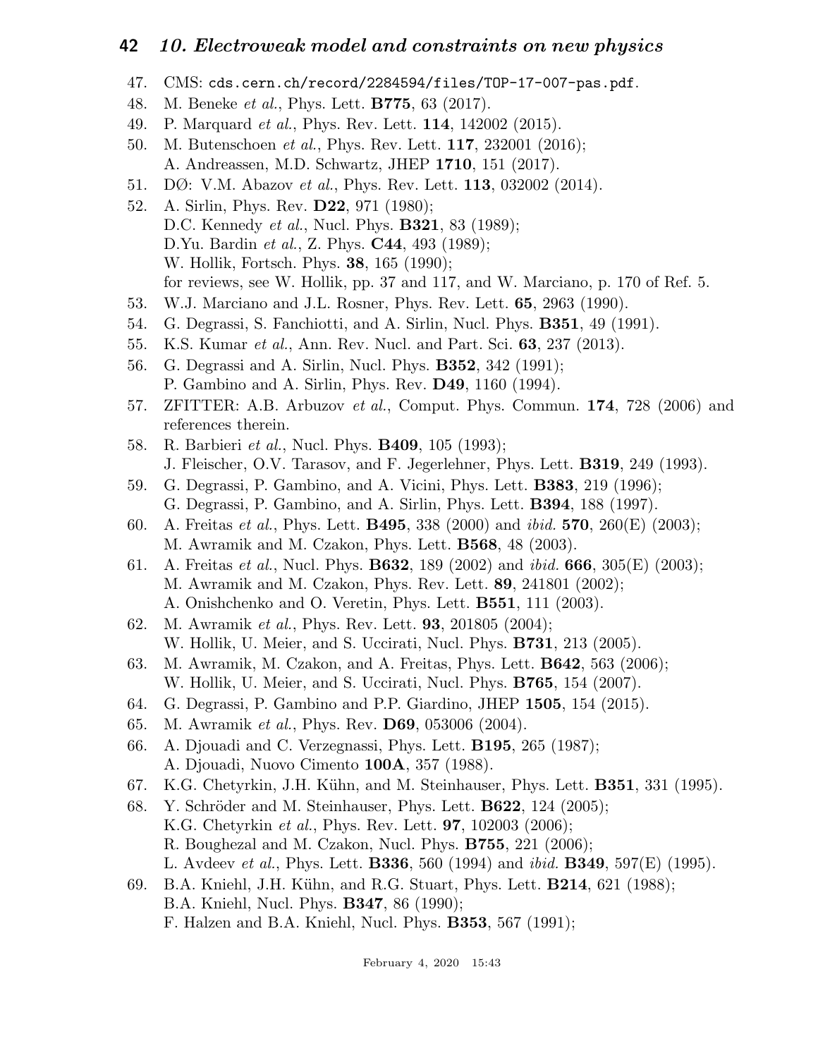47. CMS: cds.cern.ch/record/2284594/files/TOP-17-007-pas.pdf.
48. M. Beneke *et al.*, Phys. Lett. **B775**, 63 (2017).
49. P. Marquard *et al.*, Phys. Rev. Lett. **114**, 142002 (2015).
50. M. Butenschoen *et al.*, Phys. Rev. Lett. **117**, 232001 (2016);
    A. Andreassen, M.D. Schwartz, JHEP **1710**, 151 (2017).
51. DØ: V.M. Abazov *et al.*, Phys. Rev. Lett. **113**, 032002 (2014).
52. A. Sirlin, Phys. Rev. **D22**, 971 (1980);
    D.C. Kennedy *et al.*, Nucl. Phys. **B321**, 83 (1989);
    D.Yu. Bardin *et al.*, Z. Phys. **C44**, 493 (1989);
    W. Hollik, Fortsch. Phys. **38**, 165 (1990);
    for reviews, see W. Hollik, pp. 37 and 117, and W. Marciano, p. 170 of Ref. 5.
53. W.J. Marciano and J.L. Rosner, Phys. Rev. Lett. **65**, 2963 (1990).
54. G. Degrassi, S. Fanchiotti, and A. Sirlin, Nucl. Phys. **B351**, 49 (1991).
55. K.S. Kumar *et al.*, Ann. Rev. Nucl. and Part. Sci. **63**, 237 (2013).
56. G. Degrassi and A. Sirlin, Nucl. Phys. **B352**, 342 (1991);
    P. Gambino and A. Sirlin, Phys. Rev. **D49**, 1160 (1994).
57. ZFITTER: A.B. Arbuzov *et al.*, Comput. Phys. Commun. **174**, 728 (2006) and references therein.
58. R. Barbieri *et al.*, Nucl. Phys. **B409**, 105 (1993);
    J. Fleischer, O.V. Tarasov, and F. Jegerlehner, Phys. Lett. **B319**, 249 (1993).
59. G. Degrassi, P. Gambino, and A. Vicini, Phys. Lett. **B383**, 219 (1996);
    G. Degrassi, P. Gambino, and A. Sirlin, Phys. Lett. **B394**, 188 (1997).
60. A. Freitas *et al.*, Phys. Lett. **B495**, 338 (2000) and *ibid.* **570**, 260(E) (2003);
    M. Awramik and M. Czakon, Phys. Lett. **B568**, 48 (2003).
61. A. Freitas *et al.*, Nucl. Phys. **B632**, 189 (2002) and *ibid.* **666**, 305(E) (2003);
    M. Awramik and M. Czakon, Phys. Rev. Lett. **89**, 241801 (2002);
    A. Onishchenko and O. Veretin, Phys. Lett. **B551**, 111 (2003).
62. M. Awramik *et al.*, Phys. Rev. Lett. **93**, 201805 (2004);
    W. Hollik, U. Meier, and S. Uccirati, Nucl. Phys. **B731**, 213 (2005).
63. M. Awramik, M. Czakon, and A. Freitas, Phys. Lett. **B642**, 563 (2006);
    W. Hollik, U. Meier, and S. Uccirati, Nucl. Phys. **B765**, 154 (2007).
64. G. Degrassi, P. Gambino and P.P. Giardino, JHEP **1505**, 154 (2015).
65. M. Awramik *et al.*, Phys. Rev. **D69**, 053006 (2004).
66. A. Djouadi and C. Verzegnassi, Phys. Lett. **B195**, 265 (1987);
    A. Djouadi, Nuovo Cimento **100A**, 357 (1988).
67. K.G. Chetyrkin, J.H. Kühn, and M. Steinhauser, Phys. Lett. **B351**, 331 (1995).
68. Y. Schröder and M. Steinhauser, Phys. Lett. **B622**, 124 (2005);
    K.G. Chetyrkin *et al.*, Phys. Rev. Lett. **97**, 102003 (2006);
    R. Boughezal and M. Czakon, Nucl. Phys. **B755**, 221 (2006);
    L. Avdeev *et al.*, Phys. Lett. **B336**, 560 (1994) and *ibid.* **B349**, 597(E) (1995).
69. B.A. Kniehl, J.H. Kühn, and R.G. Stuart, Phys. Lett. **B214**, 621 (1988);
    B.A. Kniehl, Nucl. Phys. **B347**, 86 (1990);
    F. Halzen and B.A. Kniehl, Nucl. Phys. **B353**, 567 (1991);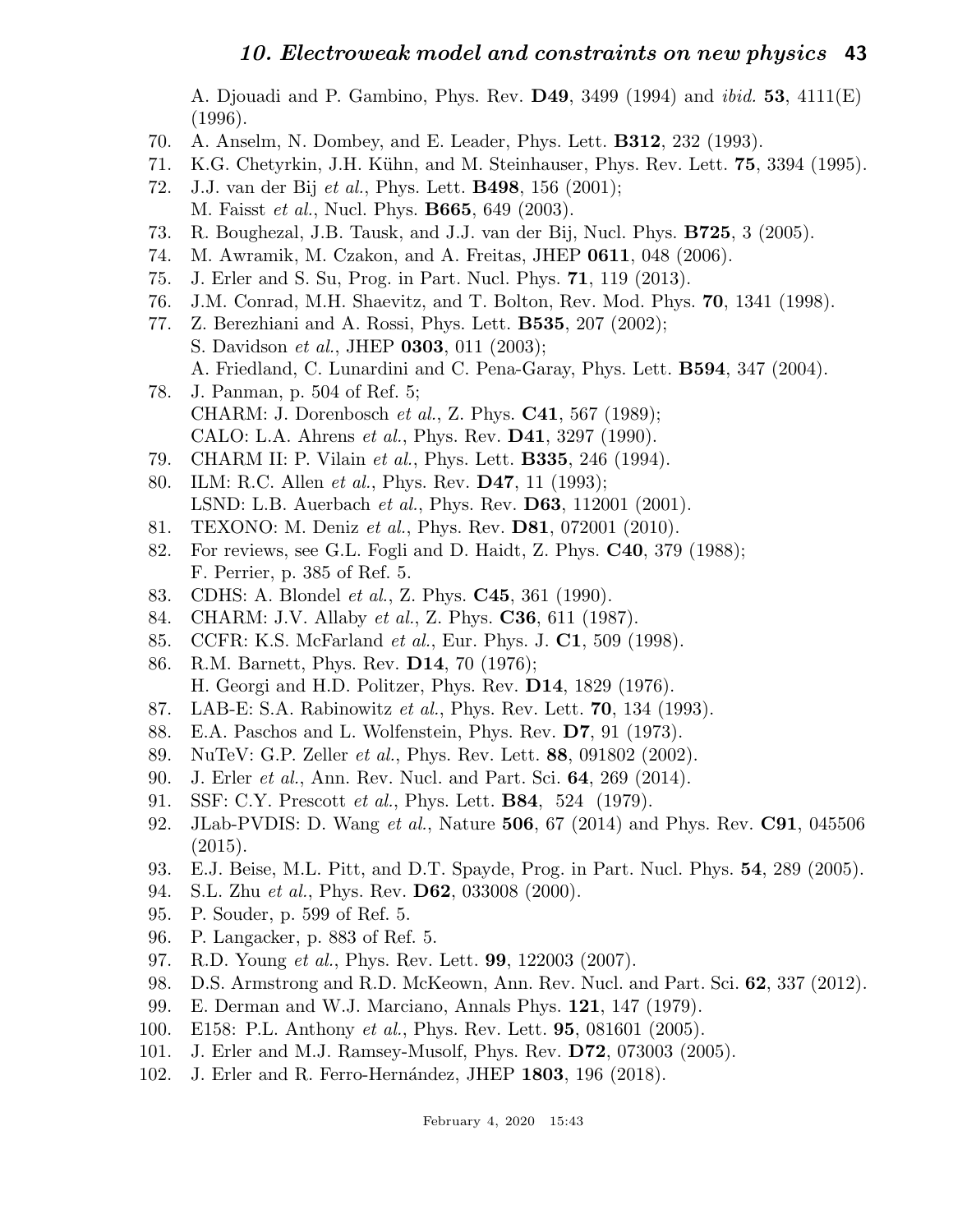A. Djouadi and P. Gambino, Phys. Rev. **D49**, 3499 (1994) and *ibid.* **53**, 4111(E) (1996).

70. A. Anselm, N. Dombey, and E. Leader, Phys. Lett. **B312**, 232 (1993).
71. K.G. Chetyrkin, J.H. Kühn, and M. Steinhauser, Phys. Rev. Lett. **75**, 3394 (1995).
72. J.J. van der Bij *et al.*, Phys. Lett. **B498**, 156 (2001);
    M. Faisst *et al.*, Nucl. Phys. **B665**, 649 (2003).
73. R. Boughezal, J.B. Tausk, and J.J. van der Bij, Nucl. Phys. **B725**, 3 (2005).
74. M. Awramik, M. Czakon, and A. Freitas, JHEP **0611**, 048 (2006).
75. J. Erler and S. Su, Prog. in Part. Nucl. Phys. **71**, 119 (2013).
76. J.M. Conrad, M.H. Shaevitz, and T. Bolton, Rev. Mod. Phys. **70**, 1341 (1998).
77. Z. Berezhiani and A. Rossi, Phys. Lett. **B535**, 207 (2002);
    S. Davidson *et al.*, JHEP **0303**, 011 (2003);
    A. Friedland, C. Lunardini and C. Pena-Garay, Phys. Lett. **B594**, 347 (2004).
78. J. Panman, p. 504 of Ref. 5;
    CHARM: J. Dorenbosch *et al.*, Z. Phys. **C41**, 567 (1989);
    CALO: L.A. Ahrens *et al.*, Phys. Rev. **D41**, 3297 (1990).
79. CHARM II: P. Vilain *et al.*, Phys. Lett. **B335**, 246 (1994).
80. ILM: R.C. Allen *et al.*, Phys. Rev. **D47**, 11 (1993);
    LSND: L.B. Auerbach *et al.*, Phys. Rev. **D63**, 112001 (2001).
81. TEXONO: M. Deniz *et al.*, Phys. Rev. **D81**, 072001 (2010).
82. For reviews, see G.L. Fogli and D. Haidt, Z. Phys. **C40**, 379 (1988);
    F. Perrier, p. 385 of Ref. 5.
83. CDHS: A. Blondel *et al.*, Z. Phys. **C45**, 361 (1990).
84. CHARM: J.V. Allaby *et al.*, Z. Phys. **C36**, 611 (1987).
85. CCFR: K.S. McFarland *et al.*, Eur. Phys. J. **C1**, 509 (1998).
86. R.M. Barnett, Phys. Rev. **D14**, 70 (1976);
    H. Georgi and H.D. Politzer, Phys. Rev. **D14**, 1829 (1976).
87. LAB-E: S.A. Rabinowitz *et al.*, Phys. Rev. Lett. **70**, 134 (1993).
88. E.A. Paschos and L. Wolfenstein, Phys. Rev. **D7**, 91 (1973).
89. NuTeV: G.P. Zeller *et al.*, Phys. Rev. Lett. **88**, 091802 (2002).
90. J. Erler *et al.*, Ann. Rev. Nucl. and Part. Sci. **64**, 269 (2014).
91. SSF: C.Y. Prescott *et al.*, Phys. Lett. **B84**, 524 (1979).
92. JLab-PVDIS: D. Wang *et al.*, Nature **506**, 67 (2014) and Phys. Rev. **C91**, 045506 (2015).
93. E.J. Beise, M.L. Pitt, and D.T. Spayde, Prog. in Part. Nucl. Phys. **54**, 289 (2005).
94. S.L. Zhu *et al.*, Phys. Rev. **D62**, 033008 (2000).
95. P. Souder, p. 599 of Ref. 5.
96. P. Langacker, p. 883 of Ref. 5.
97. R.D. Young *et al.*, Phys. Rev. Lett. **99**, 122003 (2007).
98. D.S. Armstrong and R.D. McKeown, Ann. Rev. Nucl. and Part. Sci. **62**, 337 (2012).
99. E. Derman and W.J. Marciano, Annals Phys. **121**, 147 (1979).
100. E158: P.L. Anthony *et al.*, Phys. Rev. Lett. **95**, 081601 (2005).
101. J. Erler and M.J. Ramsey-Musolf, Phys. Rev. **D72**, 073003 (2005).
102. J. Erler and R. Ferro-Hernández, JHEP **1803**, 196 (2018).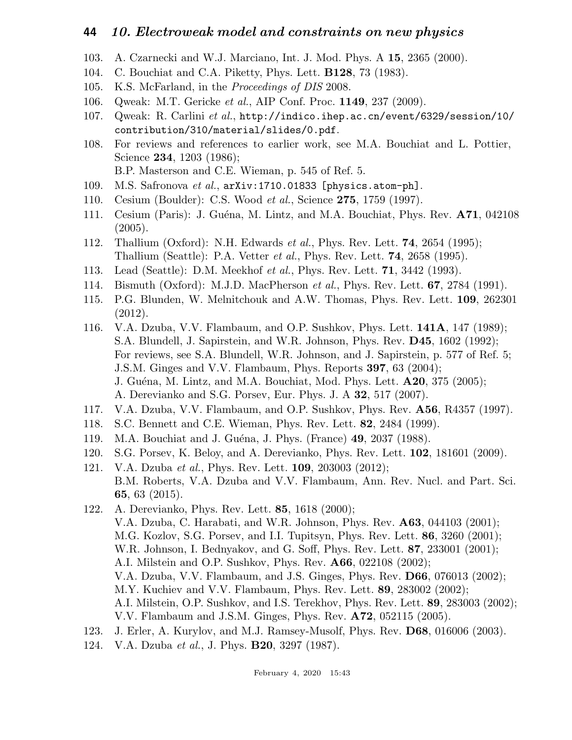103. A. Czarnecki and W.J. Marciano, Int. J. Mod. Phys. A **15**, 2365 (2000).
104. C. Bouchiat and C.A. Piketty, Phys. Lett. **B128**, 73 (1983).
105. K.S. McFarland, in the *Proceedings of DIS* 2008.
106. Qweak: M.T. Gericke *et al.*, AIP Conf. Proc. **1149**, 237 (2009).
107. Qweak: R. Carlini *et al.*, `http://indico.ihep.ac.cn/event/6329/session/10/contribution/310/material/slides/0.pdf`.
108. For reviews and references to earlier work, see M.A. Bouchiat and L. Pottier, Science **234**, 1203 (1986);
     B.P. Masterson and C.E. Wieman, p. 545 of Ref. 5.
109. M.S. Safronova *et al.*, `arXiv:1710.01833 [physics.atom-ph]`.
110. Cesium (Boulder): C.S. Wood *et al.*, Science **275**, 1759 (1997).
111. Cesium (Paris): J. Guéna, M. Lintz, and M.A. Bouchiat, Phys. Rev. **A71**, 042108 (2005).
112. Thallium (Oxford): N.H. Edwards *et al.*, Phys. Rev. Lett. **74**, 2654 (1995);
     Thallium (Seattle): P.A. Vetter *et al.*, Phys. Rev. Lett. **74**, 2658 (1995).
113. Lead (Seattle): D.M. Meekhof *et al.*, Phys. Rev. Lett. **71**, 3442 (1993).
114. Bismuth (Oxford): M.J.D. MacPherson *et al.*, Phys. Rev. Lett. **67**, 2784 (1991).
115. P.G. Blunden, W. Melnitchouk and A.W. Thomas, Phys. Rev. Lett. **109**, 262301 (2012).
116. V.A. Dzuba, V.V. Flambaum, and O.P. Sushkov, Phys. Lett. **141A**, 147 (1989);
     S.A. Blundell, J. Sapirstein, and W.R. Johnson, Phys. Rev. **D45**, 1602 (1992);
     For reviews, see S.A. Blundell, W.R. Johnson, and J. Sapirstein, p. 577 of Ref. 5;
     J.S.M. Ginges and V.V. Flambaum, Phys. Reports **397**, 63 (2004);
     J. Guéna, M. Lintz, and M.A. Bouchiat, Mod. Phys. Lett. **A20**, 375 (2005);
     A. Derevianko and S.G. Porsev, Eur. Phys. J. A **32**, 517 (2007).
117. V.A. Dzuba, V.V. Flambaum, and O.P. Sushkov, Phys. Rev. **A56**, R4357 (1997).
118. S.C. Bennett and C.E. Wieman, Phys. Rev. Lett. **82**, 2484 (1999).
119. M.A. Bouchiat and J. Guéna, J. Phys. (France) **49**, 2037 (1988).
120. S.G. Porsev, K. Beloy, and A. Derevianko, Phys. Rev. Lett. **102**, 181601 (2009).
121. V.A. Dzuba *et al.*, Phys. Rev. Lett. **109**, 203003 (2012);
     B.M. Roberts, V.A. Dzuba and V.V. Flambaum, Ann. Rev. Nucl. and Part. Sci. **65**, 63 (2015).
122. A. Derevianko, Phys. Rev. Lett. **85**, 1618 (2000);
     V.A. Dzuba, C. Harabati, and W.R. Johnson, Phys. Rev. **A63**, 044103 (2001);
     M.G. Kozlov, S.G. Porsev, and I.I. Tupitsyn, Phys. Rev. Lett. **86**, 3260 (2001);
     W.R. Johnson, I. Bednyakov, and G. Soff, Phys. Rev. Lett. **87**, 233001 (2001);
     A.I. Milstein and O.P. Sushkov, Phys. Rev. **A66**, 022108 (2002);
     V.A. Dzuba, V.V. Flambaum, and J.S. Ginges, Phys. Rev. **D66**, 076013 (2002);
     M.Y. Kuchiev and V.V. Flambaum, Phys. Rev. Lett. **89**, 283002 (2002);
     A.I. Milstein, O.P. Sushkov, and I.S. Terekhov, Phys. Rev. Lett. **89**, 283003 (2002);
     V.V. Flambaum and J.S.M. Ginges, Phys. Rev. **A72**, 052115 (2005).
123. J. Erler, A. Kurylov, and M.J. Ramsey-Musolf, Phys. Rev. **D68**, 016006 (2003).
124. V.A. Dzuba *et al.*, J. Phys. **B20**, 3297 (1987).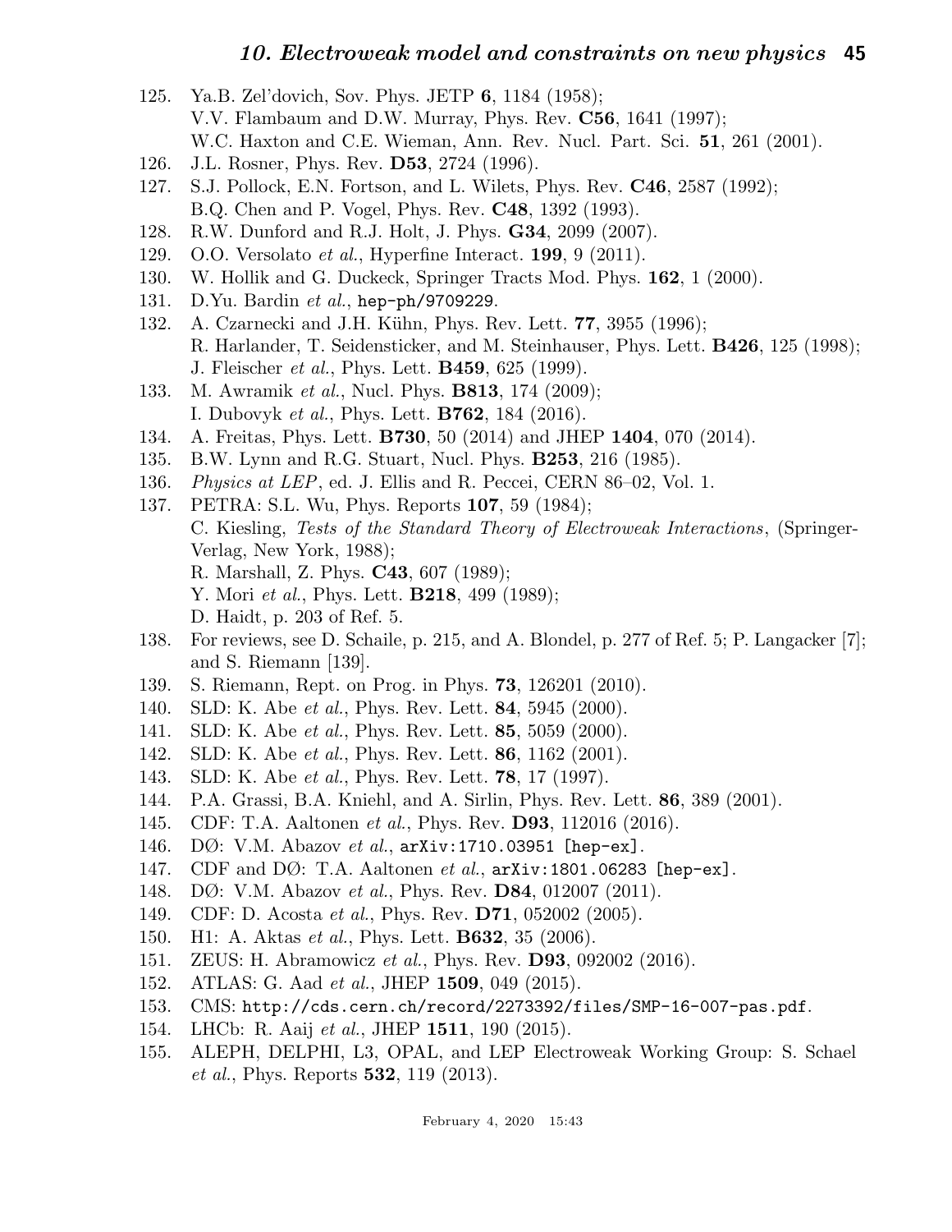125. Ya.B. Zel'dovich, Sov. Phys. JETP **6**, 1184 (1958);
V.V. Flambaum and D.W. Murray, Phys. Rev. **C56**, 1641 (1997);
W.C. Haxton and C.E. Wieman, Ann. Rev. Nucl. Part. Sci. **51**, 261 (2001).
126. J.L. Rosner, Phys. Rev. **D53**, 2724 (1996).
127. S.J. Pollock, E.N. Fortson, and L. Wilets, Phys. Rev. **C46**, 2587 (1992);
B.Q. Chen and P. Vogel, Phys. Rev. **C48**, 1392 (1993).
128. R.W. Dunford and R.J. Holt, J. Phys. **G34**, 2099 (2007).
129. O.O. Versolato *et al.*, Hyperfine Interact. **199**, 9 (2011).
130. W. Hollik and G. Duckeck, Springer Tracts Mod. Phys. **162**, 1 (2000).
131. D.Yu. Bardin *et al.*, `hep-ph/9709229`.
132. A. Czarnecki and J.H. Kühn, Phys. Rev. Lett. **77**, 3955 (1996);
R. Harlander, T. Seidensticker, and M. Steinhauser, Phys. Lett. **B426**, 125 (1998);
J. Fleischer *et al.*, Phys. Lett. **B459**, 625 (1999).
133. M. Awramik *et al.*, Nucl. Phys. **B813**, 174 (2009);
I. Dubovyk *et al.*, Phys. Lett. **B762**, 184 (2016).
134. A. Freitas, Phys. Lett. **B730**, 50 (2014) and JHEP **1404**, 070 (2014).
135. B.W. Lynn and R.G. Stuart, Nucl. Phys. **B253**, 216 (1985).
136. *Physics at LEP*, ed. J. Ellis and R. Peccei, CERN 86–02, Vol. 1.
137. PETRA: S.L. Wu, Phys. Reports **107**, 59 (1984);
C. Kiesling, *Tests of the Standard Theory of Electroweak Interactions*, (Springer-Verlag, New York, 1988);
R. Marshall, Z. Phys. **C43**, 607 (1989);
Y. Mori *et al.*, Phys. Lett. **B218**, 499 (1989);
D. Haidt, p. 203 of Ref. 5.
138. For reviews, see D. Schaile, p. 215, and A. Blondel, p. 277 of Ref. 5; P. Langacker [7]; and S. Riemann [139].
139. S. Riemann, Rept. on Prog. in Phys. **73**, 126201 (2010).
140. SLD: K. Abe *et al.*, Phys. Rev. Lett. **84**, 5945 (2000).
141. SLD: K. Abe *et al.*, Phys. Rev. Lett. **85**, 5059 (2000).
142. SLD: K. Abe *et al.*, Phys. Rev. Lett. **86**, 1162 (2001).
143. SLD: K. Abe *et al.*, Phys. Rev. Lett. **78**, 17 (1997).
144. P.A. Grassi, B.A. Kniehl, and A. Sirlin, Phys. Rev. Lett. **86**, 389 (2001).
145. CDF: T.A. Aaltonen *et al.*, Phys. Rev. **D93**, 112016 (2016).
146. DØ: V.M. Abazov *et al.*, `arXiv:1710.03951 [hep-ex]`.
147. CDF and DØ: T.A. Aaltonen *et al.*, `arXiv:1801.06283 [hep-ex]`.
148. DØ: V.M. Abazov *et al.*, Phys. Rev. **D84**, 012007 (2011).
149. CDF: D. Acosta *et al.*, Phys. Rev. **D71**, 052002 (2005).
150. H1: A. Aktas *et al.*, Phys. Lett. **B632**, 35 (2006).
151. ZEUS: H. Abramowicz *et al.*, Phys. Rev. **D93**, 092002 (2016).
152. ATLAS: G. Aad *et al.*, JHEP **1509**, 049 (2015).
153. CMS: `http://cds.cern.ch/record/2273392/files/SMP-16-007-pas.pdf`.
154. LHCb: R. Aaij *et al.*, JHEP **1511**, 190 (2015).
155. ALEPH, DELPHI, L3, OPAL, and LEP Electroweak Working Group: S. Schael *et al.*, Phys. Reports **532**, 119 (2013).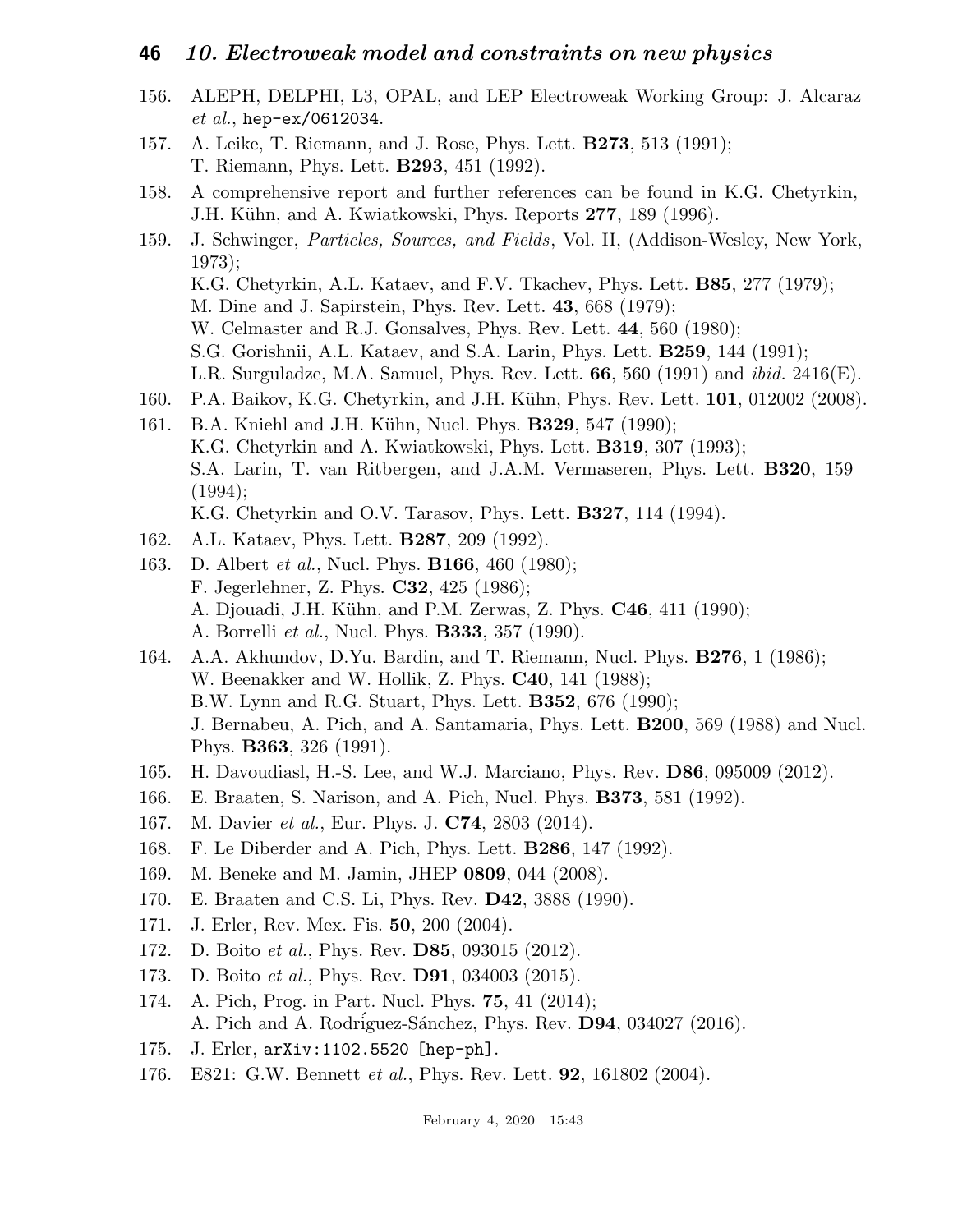156. ALEPH, DELPHI, L3, OPAL, and LEP Electroweak Working Group: J. Alcaraz *et al.*, hep-ex/0612034.
157. A. Leike, T. Riemann, and J. Rose, Phys. Lett. **B273**, 513 (1991);
     T. Riemann, Phys. Lett. **B293**, 451 (1992).
158. A comprehensive report and further references can be found in K.G. Chetyrkin, J.H. Kühn, and A. Kwiatkowski, Phys. Reports **277**, 189 (1996).
159. J. Schwinger, *Particles, Sources, and Fields*, Vol. II, (Addison-Wesley, New York, 1973);
     K.G. Chetyrkin, A.L. Kataev, and F.V. Tkachev, Phys. Lett. **B85**, 277 (1979);
     M. Dine and J. Sapirstein, Phys. Rev. Lett. **43**, 668 (1979);
     W. Celmaster and R.J. Gonsalves, Phys. Rev. Lett. **44**, 560 (1980);
     S.G. Gorishnii, A.L. Kataev, and S.A. Larin, Phys. Lett. **B259**, 144 (1991);
     L.R. Surguladze, M.A. Samuel, Phys. Rev. Lett. **66**, 560 (1991) and *ibid.* 2416(E).
160. P.A. Baikov, K.G. Chetyrkin, and J.H. Kühn, Phys. Rev. Lett. **101**, 012002 (2008).
161. B.A. Kniehl and J.H. Kühn, Nucl. Phys. **B329**, 547 (1990);
     K.G. Chetyrkin and A. Kwiatkowski, Phys. Lett. **B319**, 307 (1993);
     S.A. Larin, T. van Ritbergen, and J.A.M. Vermaseren, Phys. Lett. **B320**, 159 (1994);
     K.G. Chetyrkin and O.V. Tarasov, Phys. Lett. **B327**, 114 (1994).
162. A.L. Kataev, Phys. Lett. **B287**, 209 (1992).
163. D. Albert *et al.*, Nucl. Phys. **B166**, 460 (1980);
     F. Jegerlehner, Z. Phys. **C32**, 425 (1986);
     A. Djouadi, J.H. Kühn, and P.M. Zerwas, Z. Phys. **C46**, 411 (1990);
     A. Borrelli *et al.*, Nucl. Phys. **B333**, 357 (1990).
164. A.A. Akhundov, D.Yu. Bardin, and T. Riemann, Nucl. Phys. **B276**, 1 (1986);
     W. Beenakker and W. Hollik, Z. Phys. **C40**, 141 (1988);
     B.W. Lynn and R.G. Stuart, Phys. Lett. **B352**, 676 (1990);
     J. Bernabeu, A. Pich, and A. Santamaria, Phys. Lett. **B200**, 569 (1988) and Nucl. Phys. **B363**, 326 (1991).
165. H. Davoudiasl, H.-S. Lee, and W.J. Marciano, Phys. Rev. **D86**, 095009 (2012).
166. E. Braaten, S. Narison, and A. Pich, Nucl. Phys. **B373**, 581 (1992).
167. M. Davier *et al.*, Eur. Phys. J. **C74**, 2803 (2014).
168. F. Le Diberder and A. Pich, Phys. Lett. **B286**, 147 (1992).
169. M. Beneke and M. Jamin, JHEP **0809**, 044 (2008).
170. E. Braaten and C.S. Li, Phys. Rev. **D42**, 3888 (1990).
171. J. Erler, Rev. Mex. Fis. **50**, 200 (2004).
172. D. Boito *et al.*, Phys. Rev. **D85**, 093015 (2012).
173. D. Boito *et al.*, Phys. Rev. **D91**, 034003 (2015).
174. A. Pich, Prog. in Part. Nucl. Phys. **75**, 41 (2014);
     A. Pich and A. Rodríguez-Sánchez, Phys. Rev. **D94**, 034027 (2016).
175. J. Erler, arXiv:1102.5520 [hep-ph].
176. E821: G.W. Bennett *et al.*, Phys. Rev. Lett. **92**, 161802 (2004).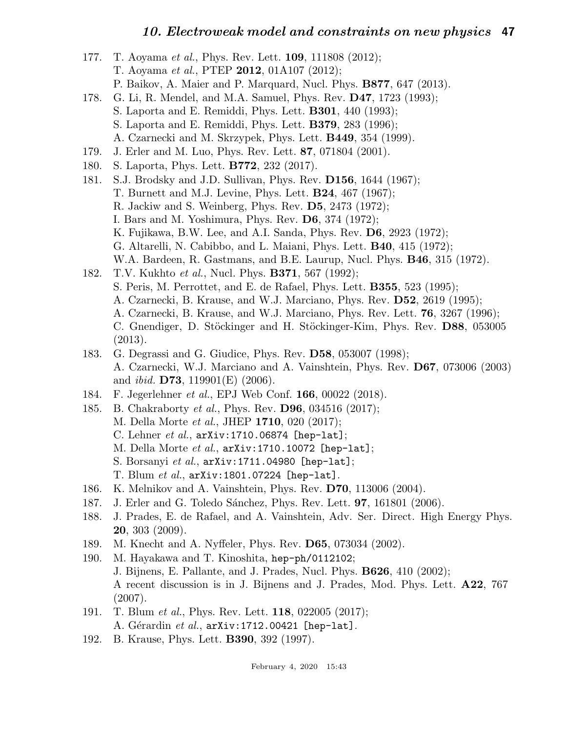177. T. Aoyama *et al.*, Phys. Rev. Lett. **109**, 111808 (2012);
T. Aoyama *et al.*, PTEP **2012**, 01A107 (2012);
P. Baikov, A. Maier and P. Marquard, Nucl. Phys. **B877**, 647 (2013).
178. G. Li, R. Mendel, and M.A. Samuel, Phys. Rev. **D47**, 1723 (1993);
S. Laporta and E. Remiddi, Phys. Lett. **B301**, 440 (1993);
S. Laporta and E. Remiddi, Phys. Lett. **B379**, 283 (1996);
A. Czarnecki and M. Skrzypek, Phys. Lett. **B449**, 354 (1999).
179. J. Erler and M. Luo, Phys. Rev. Lett. **87**, 071804 (2001).
180. S. Laporta, Phys. Lett. **B772**, 232 (2017).
181. S.J. Brodsky and J.D. Sullivan, Phys. Rev. **D156**, 1644 (1967);
T. Burnett and M.J. Levine, Phys. Lett. **B24**, 467 (1967);
R. Jackiw and S. Weinberg, Phys. Rev. **D5**, 2473 (1972);
I. Bars and M. Yoshimura, Phys. Rev. **D6**, 374 (1972);
K. Fujikawa, B.W. Lee, and A.I. Sanda, Phys. Rev. **D6**, 2923 (1972);
G. Altarelli, N. Cabibbo, and L. Maiani, Phys. Lett. **B40**, 415 (1972);
W.A. Bardeen, R. Gastmans, and B.E. Laurup, Nucl. Phys. **B46**, 315 (1972).
182. T.V. Kukhto *et al.*, Nucl. Phys. **B371**, 567 (1992);
S. Peris, M. Perrottet, and E. de Rafael, Phys. Lett. **B355**, 523 (1995);
A. Czarnecki, B. Krause, and W.J. Marciano, Phys. Rev. **D52**, 2619 (1995);
A. Czarnecki, B. Krause, and W.J. Marciano, Phys. Rev. Lett. **76**, 3267 (1996);
C. Gnendiger, D. Stöckinger and H. Stöckinger-Kim, Phys. Rev. **D88**, 053005 (2013).
183. G. Degrassi and G. Giudice, Phys. Rev. **D58**, 053007 (1998);
A. Czarnecki, W.J. Marciano and A. Vainshtein, Phys. Rev. **D67**, 073006 (2003) and *ibid.* **D73**, 119901(E) (2006).
184. F. Jegerlehner *et al.*, EPJ Web Conf. **166**, 00022 (2018).
185. B. Chakraborty *et al.*, Phys. Rev. **D96**, 034516 (2017);
M. Della Morte *et al.*, JHEP **1710**, 020 (2017);
C. Lehner *et al.*, `arXiv:1710.06874 [hep-lat]`;
M. Della Morte *et al.*, `arXiv:1710.10072 [hep-lat]`;
S. Borsanyi *et al.*, `arXiv:1711.04980 [hep-lat]`;
T. Blum *et al.*, `arXiv:1801.07224 [hep-lat]`.
186. K. Melnikov and A. Vainshtein, Phys. Rev. **D70**, 113006 (2004).
187. J. Erler and G. Toledo Sánchez, Phys. Rev. Lett. **97**, 161801 (2006).
188. J. Prades, E. de Rafael, and A. Vainshtein, Adv. Ser. Direct. High Energy Phys. **20**, 303 (2009).
189. M. Knecht and A. Nyffeler, Phys. Rev. **D65**, 073034 (2002).
190. M. Hayakawa and T. Kinoshita, `hep-ph/0112102`;
J. Bijnens, E. Pallante, and J. Prades, Nucl. Phys. **B626**, 410 (2002);
A recent discussion is in J. Bijnens and J. Prades, Mod. Phys. Lett. **A22**, 767 (2007).
191. T. Blum *et al.*, Phys. Rev. Lett. **118**, 022005 (2017);
A. Gérardin *et al.*, `arXiv:1712.00421 [hep-lat]`.
192. B. Krause, Phys. Lett. **B390**, 392 (1997).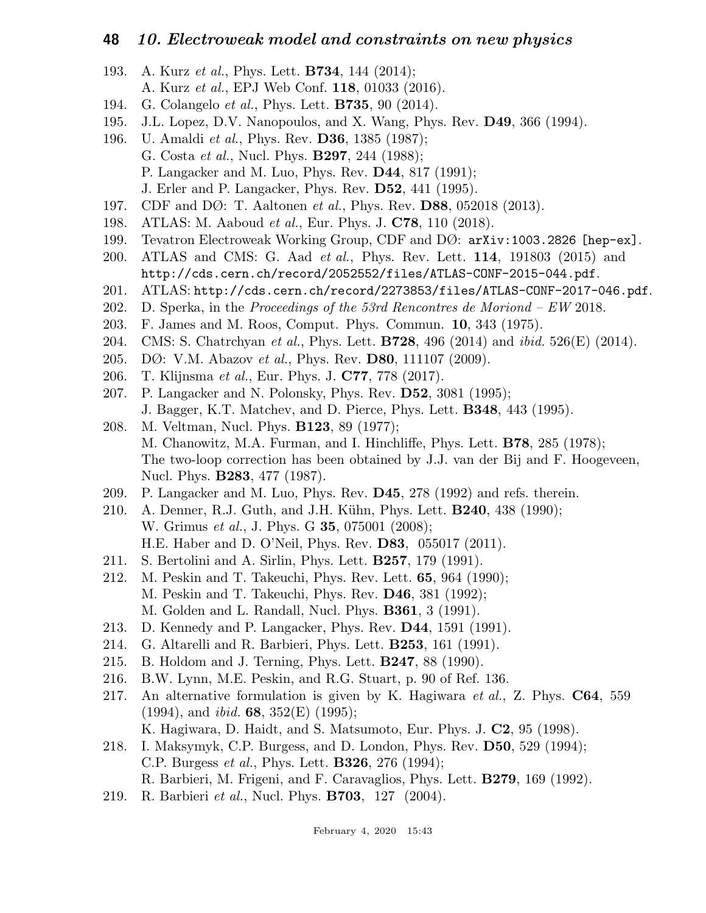193. A. Kurz *et al.*, Phys. Lett. **B734**, 144 (2014);
A. Kurz *et al.*, EPJ Web Conf. **118**, 01033 (2016).
194. G. Colangelo *et al.*, Phys. Lett. **B735**, 90 (2014).
195. J.L. Lopez, D.V. Nanopoulos, and X. Wang, Phys. Rev. **D49**, 366 (1994).
196. U. Amaldi *et al.*, Phys. Rev. **D36**, 1385 (1987);
G. Costa *et al.*, Nucl. Phys. **B297**, 244 (1988);
P. Langacker and M. Luo, Phys. Rev. **D44**, 817 (1991);
J. Erler and P. Langacker, Phys. Rev. **D52**, 441 (1995).
197. CDF and DØ: T. Aaltonen *et al.*, Phys. Rev. **D88**, 052018 (2013).
198. ATLAS: M. Aaboud *et al.*, Eur. Phys. J. **C78**, 110 (2018).
199. Tevatron Electroweak Working Group, CDF and DØ: `arXiv:1003.2826 [hep-ex]`.
200. ATLAS and CMS: G. Aad *et al.*, Phys. Rev. Lett. **114**, 191803 (2015) and `http://cds.cern.ch/record/2052552/files/ATLAS-CONF-2015-044.pdf`.
201. ATLAS: `http://cds.cern.ch/record/2273853/files/ATLAS-CONF-2017-046.pdf`.
202. D. Sperka, in the *Proceedings of the 53rd Rencontres de Moriond – EW* 2018.
203. F. James and M. Roos, Comput. Phys. Commun. **10**, 343 (1975).
204. CMS: S. Chatrchyan *et al.*, Phys. Lett. **B728**, 496 (2014) and *ibid.* 526(E) (2014).
205. DØ: V.M. Abazov *et al.*, Phys. Rev. **D80**, 111107 (2009).
206. T. Klijnsma *et al.*, Eur. Phys. J. **C77**, 778 (2017).
207. P. Langacker and N. Polonsky, Phys. Rev. **D52**, 3081 (1995);
J. Bagger, K.T. Matchev, and D. Pierce, Phys. Lett. **B348**, 443 (1995).
208. M. Veltman, Nucl. Phys. **B123**, 89 (1977);
M. Chanowitz, M.A. Furman, and I. Hinchliffe, Phys. Lett. **B78**, 285 (1978);
The two-loop correction has been obtained by J.J. van der Bij and F. Hoogeveen, Nucl. Phys. **B283**, 477 (1987).
209. P. Langacker and M. Luo, Phys. Rev. **D45**, 278 (1992) and refs. therein.
210. A. Denner, R.J. Guth, and J.H. Kühn, Phys. Lett. **B240**, 438 (1990);
W. Grimus *et al.*, J. Phys. G **35**, 075001 (2008);
H.E. Haber and D. O'Neil, Phys. Rev. **D83**, 055017 (2011).
211. S. Bertolini and A. Sirlin, Phys. Lett. **B257**, 179 (1991).
212. M. Peskin and T. Takeuchi, Phys. Rev. Lett. **65**, 964 (1990);
M. Peskin and T. Takeuchi, Phys. Rev. **D46**, 381 (1992);
M. Golden and L. Randall, Nucl. Phys. **B361**, 3 (1991).
213. D. Kennedy and P. Langacker, Phys. Rev. **D44**, 1591 (1991).
214. G. Altarelli and R. Barbieri, Phys. Lett. **B253**, 161 (1991).
215. B. Holdom and J. Terning, Phys. Lett. **B247**, 88 (1990).
216. B.W. Lynn, M.E. Peskin, and R.G. Stuart, p. 90 of Ref. 136.
217. An alternative formulation is given by K. Hagiwara *et al.*, Z. Phys. **C64**, 559 (1994), and *ibid.* **68**, 352(E) (1995);
K. Hagiwara, D. Haidt, and S. Matsumoto, Eur. Phys. J. **C2**, 95 (1998).
218. I. Maksymyk, C.P. Burgess, and D. London, Phys. Rev. **D50**, 529 (1994);
C.P. Burgess *et al.*, Phys. Lett. **B326**, 276 (1994);
R. Barbieri, M. Frigeni, and F. Caravaglios, Phys. Lett. **B279**, 169 (1992).
219. R. Barbieri *et al.*, Nucl. Phys. **B703**, 127 (2004).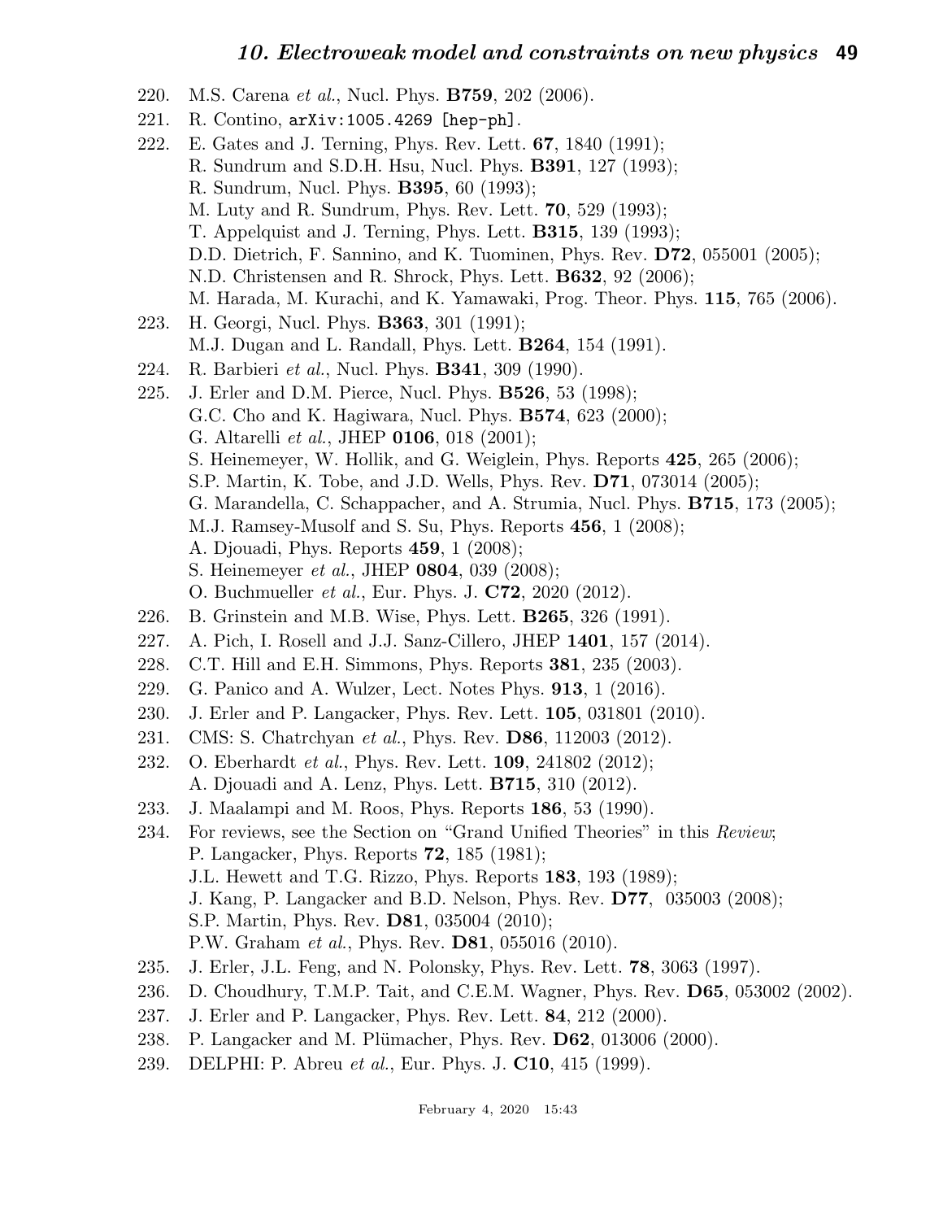220. M.S. Carena *et al.*, Nucl. Phys. **B759**, 202 (2006).
221. R. Contino, arXiv:1005.4269 [hep-ph].
222. E. Gates and J. Terning, Phys. Rev. Lett. **67**, 1840 (1991);
   R. Sundrum and S.D.H. Hsu, Nucl. Phys. **B391**, 127 (1993);
   R. Sundrum, Nucl. Phys. **B395**, 60 (1993);
   M. Luty and R. Sundrum, Phys. Rev. Lett. **70**, 529 (1993);
   T. Appelquist and J. Terning, Phys. Lett. **B315**, 139 (1993);
   D.D. Dietrich, F. Sannino, and K. Tuominen, Phys. Rev. **D72**, 055001 (2005);
   N.D. Christensen and R. Shrock, Phys. Lett. **B632**, 92 (2006);
   M. Harada, M. Kurachi, and K. Yamawaki, Prog. Theor. Phys. **115**, 765 (2006).
223. H. Georgi, Nucl. Phys. **B363**, 301 (1991);
   M.J. Dugan and L. Randall, Phys. Lett. **B264**, 154 (1991).
224. R. Barbieri *et al.*, Nucl. Phys. **B341**, 309 (1990).
225. J. Erler and D.M. Pierce, Nucl. Phys. **B526**, 53 (1998);
   G.C. Cho and K. Hagiwara, Nucl. Phys. **B574**, 623 (2000);
   G. Altarelli *et al.*, JHEP **0106**, 018 (2001);
   S. Heinemeyer, W. Hollik, and G. Weiglein, Phys. Reports **425**, 265 (2006);
   S.P. Martin, K. Tobe, and J.D. Wells, Phys. Rev. **D71**, 073014 (2005);
   G. Marandella, C. Schappacher, and A. Strumia, Nucl. Phys. **B715**, 173 (2005);
   M.J. Ramsey-Musolf and S. Su, Phys. Reports **456**, 1 (2008);
   A. Djouadi, Phys. Reports **459**, 1 (2008);
   S. Heinemeyer *et al.*, JHEP **0804**, 039 (2008);
   O. Buchmueller *et al.*, Eur. Phys. J. **C72**, 2020 (2012).
226. B. Grinstein and M.B. Wise, Phys. Lett. **B265**, 326 (1991).
227. A. Pich, I. Rosell and J.J. Sanz-Cillero, JHEP **1401**, 157 (2014).
228. C.T. Hill and E.H. Simmons, Phys. Reports **381**, 235 (2003).
229. G. Panico and A. Wulzer, Lect. Notes Phys. **913**, 1 (2016).
230. J. Erler and P. Langacker, Phys. Rev. Lett. **105**, 031801 (2010).
231. CMS: S. Chatrchyan *et al.*, Phys. Rev. **D86**, 112003 (2012).
232. O. Eberhardt *et al.*, Phys. Rev. Lett. **109**, 241802 (2012);
   A. Djouadi and A. Lenz, Phys. Lett. **B715**, 310 (2012).
233. J. Maalampi and M. Roos, Phys. Reports **186**, 53 (1990).
234. For reviews, see the Section on "Grand Unified Theories" in this *Review*;
   P. Langacker, Phys. Reports **72**, 185 (1981);
   J.L. Hewett and T.G. Rizzo, Phys. Reports **183**, 193 (1989);
   J. Kang, P. Langacker and B.D. Nelson, Phys. Rev. **D77**, 035003 (2008);
   S.P. Martin, Phys. Rev. **D81**, 035004 (2010);
   P.W. Graham *et al.*, Phys. Rev. **D81**, 055016 (2010).
235. J. Erler, J.L. Feng, and N. Polonsky, Phys. Rev. Lett. **78**, 3063 (1997).
236. D. Choudhury, T.M.P. Tait, and C.E.M. Wagner, Phys. Rev. **D65**, 053002 (2002).
237. J. Erler and P. Langacker, Phys. Rev. Lett. **84**, 212 (2000).
238. P. Langacker and M. Plümacher, Phys. Rev. **D62**, 013006 (2000).
239. DELPHI: P. Abreu *et al.*, Eur. Phys. J. **C10**, 415 (1999).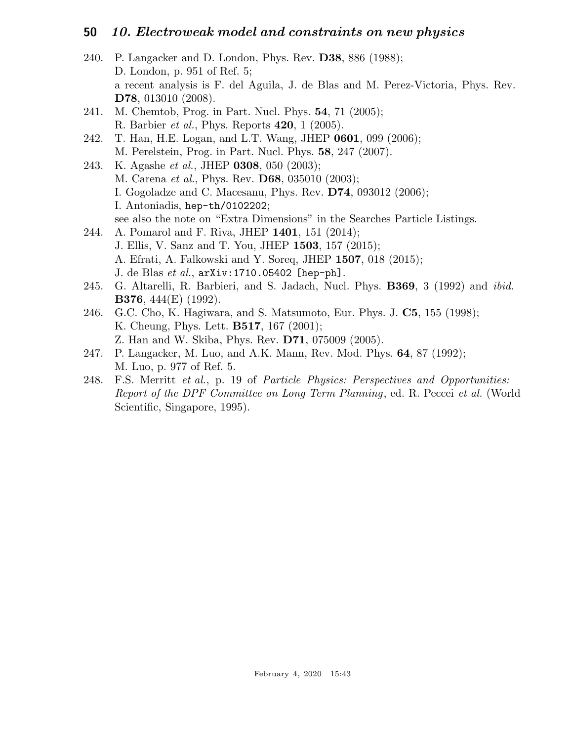240. P. Langacker and D. London, Phys. Rev. **D38**, 886 (1988);
D. London, p. 951 of Ref. 5;
a recent analysis is F. del Aguila, J. de Blas and M. Perez-Victoria, Phys. Rev. **D78**, 013010 (2008).
241. M. Chemtob, Prog. in Part. Nucl. Phys. **54**, 71 (2005);
R. Barbier *et al.*, Phys. Reports **420**, 1 (2005).
242. T. Han, H.E. Logan, and L.T. Wang, JHEP **0601**, 099 (2006);
M. Perelstein, Prog. in Part. Nucl. Phys. **58**, 247 (2007).
243. K. Agashe *et al.*, JHEP **0308**, 050 (2003);
M. Carena *et al.*, Phys. Rev. **D68**, 035010 (2003);
I. Gogoladze and C. Macesanu, Phys. Rev. **D74**, 093012 (2006);
I. Antoniadis, `hep-th/0102202`;
see also the note on "Extra Dimensions" in the Searches Particle Listings.
244. A. Pomarol and F. Riva, JHEP **1401**, 151 (2014);
J. Ellis, V. Sanz and T. You, JHEP **1503**, 157 (2015);
A. Efrati, A. Falkowski and Y. Soreq, JHEP **1507**, 018 (2015);
J. de Blas *et al.*, `arXiv:1710.05402 [hep-ph]`.
245. G. Altarelli, R. Barbieri, and S. Jadach, Nucl. Phys. **B369**, 3 (1992) and *ibid.* **B376**, 444(E) (1992).
246. G.C. Cho, K. Hagiwara, and S. Matsumoto, Eur. Phys. J. **C5**, 155 (1998);
K. Cheung, Phys. Lett. **B517**, 167 (2001);
Z. Han and W. Skiba, Phys. Rev. **D71**, 075009 (2005).
247. P. Langacker, M. Luo, and A.K. Mann, Rev. Mod. Phys. **64**, 87 (1992);
M. Luo, p. 977 of Ref. 5.
248. F.S. Merritt *et al.*, p. 19 of *Particle Physics: Perspectives and Opportunities: Report of the DPF Committee on Long Term Planning*, ed. R. Peccei *et al.* (World Scientific, Singapore, 1995).